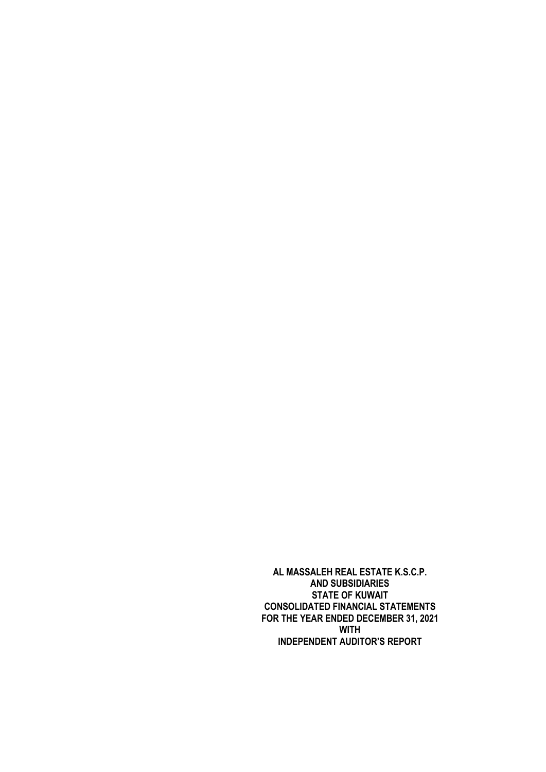**AL MASSALEH REAL ESTATE K.S.C.P.**
**AND SUBSIDIARIES**
**STATE OF KUWAIT**
**CONSOLIDATED FINANCIAL STATEMENTS**
**FOR THE YEAR ENDED DECEMBER 31, 2021**
**WITH**
**INDEPENDENT AUDITOR'S REPORT**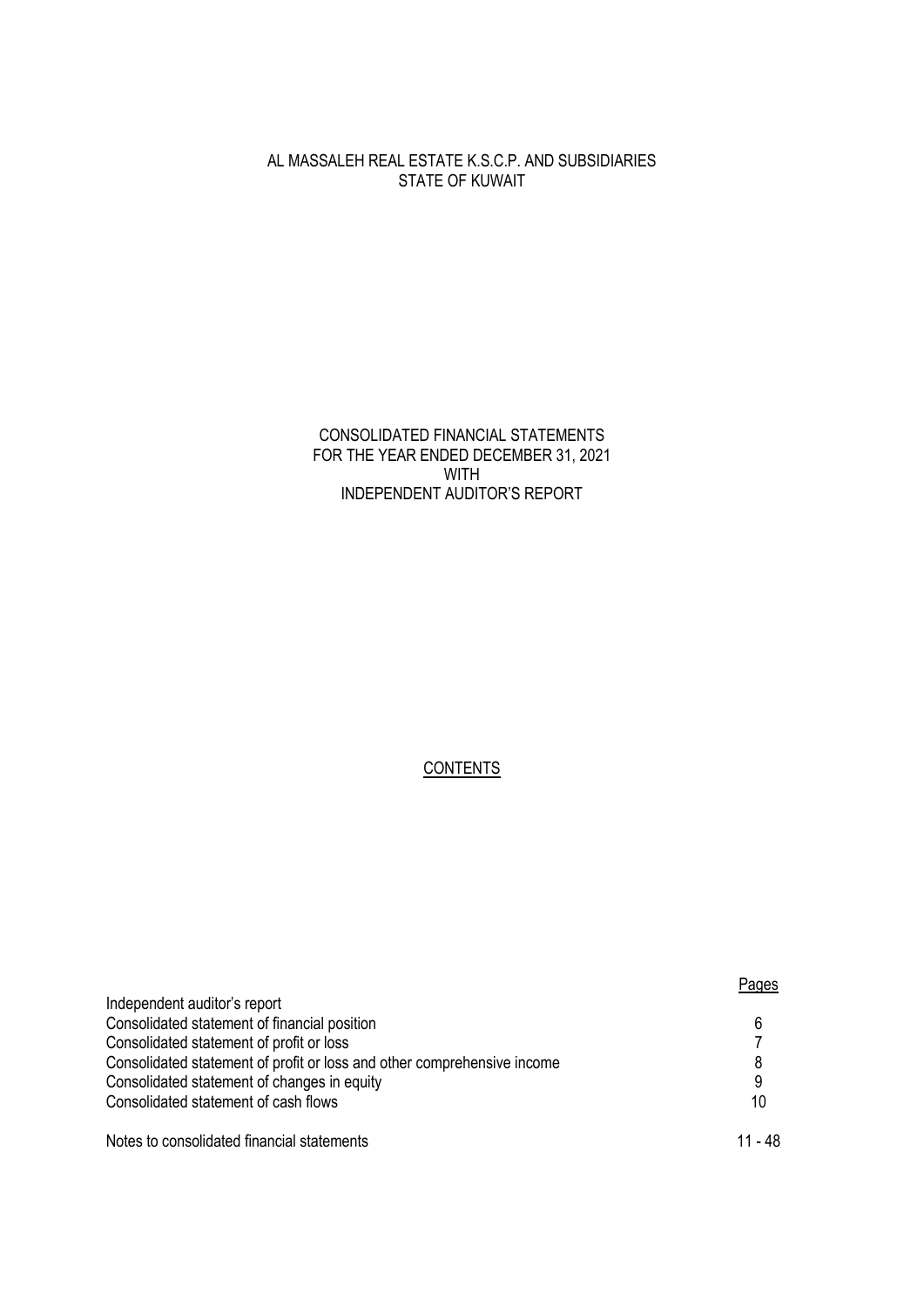AL MASSALEH REAL ESTATE K.S.C.P. AND SUBSIDIARIES
STATE OF KUWAIT

CONSOLIDATED FINANCIAL STATEMENTS
FOR THE YEAR ENDED DECEMBER 31, 2021
WITH
INDEPENDENT AUDITOR'S REPORT

## CONTENTS

| | Pages |
|---|---|
| Independent auditor's report | |
| Consolidated statement of financial position | 6 |
| Consolidated statement of profit or loss | 7 |
| Consolidated statement of profit or loss and other comprehensive income | 8 |
| Consolidated statement of changes in equity | 9 |
| Consolidated statement of cash flows | 10 |
| Notes to consolidated financial statements | 11 - 48 |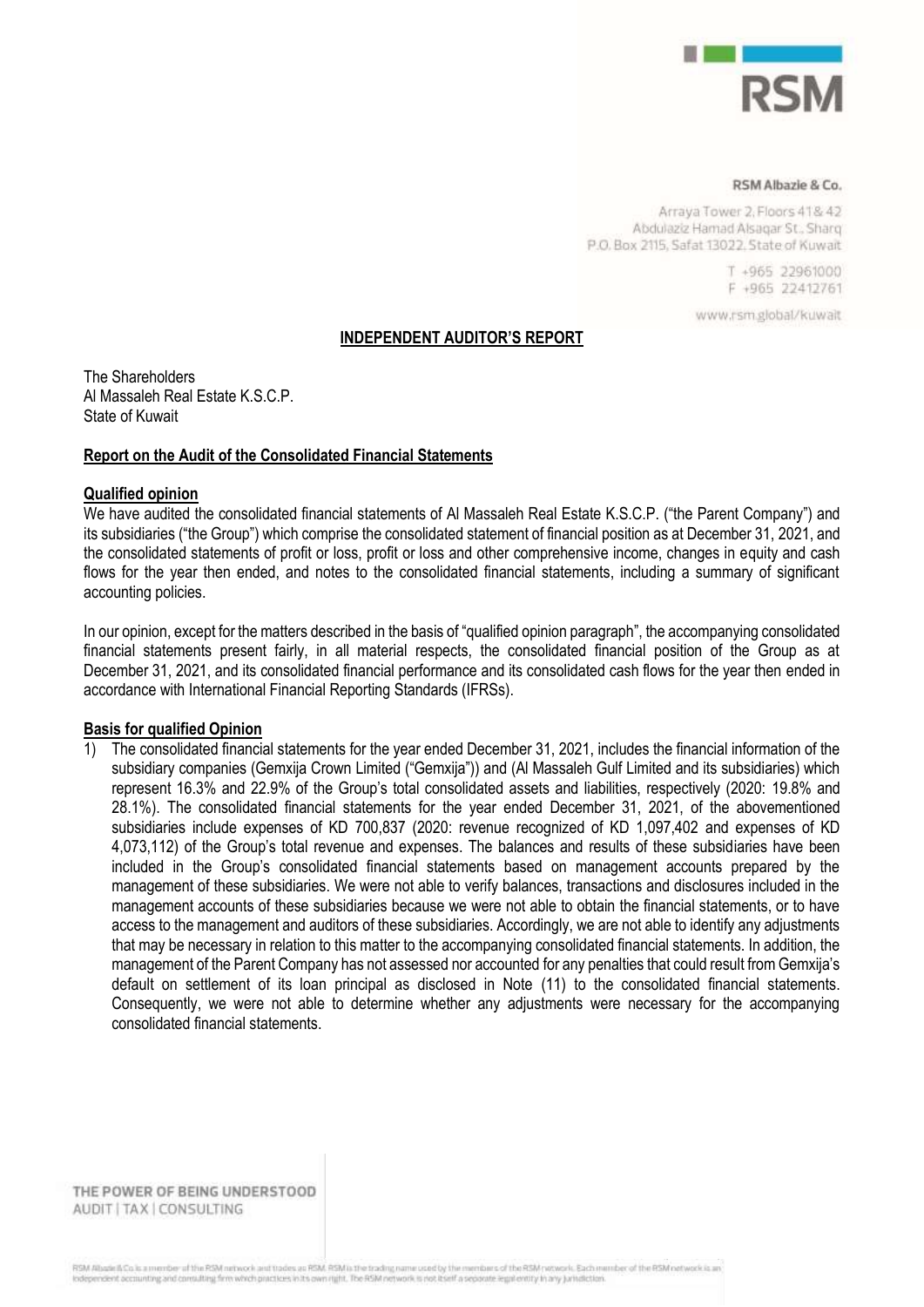RSM Albazie & Co.

Arraya Tower 2, Floors 41 & 42
Abdulaziz Hamad Alsaqar St., Sharq
P.O. Box 2115, Safat 13022, State of Kuwait

T +965 22961000
F +965 22412761

www.rsm.global/kuwait

# INDEPENDENT AUDITOR'S REPORT

The Shareholders
Al Massaleh Real Estate K.S.C.P.
State of Kuwait

## Report on the Audit of the Consolidated Financial Statements

### Qualified opinion

We have audited the consolidated financial statements of Al Massaleh Real Estate K.S.C.P. ("the Parent Company") and its subsidiaries ("the Group") which comprise the consolidated statement of financial position as at December 31, 2021, and the consolidated statements of profit or loss, profit or loss and other comprehensive income, changes in equity and cash flows for the year then ended, and notes to the consolidated financial statements, including a summary of significant accounting policies.

In our opinion, except for the matters described in the basis of "qualified opinion paragraph", the accompanying consolidated financial statements present fairly, in all material respects, the consolidated financial position of the Group as at December 31, 2021, and its consolidated financial performance and its consolidated cash flows for the year then ended in accordance with International Financial Reporting Standards (IFRSs).

### Basis for qualified Opinion

1) The consolidated financial statements for the year ended December 31, 2021, includes the financial information of the subsidiary companies (Gemxija Crown Limited ("Gemxija")) and (Al Massaleh Gulf Limited and its subsidiaries) which represent 16.3% and 22.9% of the Group's total consolidated assets and liabilities, respectively (2020: 19.8% and 28.1%). The consolidated financial statements for the year ended December 31, 2021, of the abovementioned subsidiaries include expenses of KD 700,837 (2020: revenue recognized of KD 1,097,402 and expenses of KD 4,073,112) of the Group's total revenue and expenses. The balances and results of these subsidiaries have been included in the Group's consolidated financial statements based on management accounts prepared by the management of these subsidiaries. We were not able to verify balances, transactions and disclosures included in the management accounts of these subsidiaries because we were not able to obtain the financial statements, or to have access to the management and auditors of these subsidiaries. Accordingly, we are not able to identify any adjustments that may be necessary in relation to this matter to the accompanying consolidated financial statements. In addition, the management of the Parent Company has not assessed nor accounted for any penalties that could result from Gemxija's default on settlement of its loan principal as disclosed in Note (11) to the consolidated financial statements. Consequently, we were not able to determine whether any adjustments were necessary for the accompanying consolidated financial statements.

THE POWER OF BEING UNDERSTOOD
AUDIT | TAX | CONSULTING

RSM Albazie & Co. is a member of the RSM network and trades as RSM. RSM is the trading name used by the members of the RSM network. Each member of the RSM network is an independent accounting and consulting firm which practices in its own right. The RSM network is not itself a separate legal entity in any jurisdiction.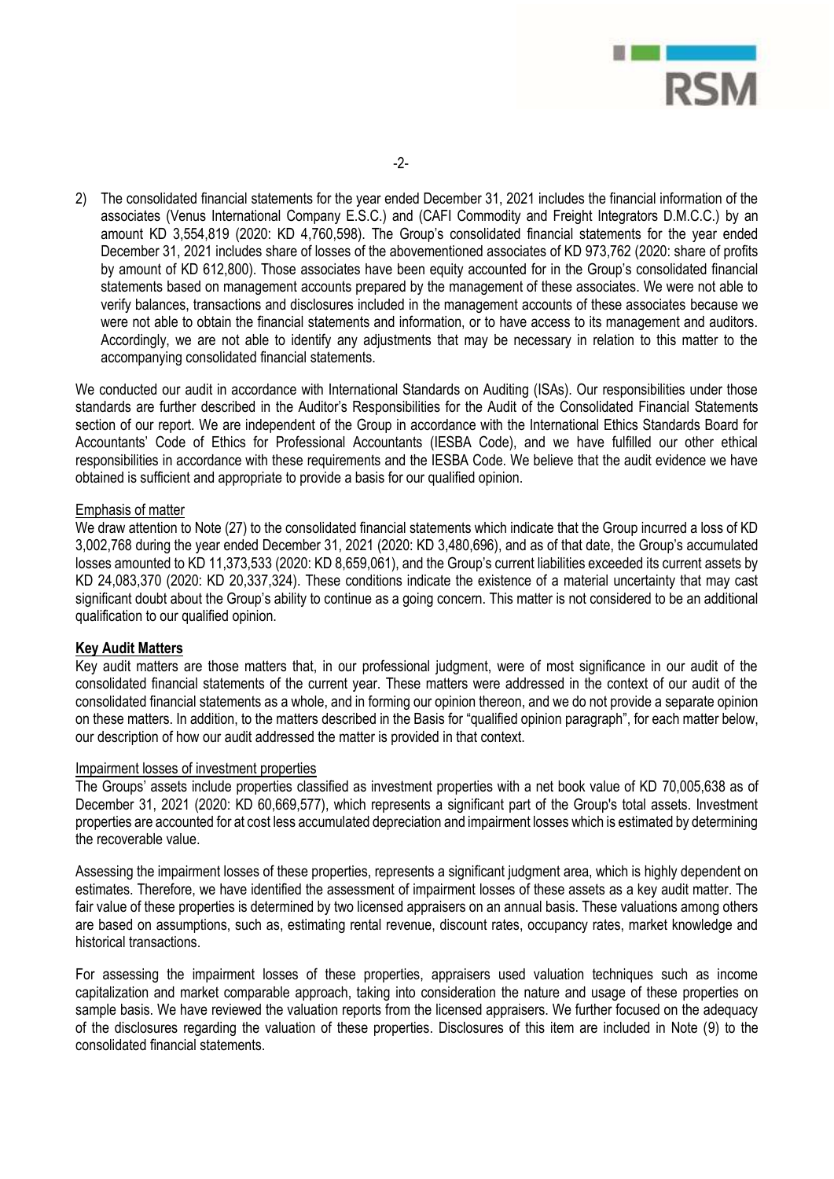2) The consolidated financial statements for the year ended December 31, 2021 includes the financial information of the associates (Venus International Company E.S.C.) and (CAFI Commodity and Freight Integrators D.M.C.C.) by an amount KD 3,554,819 (2020: KD 4,760,598). The Group's consolidated financial statements for the year ended December 31, 2021 includes share of losses of the abovementioned associates of KD 973,762 (2020: share of profits by amount of KD 612,800). Those associates have been equity accounted for in the Group's consolidated financial statements based on management accounts prepared by the management of these associates. We were not able to verify balances, transactions and disclosures included in the management accounts of these associates because we were not able to obtain the financial statements and information, or to have access to its management and auditors. Accordingly, we are not able to identify any adjustments that may be necessary in relation to this matter to the accompanying consolidated financial statements.

We conducted our audit in accordance with International Standards on Auditing (ISAs). Our responsibilities under those standards are further described in the Auditor's Responsibilities for the Audit of the Consolidated Financial Statements section of our report. We are independent of the Group in accordance with the International Ethics Standards Board for Accountants' Code of Ethics for Professional Accountants (IESBA Code), and we have fulfilled our other ethical responsibilities in accordance with these requirements and the IESBA Code. We believe that the audit evidence we have obtained is sufficient and appropriate to provide a basis for our qualified opinion.

Emphasis of matter

We draw attention to Note (27) to the consolidated financial statements which indicate that the Group incurred a loss of KD 3,002,768 during the year ended December 31, 2021 (2020: KD 3,480,696), and as of that date, the Group's accumulated losses amounted to KD 11,373,533 (2020: KD 8,659,061), and the Group's current liabilities exceeded its current assets by KD 24,083,370 (2020: KD 20,337,324). These conditions indicate the existence of a material uncertainty that may cast significant doubt about the Group's ability to continue as a going concern. This matter is not considered to be an additional qualification to our qualified opinion.

## Key Audit Matters

Key audit matters are those matters that, in our professional judgment, were of most significance in our audit of the consolidated financial statements of the current year. These matters were addressed in the context of our audit of the consolidated financial statements as a whole, and in forming our opinion thereon, and we do not provide a separate opinion on these matters. In addition, to the matters described in the Basis for "qualified opinion paragraph", for each matter below, our description of how our audit addressed the matter is provided in that context.

Impairment losses of investment properties

The Groups' assets include properties classified as investment properties with a net book value of KD 70,005,638 as of December 31, 2021 (2020: KD 60,669,577), which represents a significant part of the Group's total assets. Investment properties are accounted for at cost less accumulated depreciation and impairment losses which is estimated by determining the recoverable value.

Assessing the impairment losses of these properties, represents a significant judgment area, which is highly dependent on estimates. Therefore, we have identified the assessment of impairment losses of these assets as a key audit matter. The fair value of these properties is determined by two licensed appraisers on an annual basis. These valuations among others are based on assumptions, such as, estimating rental revenue, discount rates, occupancy rates, market knowledge and historical transactions.

For assessing the impairment losses of these properties, appraisers used valuation techniques such as income capitalization and market comparable approach, taking into consideration the nature and usage of these properties on sample basis. We have reviewed the valuation reports from the licensed appraisers. We further focused on the adequacy of the disclosures regarding the valuation of these properties. Disclosures of this item are included in Note (9) to the consolidated financial statements.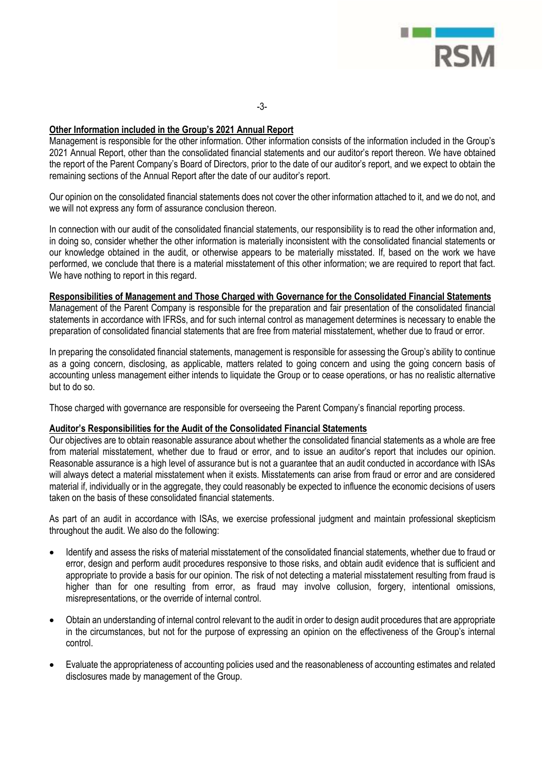**Other Information included in the Group's 2021 Annual Report**

Management is responsible for the other information. Other information consists of the information included in the Group's 2021 Annual Report, other than the consolidated financial statements and our auditor's report thereon. We have obtained the report of the Parent Company's Board of Directors, prior to the date of our auditor's report, and we expect to obtain the remaining sections of the Annual Report after the date of our auditor's report.

Our opinion on the consolidated financial statements does not cover the other information attached to it, and we do not, and we will not express any form of assurance conclusion thereon.

In connection with our audit of the consolidated financial statements, our responsibility is to read the other information and, in doing so, consider whether the other information is materially inconsistent with the consolidated financial statements or our knowledge obtained in the audit, or otherwise appears to be materially misstated. If, based on the work we have performed, we conclude that there is a material misstatement of this other information; we are required to report that fact. We have nothing to report in this regard.

**Responsibilities of Management and Those Charged with Governance for the Consolidated Financial Statements**

Management of the Parent Company is responsible for the preparation and fair presentation of the consolidated financial statements in accordance with IFRSs, and for such internal control as management determines is necessary to enable the preparation of consolidated financial statements that are free from material misstatement, whether due to fraud or error.

In preparing the consolidated financial statements, management is responsible for assessing the Group's ability to continue as a going concern, disclosing, as applicable, matters related to going concern and using the going concern basis of accounting unless management either intends to liquidate the Group or to cease operations, or has no realistic alternative but to do so.

Those charged with governance are responsible for overseeing the Parent Company's financial reporting process.

**Auditor's Responsibilities for the Audit of the Consolidated Financial Statements**

Our objectives are to obtain reasonable assurance about whether the consolidated financial statements as a whole are free from material misstatement, whether due to fraud or error, and to issue an auditor's report that includes our opinion. Reasonable assurance is a high level of assurance but is not a guarantee that an audit conducted in accordance with ISAs will always detect a material misstatement when it exists. Misstatements can arise from fraud or error and are considered material if, individually or in the aggregate, they could reasonably be expected to influence the economic decisions of users taken on the basis of these consolidated financial statements.

As part of an audit in accordance with ISAs, we exercise professional judgment and maintain professional skepticism throughout the audit. We also do the following:

- Identify and assess the risks of material misstatement of the consolidated financial statements, whether due to fraud or error, design and perform audit procedures responsive to those risks, and obtain audit evidence that is sufficient and appropriate to provide a basis for our opinion. The risk of not detecting a material misstatement resulting from fraud is higher than for one resulting from error, as fraud may involve collusion, forgery, intentional omissions, misrepresentations, or the override of internal control.

- Obtain an understanding of internal control relevant to the audit in order to design audit procedures that are appropriate in the circumstances, but not for the purpose of expressing an opinion on the effectiveness of the Group's internal control.

- Evaluate the appropriateness of accounting policies used and the reasonableness of accounting estimates and related disclosures made by management of the Group.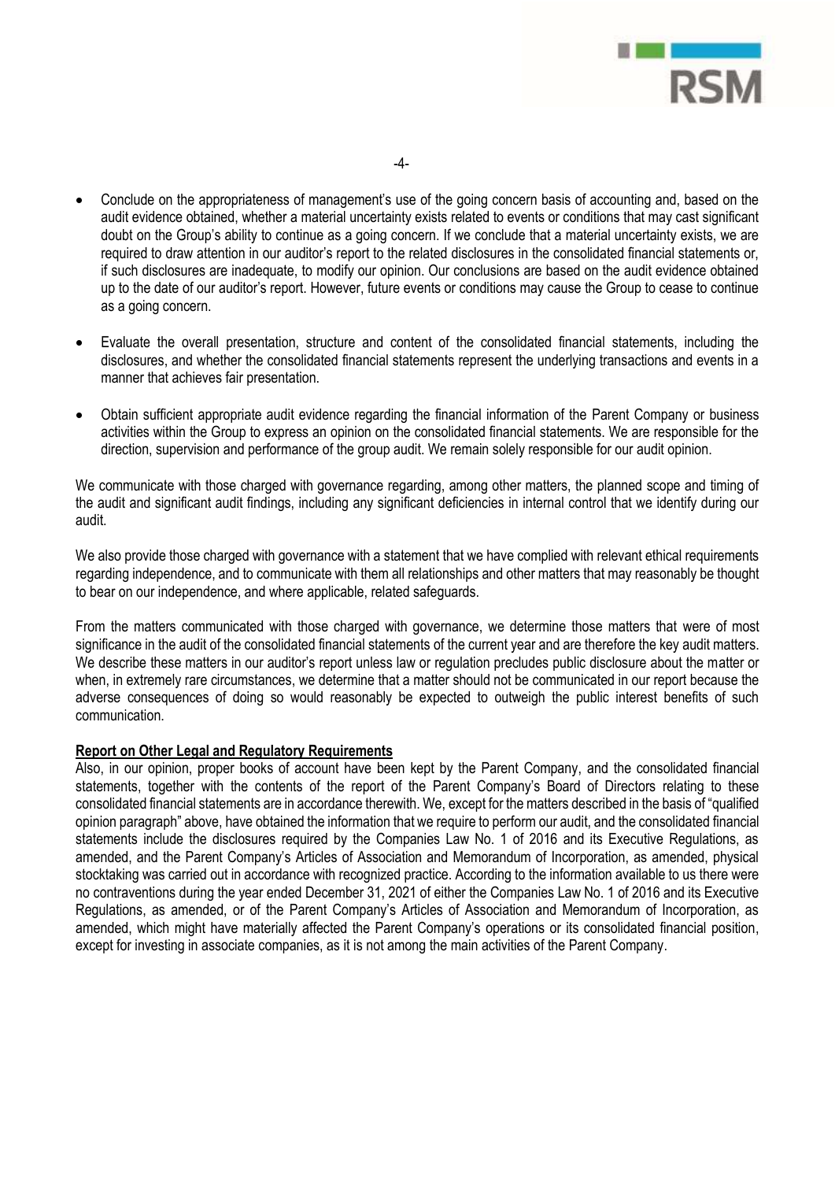- Conclude on the appropriateness of management's use of the going concern basis of accounting and, based on the audit evidence obtained, whether a material uncertainty exists related to events or conditions that may cast significant doubt on the Group's ability to continue as a going concern. If we conclude that a material uncertainty exists, we are required to draw attention in our auditor's report to the related disclosures in the consolidated financial statements or, if such disclosures are inadequate, to modify our opinion. Our conclusions are based on the audit evidence obtained up to the date of our auditor's report. However, future events or conditions may cause the Group to cease to continue as a going concern.

- Evaluate the overall presentation, structure and content of the consolidated financial statements, including the disclosures, and whether the consolidated financial statements represent the underlying transactions and events in a manner that achieves fair presentation.

- Obtain sufficient appropriate audit evidence regarding the financial information of the Parent Company or business activities within the Group to express an opinion on the consolidated financial statements. We are responsible for the direction, supervision and performance of the group audit. We remain solely responsible for our audit opinion.

We communicate with those charged with governance regarding, among other matters, the planned scope and timing of the audit and significant audit findings, including any significant deficiencies in internal control that we identify during our audit.

We also provide those charged with governance with a statement that we have complied with relevant ethical requirements regarding independence, and to communicate with them all relationships and other matters that may reasonably be thought to bear on our independence, and where applicable, related safeguards.

From the matters communicated with those charged with governance, we determine those matters that were of most significance in the audit of the consolidated financial statements of the current year and are therefore the key audit matters. We describe these matters in our auditor's report unless law or regulation precludes public disclosure about the matter or when, in extremely rare circumstances, we determine that a matter should not be communicated in our report because the adverse consequences of doing so would reasonably be expected to outweigh the public interest benefits of such communication.

**Report on Other Legal and Regulatory Requirements**

Also, in our opinion, proper books of account have been kept by the Parent Company, and the consolidated financial statements, together with the contents of the report of the Parent Company's Board of Directors relating to these consolidated financial statements are in accordance therewith. We, except for the matters described in the basis of "qualified opinion paragraph" above, have obtained the information that we require to perform our audit, and the consolidated financial statements include the disclosures required by the Companies Law No. 1 of 2016 and its Executive Regulations, as amended, and the Parent Company's Articles of Association and Memorandum of Incorporation, as amended, physical stocktaking was carried out in accordance with recognized practice. According to the information available to us there were no contraventions during the year ended December 31, 2021 of either the Companies Law No. 1 of 2016 and its Executive Regulations, as amended, or of the Parent Company's Articles of Association and Memorandum of Incorporation, as amended, which might have materially affected the Parent Company's operations or its consolidated financial position, except for investing in associate companies, as it is not among the main activities of the Parent Company.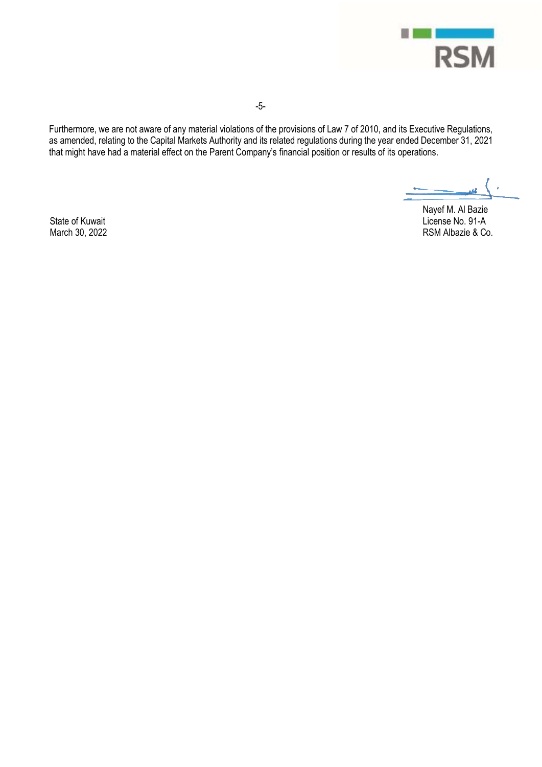Furthermore, we are not aware of any material violations of the provisions of Law 7 of 2010, and its Executive Regulations, as amended, relating to the Capital Markets Authority and its related regulations during the year ended December 31, 2021 that might have had a material effect on the Parent Company's financial position or results of its operations.

Nayef M. Al Bazie
License No. 91-A
RSM Albazie & Co.

State of Kuwait
March 30, 2022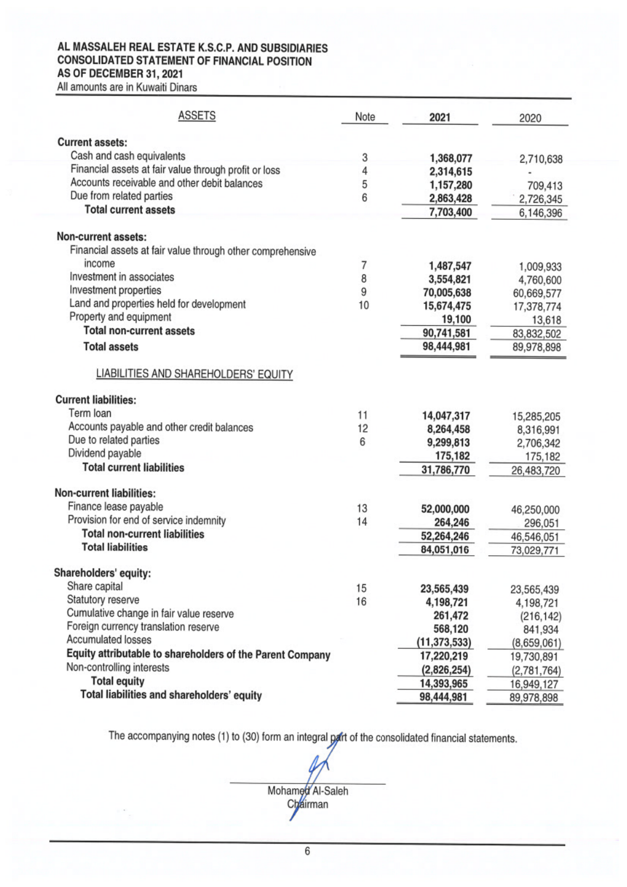# AL MASSALEH REAL ESTATE K.S.C.P. AND SUBSIDIARIES
## CONSOLIDATED STATEMENT OF FINANCIAL POSITION
## AS OF DECEMBER 31, 2021

All amounts are in Kuwaiti Dinars

| ASSETS | Note | 2021 | 2020 |
|---|---|---|---|
| **Current assets:** | | | |
| Cash and cash equivalents | 3 | **1,368,077** | 2,710,638 |
| Financial assets at fair value through profit or loss | 4 | **2,314,615** | - |
| Accounts receivable and other debit balances | 5 | **1,157,280** | 709,413 |
| Due from related parties | 6 | **2,863,428** | 2,726,345 |
| **Total current assets** | | **7,703,400** | 6,146,396 |
| **Non-current assets:** | | | |
| Financial assets at fair value through other comprehensive income | 7 | **1,487,547** | 1,009,933 |
| Investment in associates | 8 | **3,554,821** | 4,760,600 |
| Investment properties | 9 | **70,005,638** | 60,669,577 |
| Land and properties held for development | 10 | **15,674,475** | 17,378,774 |
| Property and equipment | | **19,100** | 13,618 |
| **Total non-current assets** | | **90,741,581** | 83,832,502 |
| **Total assets** | | **98,444,981** | 89,978,898 |
| **LIABILITIES AND SHAREHOLDERS' EQUITY** | | | |
| **Current liabilities:** | | | |
| Term loan | 11 | **14,047,317** | 15,285,205 |
| Accounts payable and other credit balances | 12 | **8,264,458** | 8,316,991 |
| Due to related parties | 6 | **9,299,813** | 2,706,342 |
| Dividend payable | | **175,182** | 175,182 |
| **Total current liabilities** | | **31,786,770** | 26,483,720 |
| **Non-current liabilities:** | | | |
| Finance lease payable | 13 | **52,000,000** | 46,250,000 |
| Provision for end of service indemnity | 14 | **264,246** | 296,051 |
| **Total non-current liabilities** | | **52,264,246** | 46,546,051 |
| **Total liabilities** | | **84,051,016** | 73,029,771 |
| **Shareholders' equity:** | | | |
| Share capital | 15 | **23,565,439** | 23,565,439 |
| Statutory reserve | 16 | **4,198,721** | 4,198,721 |
| Cumulative change in fair value reserve | | **261,472** | (216,142) |
| Foreign currency translation reserve | | **568,120** | 841,934 |
| Accumulated losses | | **(11,373,533)** | (8,659,061) |
| **Equity attributable to shareholders of the Parent Company** | | **17,220,219** | 19,730,891 |
| Non-controlling interests | | **(2,826,254)** | (2,781,764) |
| **Total equity** | | **14,393,965** | 16,949,127 |
| **Total liabilities and shareholders' equity** | | **98,444,981** | 89,978,898 |

The accompanying notes (1) to (30) form an integral part of the consolidated financial statements.

Mohamed Al-Saleh
Chairman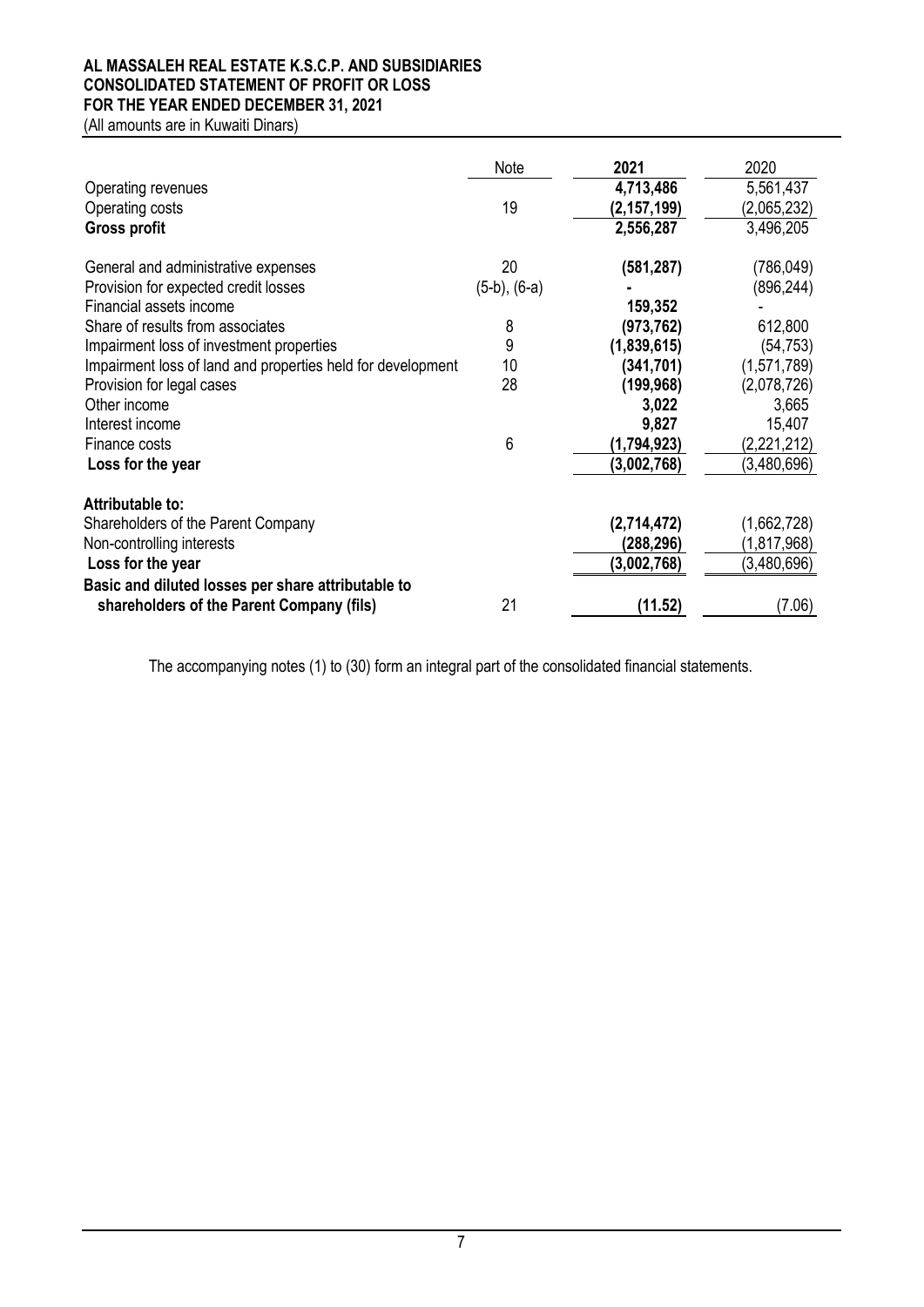**AL MASSALEH REAL ESTATE K.S.C.P. AND SUBSIDIARIES**
**CONSOLIDATED STATEMENT OF PROFIT OR LOSS**
**FOR THE YEAR ENDED DECEMBER 31, 2021**
(All amounts are in Kuwaiti Dinars)

| | Note | 2021 | 2020 |
|---|---|---|---|
| Operating revenues | | **4,713,486** | 5,561,437 |
| Operating costs | 19 | **(2,157,199)** | (2,065,232) |
| **Gross profit** | | **2,556,287** | 3,496,205 |
| General and administrative expenses | 20 | **(581,287)** | (786,049) |
| Provision for expected credit losses | (5-b), (6-a) | **-** | (896,244) |
| Financial assets income | | **159,352** | - |
| Share of results from associates | 8 | **(973,762)** | 612,800 |
| Impairment loss of investment properties | 9 | **(1,839,615)** | (54,753) |
| Impairment loss of land and properties held for development | 10 | **(341,701)** | (1,571,789) |
| Provision for legal cases | 28 | **(199,968)** | (2,078,726) |
| Other income | | **3,022** | 3,665 |
| Interest income | | **9,827** | 15,407 |
| Finance costs | 6 | **(1,794,923)** | (2,221,212) |
| **Loss for the year** | | **(3,002,768)** | (3,480,696) |
| **Attributable to:** | | | |
| Shareholders of the Parent Company | | **(2,714,472)** | (1,662,728) |
| Non-controlling interests | | **(288,296)** | (1,817,968) |
| **Loss for the year** | | **(3,002,768)** | (3,480,696) |
| **Basic and diluted losses per share attributable to shareholders of the Parent Company (fils)** | 21 | **(11.52)** | (7.06) |

The accompanying notes (1) to (30) form an integral part of the consolidated financial statements.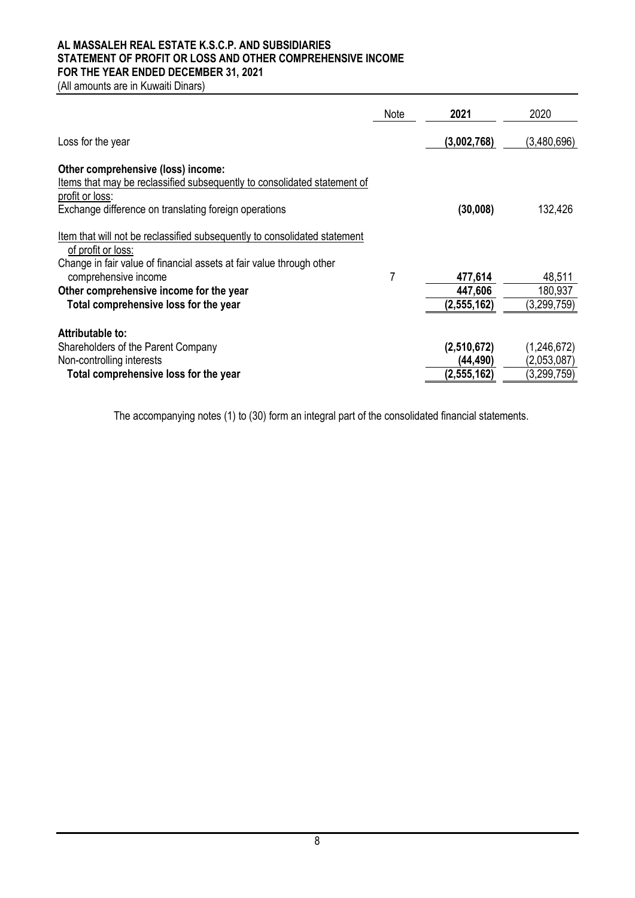**AL MASSALEH REAL ESTATE K.S.C.P. AND SUBSIDIARIES**
**STATEMENT OF PROFIT OR LOSS AND OTHER COMPREHENSIVE INCOME**
**FOR THE YEAR ENDED DECEMBER 31, 2021**
(All amounts are in Kuwaiti Dinars)

| | Note | **2021** | 2020 |
|---|---|---|---|
| Loss for the year | | **(3,002,768)** | (3,480,696) |
| **Other comprehensive (loss) income:** | | | |
| Items that may be reclassified subsequently to consolidated statement of profit or loss: | | | |
| Exchange difference on translating foreign operations | | **(30,008)** | 132,426 |
| Item that will not be reclassified subsequently to consolidated statement of profit or loss: | | | |
| Change in fair value of financial assets at fair value through other comprehensive income | 7 | **477,614** | 48,511 |
| **Other comprehensive income for the year** | | **447,606** | 180,937 |
| **Total comprehensive loss for the year** | | **(2,555,162)** | (3,299,759) |
| **Attributable to:** | | | |
| Shareholders of the Parent Company | | **(2,510,672)** | (1,246,672) |
| Non-controlling interests | | **(44,490)** | (2,053,087) |
| **Total comprehensive loss for the year** | | **(2,555,162)** | (3,299,759) |

The accompanying notes (1) to (30) form an integral part of the consolidated financial statements.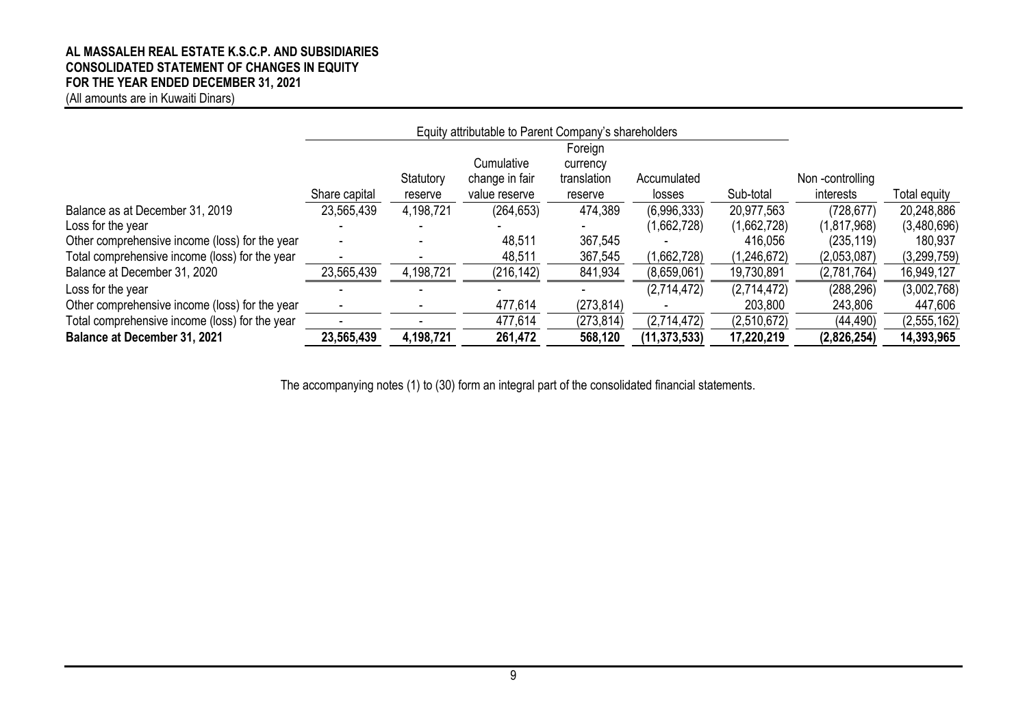**AL MASSALEH REAL ESTATE K.S.C.P. AND SUBSIDIARIES**
**CONSOLIDATED STATEMENT OF CHANGES IN EQUITY**
**FOR THE YEAR ENDED DECEMBER 31, 2021**
(All amounts are in Kuwaiti Dinars)

| | Equity attributable to Parent Company's shareholders | | | | | | | |
|---|---|---|---|---|---|---|---|---|
| | Share capital | Statutory reserve | Cumulative change in fair value reserve | Foreign currency translation reserve | Accumulated losses | Sub-total | Non -controlling interests | Total equity |
| Balance as at December 31, 2019 | 23,565,439 | 4,198,721 | (264,653) | 474,389 | (6,996,333) | 20,977,563 | (728,677) | 20,248,886 |
| Loss for the year | - | - | - | - | (1,662,728) | (1,662,728) | (1,817,968) | (3,480,696) |
| Other comprehensive income (loss) for the year | - | - | 48,511 | 367,545 | - | 416,056 | (235,119) | 180,937 |
| Total comprehensive income (loss) for the year | - | - | 48,511 | 367,545 | (1,662,728) | (1,246,672) | (2,053,087) | (3,299,759) |
| Balance at December 31, 2020 | 23,565,439 | 4,198,721 | (216,142) | 841,934 | (8,659,061) | 19,730,891 | (2,781,764) | 16,949,127 |
| Loss for the year | - | - | - | - | (2,714,472) | (2,714,472) | (288,296) | (3,002,768) |
| Other comprehensive income (loss) for the year | - | - | 477,614 | (273,814) | - | 203,800 | 243,806 | 447,606 |
| Total comprehensive income (loss) for the year | - | - | 477,614 | (273,814) | (2,714,472) | (2,510,672) | (44,490) | (2,555,162) |
| **Balance at December 31, 2021** | **23,565,439** | **4,198,721** | **261,472** | **568,120** | **(11,373,533)** | **17,220,219** | **(2,826,254)** | **14,393,965** |

The accompanying notes (1) to (30) form an integral part of the consolidated financial statements.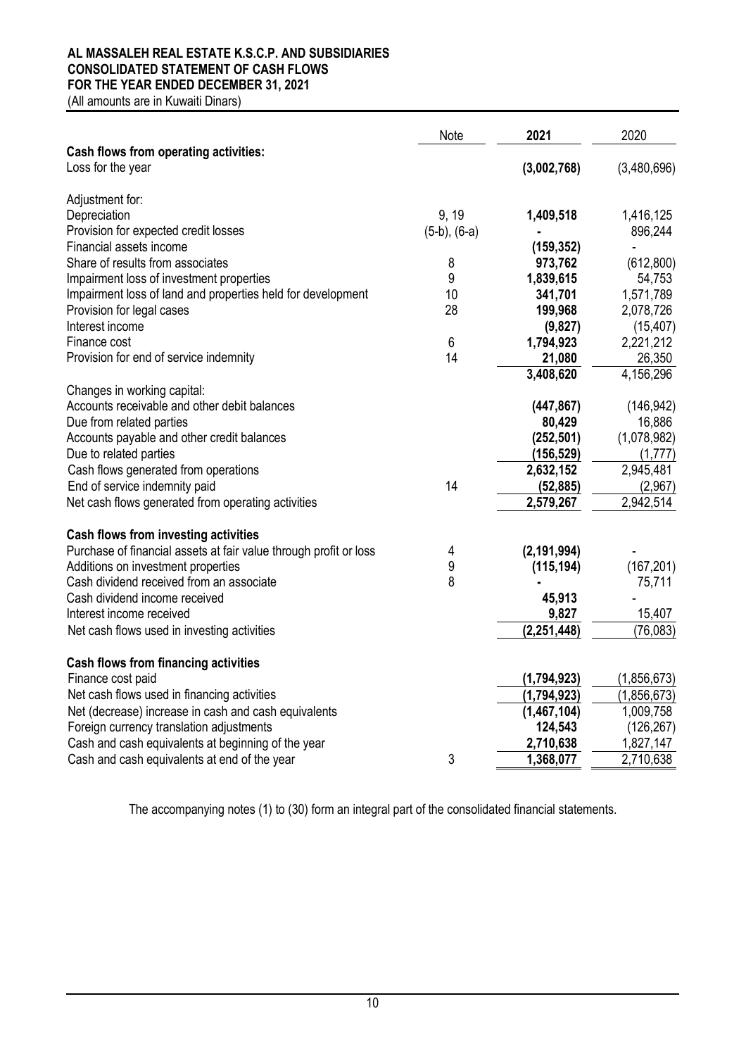**AL MASSALEH REAL ESTATE K.S.C.P. AND SUBSIDIARIES**
**CONSOLIDATED STATEMENT OF CASH FLOWS**
**FOR THE YEAR ENDED DECEMBER 31, 2021**
(All amounts are in Kuwaiti Dinars)

| | Note | 2021 | 2020 |
|---|---|---|---|
| **Cash flows from operating activities:** | | | |
| Loss for the year | | **(3,002,768)** | (3,480,696) |
| Adjustment for: | | | |
| Depreciation | 9, 19 | **1,409,518** | 1,416,125 |
| Provision for expected credit losses | (5-b), (6-a) | **-** | 896,244 |
| Financial assets income | | **(159,352)** | - |
| Share of results from associates | 8 | **973,762** | (612,800) |
| Impairment loss of investment properties | 9 | **1,839,615** | 54,753 |
| Impairment loss of land and properties held for development | 10 | **341,701** | 1,571,789 |
| Provision for legal cases | 28 | **199,968** | 2,078,726 |
| Interest income | | **(9,827)** | (15,407) |
| Finance cost | 6 | **1,794,923** | 2,221,212 |
| Provision for end of service indemnity | 14 | **21,080** | 26,350 |
| | | **3,408,620** | 4,156,296 |
| Changes in working capital: | | | |
| Accounts receivable and other debit balances | | **(447,867)** | (146,942) |
| Due from related parties | | **80,429** | 16,886 |
| Accounts payable and other credit balances | | **(252,501)** | (1,078,982) |
| Due to related parties | | **(156,529)** | (1,777) |
| Cash flows generated from operations | | **2,632,152** | 2,945,481 |
| End of service indemnity paid | 14 | **(52,885)** | (2,967) |
| Net cash flows generated from operating activities | | **2,579,267** | 2,942,514 |
| **Cash flows from investing activities** | | | |
| Purchase of financial assets at fair value through profit or loss | 4 | **(2,191,994)** | - |
| Additions on investment properties | 9 | **(115,194)** | (167,201) |
| Cash dividend received from an associate | 8 | **-** | 75,711 |
| Cash dividend income received | | **45,913** | - |
| Interest income received | | **9,827** | 15,407 |
| Net cash flows used in investing activities | | **(2,251,448)** | (76,083) |
| **Cash flows from financing activities** | | | |
| Finance cost paid | | **(1,794,923)** | (1,856,673) |
| Net cash flows used in financing activities | | **(1,794,923)** | (1,856,673) |
| Net (decrease) increase in cash and cash equivalents | | **(1,467,104)** | 1,009,758 |
| Foreign currency translation adjustments | | **124,543** | (126,267) |
| Cash and cash equivalents at beginning of the year | | **2,710,638** | 1,827,147 |
| Cash and cash equivalents at end of the year | 3 | **1,368,077** | 2,710,638 |

The accompanying notes (1) to (30) form an integral part of the consolidated financial statements.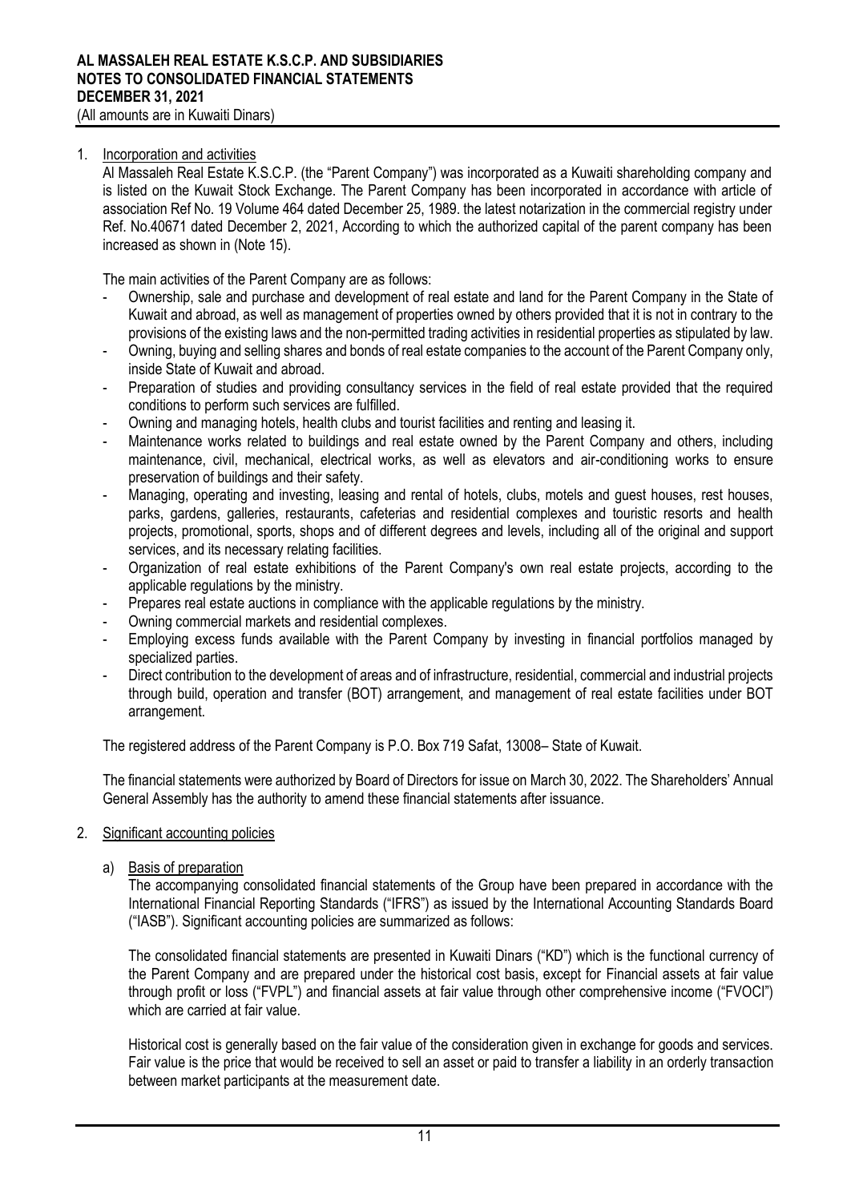# AL MASSALEH REAL ESTATE K.S.C.P. AND SUBSIDIARIES
## NOTES TO CONSOLIDATED FINANCIAL STATEMENTS
## DECEMBER 31, 2021
(All amounts are in Kuwaiti Dinars)

1. Incorporation and activities

Al Massaleh Real Estate K.S.C.P. (the "Parent Company") was incorporated as a Kuwaiti shareholding company and is listed on the Kuwait Stock Exchange. The Parent Company has been incorporated in accordance with article of association Ref No. 19 Volume 464 dated December 25, 1989. the latest notarization in the commercial registry under Ref. No.40671 dated December 2, 2021, According to which the authorized capital of the parent company has been increased as shown in (Note 15).

The main activities of the Parent Company are as follows:

- Ownership, sale and purchase and development of real estate and land for the Parent Company in the State of Kuwait and abroad, as well as management of properties owned by others provided that it is not in contrary to the provisions of the existing laws and the non-permitted trading activities in residential properties as stipulated by law.
- Owning, buying and selling shares and bonds of real estate companies to the account of the Parent Company only, inside State of Kuwait and abroad.
- Preparation of studies and providing consultancy services in the field of real estate provided that the required conditions to perform such services are fulfilled.
- Owning and managing hotels, health clubs and tourist facilities and renting and leasing it.
- Maintenance works related to buildings and real estate owned by the Parent Company and others, including maintenance, civil, mechanical, electrical works, as well as elevators and air-conditioning works to ensure preservation of buildings and their safety.
- Managing, operating and investing, leasing and rental of hotels, clubs, motels and guest houses, rest houses, parks, gardens, galleries, restaurants, cafeterias and residential complexes and touristic resorts and health projects, promotional, sports, shops and of different degrees and levels, including all of the original and support services, and its necessary relating facilities.
- Organization of real estate exhibitions of the Parent Company's own real estate projects, according to the applicable regulations by the ministry.
- Prepares real estate auctions in compliance with the applicable regulations by the ministry.
- Owning commercial markets and residential complexes.
- Employing excess funds available with the Parent Company by investing in financial portfolios managed by specialized parties.
- Direct contribution to the development of areas and of infrastructure, residential, commercial and industrial projects through build, operation and transfer (BOT) arrangement, and management of real estate facilities under BOT arrangement.

The registered address of the Parent Company is P.O. Box 719 Safat, 13008– State of Kuwait.

The financial statements were authorized by Board of Directors for issue on March 30, 2022. The Shareholders' Annual General Assembly has the authority to amend these financial statements after issuance.

2. Significant accounting policies

a) Basis of preparation

The accompanying consolidated financial statements of the Group have been prepared in accordance with the International Financial Reporting Standards ("IFRS") as issued by the International Accounting Standards Board ("IASB"). Significant accounting policies are summarized as follows:

The consolidated financial statements are presented in Kuwaiti Dinars ("KD") which is the functional currency of the Parent Company and are prepared under the historical cost basis, except for Financial assets at fair value through profit or loss ("FVPL") and financial assets at fair value through other comprehensive income ("FVOCI") which are carried at fair value.

Historical cost is generally based on the fair value of the consideration given in exchange for goods and services. Fair value is the price that would be received to sell an asset or paid to transfer a liability in an orderly transaction between market participants at the measurement date.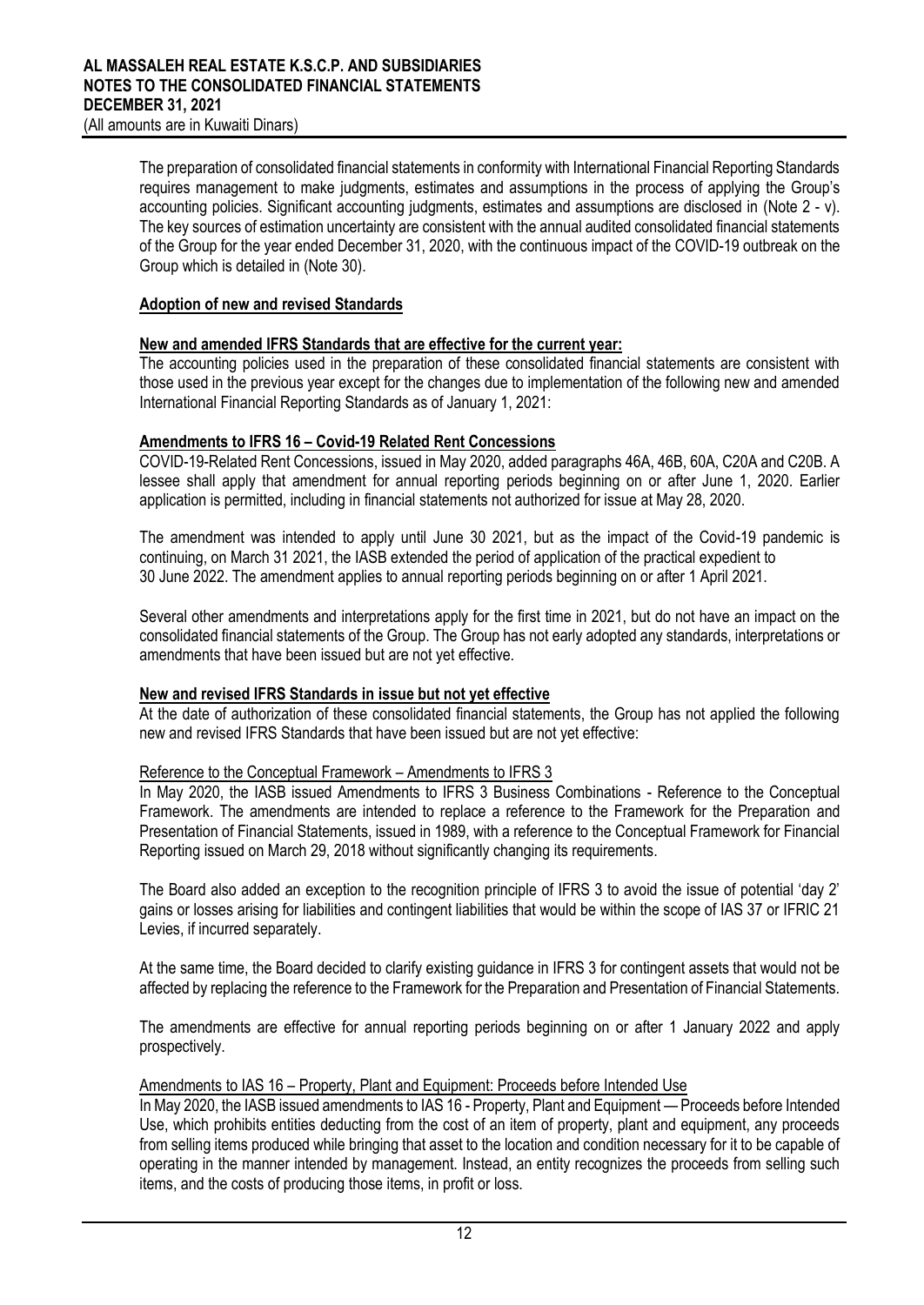The preparation of consolidated financial statements in conformity with International Financial Reporting Standards requires management to make judgments, estimates and assumptions in the process of applying the Group's accounting policies. Significant accounting judgments, estimates and assumptions are disclosed in (Note 2 - v). The key sources of estimation uncertainty are consistent with the annual audited consolidated financial statements of the Group for the year ended December 31, 2020, with the continuous impact of the COVID-19 outbreak on the Group which is detailed in (Note 30).

**Adoption of new and revised Standards**

**New and amended IFRS Standards that are effective for the current year:**

The accounting policies used in the preparation of these consolidated financial statements are consistent with those used in the previous year except for the changes due to implementation of the following new and amended International Financial Reporting Standards as of January 1, 2021:

**Amendments to IFRS 16 – Covid-19 Related Rent Concessions**

COVID-19-Related Rent Concessions, issued in May 2020, added paragraphs 46A, 46B, 60A, C20A and C20B. A lessee shall apply that amendment for annual reporting periods beginning on or after June 1, 2020. Earlier application is permitted, including in financial statements not authorized for issue at May 28, 2020.

The amendment was intended to apply until June 30 2021, but as the impact of the Covid-19 pandemic is continuing, on March 31 2021, the IASB extended the period of application of the practical expedient to 30 June 2022. The amendment applies to annual reporting periods beginning on or after 1 April 2021.

Several other amendments and interpretations apply for the first time in 2021, but do not have an impact on the consolidated financial statements of the Group. The Group has not early adopted any standards, interpretations or amendments that have been issued but are not yet effective.

**New and revised IFRS Standards in issue but not yet effective**

At the date of authorization of these consolidated financial statements, the Group has not applied the following new and revised IFRS Standards that have been issued but are not yet effective:

Reference to the Conceptual Framework – Amendments to IFRS 3

In May 2020, the IASB issued Amendments to IFRS 3 Business Combinations - Reference to the Conceptual Framework. The amendments are intended to replace a reference to the Framework for the Preparation and Presentation of Financial Statements, issued in 1989, with a reference to the Conceptual Framework for Financial Reporting issued on March 29, 2018 without significantly changing its requirements.

The Board also added an exception to the recognition principle of IFRS 3 to avoid the issue of potential 'day 2' gains or losses arising for liabilities and contingent liabilities that would be within the scope of IAS 37 or IFRIC 21 Levies, if incurred separately.

At the same time, the Board decided to clarify existing guidance in IFRS 3 for contingent assets that would not be affected by replacing the reference to the Framework for the Preparation and Presentation of Financial Statements.

The amendments are effective for annual reporting periods beginning on or after 1 January 2022 and apply prospectively.

Amendments to IAS 16 – Property, Plant and Equipment: Proceeds before Intended Use

In May 2020, the IASB issued amendments to IAS 16 - Property, Plant and Equipment — Proceeds before Intended Use, which prohibits entities deducting from the cost of an item of property, plant and equipment, any proceeds from selling items produced while bringing that asset to the location and condition necessary for it to be capable of operating in the manner intended by management. Instead, an entity recognizes the proceeds from selling such items, and the costs of producing those items, in profit or loss.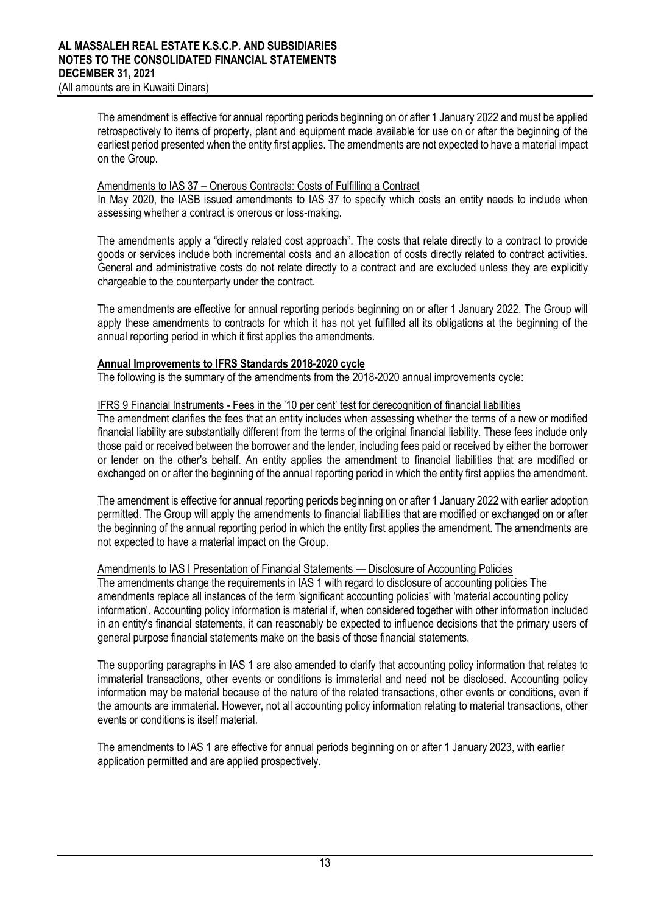The amendment is effective for annual reporting periods beginning on or after 1 January 2022 and must be applied retrospectively to items of property, plant and equipment made available for use on or after the beginning of the earliest period presented when the entity first applies. The amendments are not expected to have a material impact on the Group.

Amendments to IAS 37 – Onerous Contracts: Costs of Fulfilling a Contract

In May 2020, the IASB issued amendments to IAS 37 to specify which costs an entity needs to include when assessing whether a contract is onerous or loss-making.

The amendments apply a "directly related cost approach". The costs that relate directly to a contract to provide goods or services include both incremental costs and an allocation of costs directly related to contract activities. General and administrative costs do not relate directly to a contract and are excluded unless they are explicitly chargeable to the counterparty under the contract.

The amendments are effective for annual reporting periods beginning on or after 1 January 2022. The Group will apply these amendments to contracts for which it has not yet fulfilled all its obligations at the beginning of the annual reporting period in which it first applies the amendments.

**Annual Improvements to IFRS Standards 2018-2020 cycle**

The following is the summary of the amendments from the 2018-2020 annual improvements cycle:

IFRS 9 Financial Instruments - Fees in the '10 per cent' test for derecognition of financial liabilities

The amendment clarifies the fees that an entity includes when assessing whether the terms of a new or modified financial liability are substantially different from the terms of the original financial liability. These fees include only those paid or received between the borrower and the lender, including fees paid or received by either the borrower or lender on the other's behalf. An entity applies the amendment to financial liabilities that are modified or exchanged on or after the beginning of the annual reporting period in which the entity first applies the amendment.

The amendment is effective for annual reporting periods beginning on or after 1 January 2022 with earlier adoption permitted. The Group will apply the amendments to financial liabilities that are modified or exchanged on or after the beginning of the annual reporting period in which the entity first applies the amendment. The amendments are not expected to have a material impact on the Group.

Amendments to IAS I Presentation of Financial Statements — Disclosure of Accounting Policies

The amendments change the requirements in IAS 1 with regard to disclosure of accounting policies The amendments replace all instances of the term 'significant accounting policies' with 'material accounting policy information'. Accounting policy information is material if, when considered together with other information included in an entity's financial statements, it can reasonably be expected to influence decisions that the primary users of general purpose financial statements make on the basis of those financial statements.

The supporting paragraphs in IAS 1 are also amended to clarify that accounting policy information that relates to immaterial transactions, other events or conditions is immaterial and need not be disclosed. Accounting policy information may be material because of the nature of the related transactions, other events or conditions, even if the amounts are immaterial. However, not all accounting policy information relating to material transactions, other events or conditions is itself material.

The amendments to IAS 1 are effective for annual periods beginning on or after 1 January 2023, with earlier application permitted and are applied prospectively.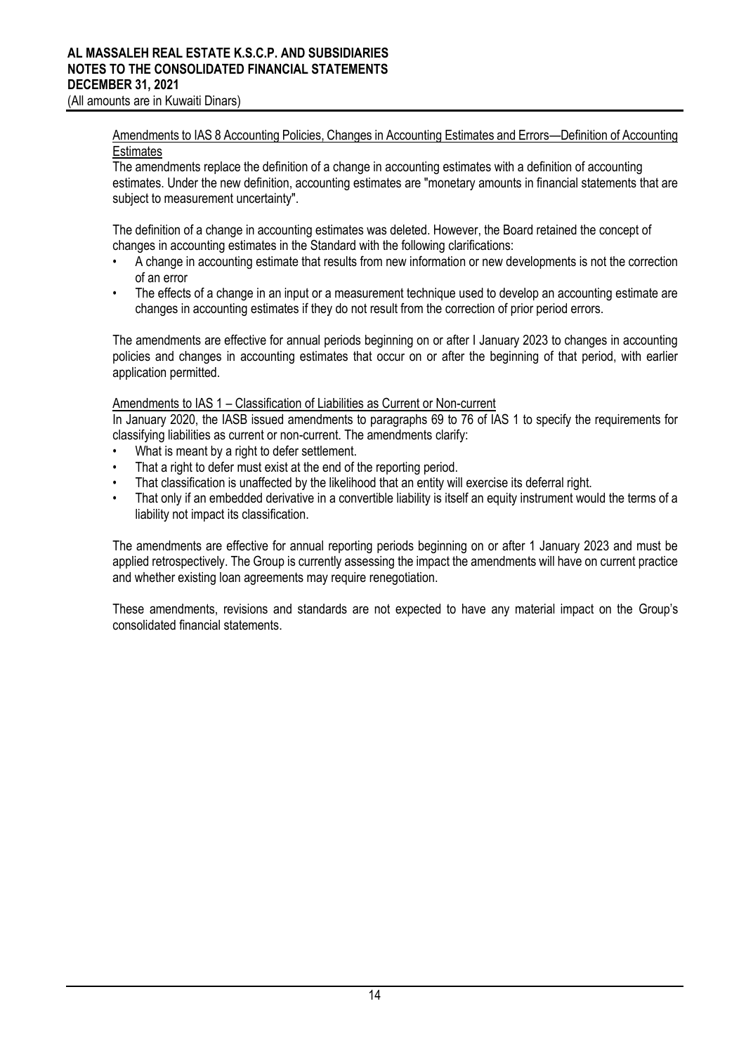Amendments to IAS 8 Accounting Policies, Changes in Accounting Estimates and Errors—Definition of Accounting Estimates

The amendments replace the definition of a change in accounting estimates with a definition of accounting estimates. Under the new definition, accounting estimates are "monetary amounts in financial statements that are subject to measurement uncertainty".

The definition of a change in accounting estimates was deleted. However, the Board retained the concept of changes in accounting estimates in the Standard with the following clarifications:

- A change in accounting estimate that results from new information or new developments is not the correction of an error
- The effects of a change in an input or a measurement technique used to develop an accounting estimate are changes in accounting estimates if they do not result from the correction of prior period errors.

The amendments are effective for annual periods beginning on or after I January 2023 to changes in accounting policies and changes in accounting estimates that occur on or after the beginning of that period, with earlier application permitted.

Amendments to IAS 1 – Classification of Liabilities as Current or Non-current

In January 2020, the IASB issued amendments to paragraphs 69 to 76 of IAS 1 to specify the requirements for classifying liabilities as current or non-current. The amendments clarify:

- What is meant by a right to defer settlement.
- That a right to defer must exist at the end of the reporting period.
- That classification is unaffected by the likelihood that an entity will exercise its deferral right.
- That only if an embedded derivative in a convertible liability is itself an equity instrument would the terms of a liability not impact its classification.

The amendments are effective for annual reporting periods beginning on or after 1 January 2023 and must be applied retrospectively. The Group is currently assessing the impact the amendments will have on current practice and whether existing loan agreements may require renegotiation.

These amendments, revisions and standards are not expected to have any material impact on the Group's consolidated financial statements.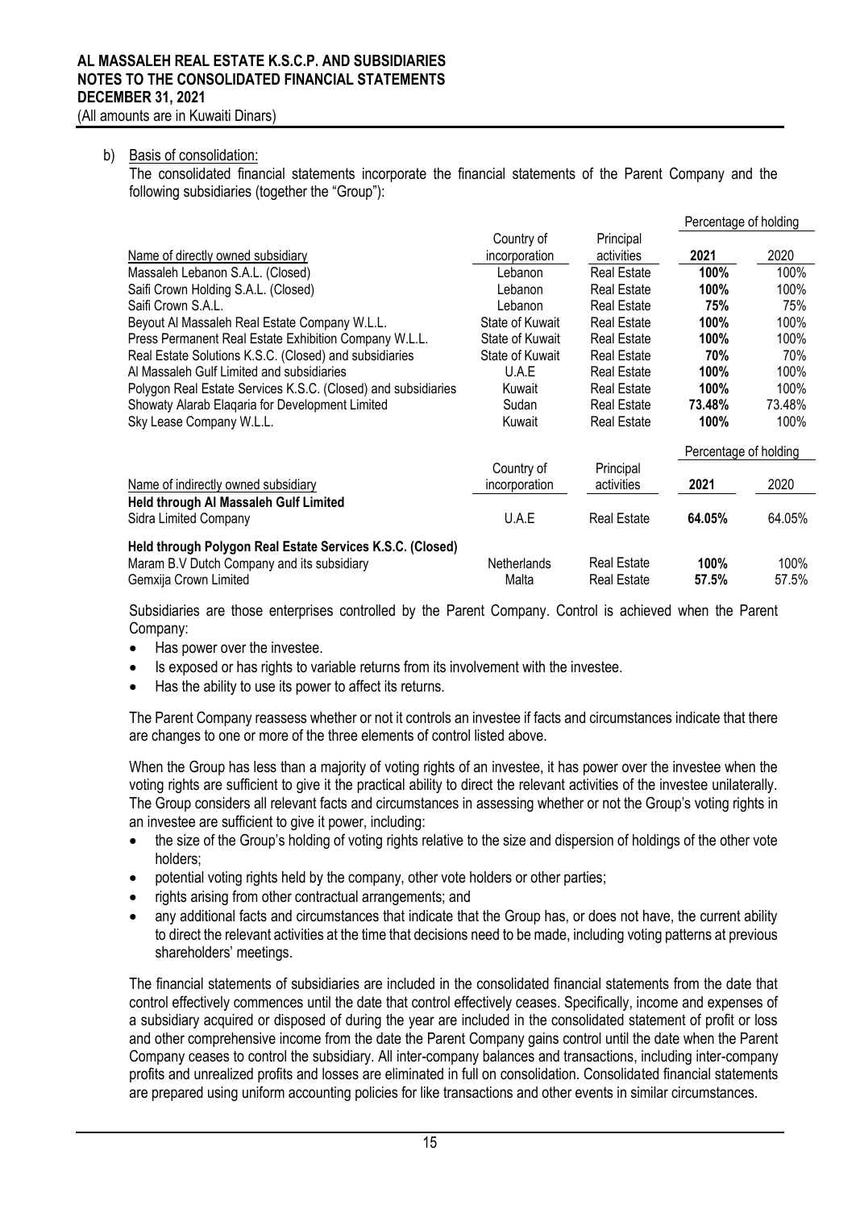b) Basis of consolidation:

The consolidated financial statements incorporate the financial statements of the Parent Company and the following subsidiaries (together the "Group"):

| Name of directly owned subsidiary | Country of incorporation | Principal activities | Percentage of holding | |
|---|---|---|---|---|
| | | | **2021** | 2020 |
| Massaleh Lebanon S.A.L. (Closed) | Lebanon | Real Estate | **100%** | 100% |
| Saifi Crown Holding S.A.L. (Closed) | Lebanon | Real Estate | **100%** | 100% |
| Saifi Crown S.A.L. | Lebanon | Real Estate | **75%** | 75% |
| Beyout Al Massaleh Real Estate Company W.L.L. | State of Kuwait | Real Estate | **100%** | 100% |
| Press Permanent Real Estate Exhibition Company W.L.L. | State of Kuwait | Real Estate | **100%** | 100% |
| Real Estate Solutions K.S.C. (Closed) and subsidiaries | State of Kuwait | Real Estate | **70%** | 70% |
| Al Massaleh Gulf Limited and subsidiaries | U.A.E | Real Estate | **100%** | 100% |
| Polygon Real Estate Services K.S.C. (Closed) and subsidiaries | Kuwait | Real Estate | **100%** | 100% |
| Showaty Alarab Elaqaria for Development Limited | Sudan | Real Estate | **73.48%** | 73.48% |
| Sky Lease Company W.L.L. | Kuwait | Real Estate | **100%** | 100% |

| Name of indirectly owned subsidiary | Country of incorporation | Principal activities | Percentage of holding | |
|---|---|---|---|---|
| | | | **2021** | 2020 |
| **Held through Al Massaleh Gulf Limited** | | | | |
| Sidra Limited Company | U.A.E | Real Estate | **64.05%** | 64.05% |
| **Held through Polygon Real Estate Services K.S.C. (Closed)** | | | | |
| Maram B.V Dutch Company and its subsidiary | Netherlands | Real Estate | **100%** | 100% |
| Gemxija Crown Limited | Malta | Real Estate | **57.5%** | 57.5% |

Subsidiaries are those enterprises controlled by the Parent Company. Control is achieved when the Parent Company:

- Has power over the investee.
- Is exposed or has rights to variable returns from its involvement with the investee.
- Has the ability to use its power to affect its returns.

The Parent Company reassess whether or not it controls an investee if facts and circumstances indicate that there are changes to one or more of the three elements of control listed above.

When the Group has less than a majority of voting rights of an investee, it has power over the investee when the voting rights are sufficient to give it the practical ability to direct the relevant activities of the investee unilaterally. The Group considers all relevant facts and circumstances in assessing whether or not the Group's voting rights in an investee are sufficient to give it power, including:

- the size of the Group's holding of voting rights relative to the size and dispersion of holdings of the other vote holders;
- potential voting rights held by the company, other vote holders or other parties;
- rights arising from other contractual arrangements; and
- any additional facts and circumstances that indicate that the Group has, or does not have, the current ability to direct the relevant activities at the time that decisions need to be made, including voting patterns at previous shareholders' meetings.

The financial statements of subsidiaries are included in the consolidated financial statements from the date that control effectively commences until the date that control effectively ceases. Specifically, income and expenses of a subsidiary acquired or disposed of during the year are included in the consolidated statement of profit or loss and other comprehensive income from the date the Parent Company gains control until the date when the Parent Company ceases to control the subsidiary. All inter-company balances and transactions, including inter-company profits and unrealized profits and losses are eliminated in full on consolidation. Consolidated financial statements are prepared using uniform accounting policies for like transactions and other events in similar circumstances.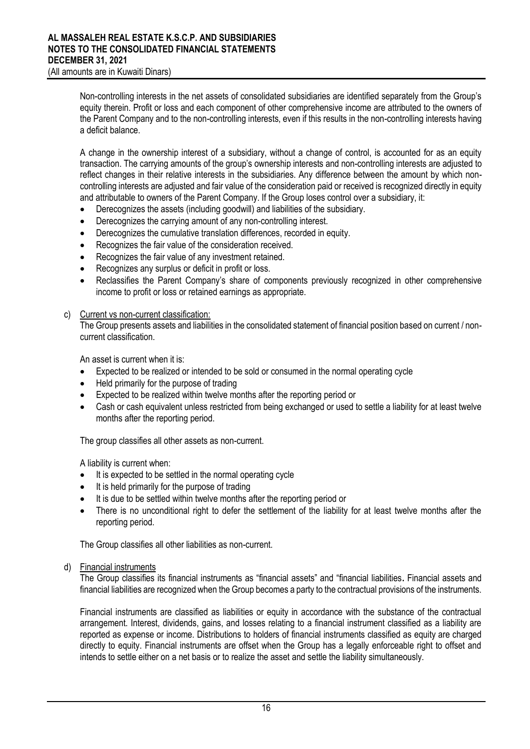Non-controlling interests in the net assets of consolidated subsidiaries are identified separately from the Group's equity therein. Profit or loss and each component of other comprehensive income are attributed to the owners of the Parent Company and to the non-controlling interests, even if this results in the non-controlling interests having a deficit balance.

A change in the ownership interest of a subsidiary, without a change of control, is accounted for as an equity transaction. The carrying amounts of the group's ownership interests and non-controlling interests are adjusted to reflect changes in their relative interests in the subsidiaries. Any difference between the amount by which non-controlling interests are adjusted and fair value of the consideration paid or received is recognized directly in equity and attributable to owners of the Parent Company. If the Group loses control over a subsidiary, it:

- Derecognizes the assets (including goodwill) and liabilities of the subsidiary.
- Derecognizes the carrying amount of any non-controlling interest.
- Derecognizes the cumulative translation differences, recorded in equity.
- Recognizes the fair value of the consideration received.
- Recognizes the fair value of any investment retained.
- Recognizes any surplus or deficit in profit or loss.
- Reclassifies the Parent Company's share of components previously recognized in other comprehensive income to profit or loss or retained earnings as appropriate.

c) Current vs non-current classification:

The Group presents assets and liabilities in the consolidated statement of financial position based on current / non-current classification.

An asset is current when it is:

- Expected to be realized or intended to be sold or consumed in the normal operating cycle
- Held primarily for the purpose of trading
- Expected to be realized within twelve months after the reporting period or
- Cash or cash equivalent unless restricted from being exchanged or used to settle a liability for at least twelve months after the reporting period.

The group classifies all other assets as non-current.

A liability is current when:

- It is expected to be settled in the normal operating cycle
- It is held primarily for the purpose of trading
- It is due to be settled within twelve months after the reporting period or
- There is no unconditional right to defer the settlement of the liability for at least twelve months after the reporting period.

The Group classifies all other liabilities as non-current.

d) Financial instruments

The Group classifies its financial instruments as "financial assets" and "financial liabilities. Financial assets and financial liabilities are recognized when the Group becomes a party to the contractual provisions of the instruments.

Financial instruments are classified as liabilities or equity in accordance with the substance of the contractual arrangement. Interest, dividends, gains, and losses relating to a financial instrument classified as a liability are reported as expense or income. Distributions to holders of financial instruments classified as equity are charged directly to equity. Financial instruments are offset when the Group has a legally enforceable right to offset and intends to settle either on a net basis or to realize the asset and settle the liability simultaneously.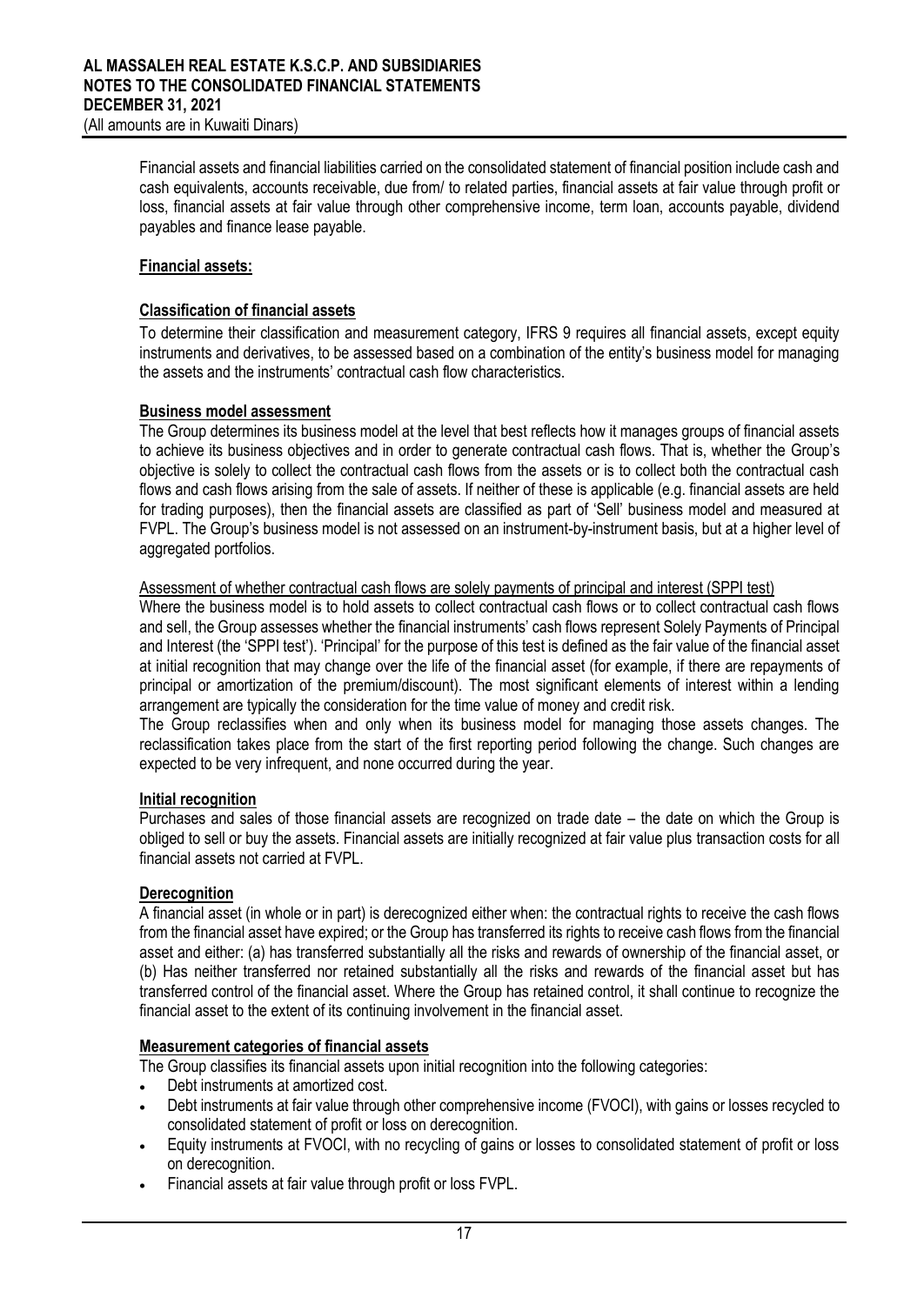Financial assets and financial liabilities carried on the consolidated statement of financial position include cash and cash equivalents, accounts receivable, due from/ to related parties, financial assets at fair value through profit or loss, financial assets at fair value through other comprehensive income, term loan, accounts payable, dividend payables and finance lease payable.

**Financial assets:**

**Classification of financial assets**

To determine their classification and measurement category, IFRS 9 requires all financial assets, except equity instruments and derivatives, to be assessed based on a combination of the entity's business model for managing the assets and the instruments' contractual cash flow characteristics.

**Business model assessment**

The Group determines its business model at the level that best reflects how it manages groups of financial assets to achieve its business objectives and in order to generate contractual cash flows. That is, whether the Group's objective is solely to collect the contractual cash flows from the assets or is to collect both the contractual cash flows and cash flows arising from the sale of assets. If neither of these is applicable (e.g. financial assets are held for trading purposes), then the financial assets are classified as part of 'Sell' business model and measured at FVPL. The Group's business model is not assessed on an instrument-by-instrument basis, but at a higher level of aggregated portfolios.

Assessment of whether contractual cash flows are solely payments of principal and interest (SPPI test)

Where the business model is to hold assets to collect contractual cash flows or to collect contractual cash flows and sell, the Group assesses whether the financial instruments' cash flows represent Solely Payments of Principal and Interest (the 'SPPI test'). 'Principal' for the purpose of this test is defined as the fair value of the financial asset at initial recognition that may change over the life of the financial asset (for example, if there are repayments of principal or amortization of the premium/discount). The most significant elements of interest within a lending arrangement are typically the consideration for the time value of money and credit risk.

The Group reclassifies when and only when its business model for managing those assets changes. The reclassification takes place from the start of the first reporting period following the change. Such changes are expected to be very infrequent, and none occurred during the year.

**Initial recognition**

Purchases and sales of those financial assets are recognized on trade date – the date on which the Group is obliged to sell or buy the assets. Financial assets are initially recognized at fair value plus transaction costs for all financial assets not carried at FVPL.

**Derecognition**

A financial asset (in whole or in part) is derecognized either when: the contractual rights to receive the cash flows from the financial asset have expired; or the Group has transferred its rights to receive cash flows from the financial asset and either: (a) has transferred substantially all the risks and rewards of ownership of the financial asset, or (b) Has neither transferred nor retained substantially all the risks and rewards of the financial asset but has transferred control of the financial asset. Where the Group has retained control, it shall continue to recognize the financial asset to the extent of its continuing involvement in the financial asset.

**Measurement categories of financial assets**

The Group classifies its financial assets upon initial recognition into the following categories:

- Debt instruments at amortized cost.
- Debt instruments at fair value through other comprehensive income (FVOCI), with gains or losses recycled to consolidated statement of profit or loss on derecognition.
- Equity instruments at FVOCI, with no recycling of gains or losses to consolidated statement of profit or loss on derecognition.
- Financial assets at fair value through profit or loss FVPL.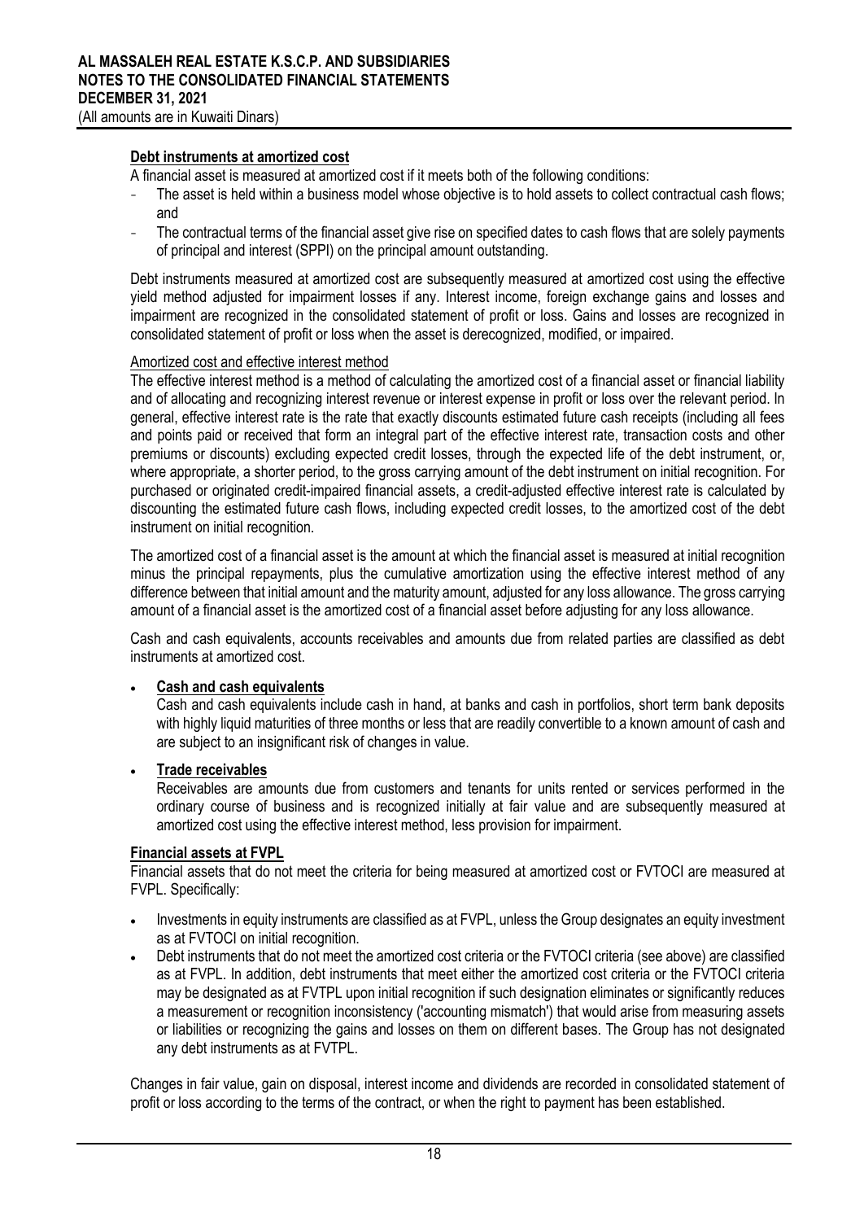**Debt instruments at amortized cost**

A financial asset is measured at amortized cost if it meets both of the following conditions:

- The asset is held within a business model whose objective is to hold assets to collect contractual cash flows; and
- The contractual terms of the financial asset give rise on specified dates to cash flows that are solely payments of principal and interest (SPPI) on the principal amount outstanding.

Debt instruments measured at amortized cost are subsequently measured at amortized cost using the effective yield method adjusted for impairment losses if any. Interest income, foreign exchange gains and losses and impairment are recognized in the consolidated statement of profit or loss. Gains and losses are recognized in consolidated statement of profit or loss when the asset is derecognized, modified, or impaired.

Amortized cost and effective interest method

The effective interest method is a method of calculating the amortized cost of a financial asset or financial liability and of allocating and recognizing interest revenue or interest expense in profit or loss over the relevant period. In general, effective interest rate is the rate that exactly discounts estimated future cash receipts (including all fees and points paid or received that form an integral part of the effective interest rate, transaction costs and other premiums or discounts) excluding expected credit losses, through the expected life of the debt instrument, or, where appropriate, a shorter period, to the gross carrying amount of the debt instrument on initial recognition. For purchased or originated credit-impaired financial assets, a credit-adjusted effective interest rate is calculated by discounting the estimated future cash flows, including expected credit losses, to the amortized cost of the debt instrument on initial recognition.

The amortized cost of a financial asset is the amount at which the financial asset is measured at initial recognition minus the principal repayments, plus the cumulative amortization using the effective interest method of any difference between that initial amount and the maturity amount, adjusted for any loss allowance. The gross carrying amount of a financial asset is the amortized cost of a financial asset before adjusting for any loss allowance.

Cash and cash equivalents, accounts receivables and amounts due from related parties are classified as debt instruments at amortized cost.

- **Cash and cash equivalents**

  Cash and cash equivalents include cash in hand, at banks and cash in portfolios, short term bank deposits with highly liquid maturities of three months or less that are readily convertible to a known amount of cash and are subject to an insignificant risk of changes in value.

- **Trade receivables**

  Receivables are amounts due from customers and tenants for units rented or services performed in the ordinary course of business and is recognized initially at fair value and are subsequently measured at amortized cost using the effective interest method, less provision for impairment.

**Financial assets at FVPL**

Financial assets that do not meet the criteria for being measured at amortized cost or FVTOCI are measured at FVPL. Specifically:

- Investments in equity instruments are classified as at FVPL, unless the Group designates an equity investment as at FVTOCI on initial recognition.
- Debt instruments that do not meet the amortized cost criteria or the FVTOCI criteria (see above) are classified as at FVPL. In addition, debt instruments that meet either the amortized cost criteria or the FVTOCI criteria may be designated as at FVTPL upon initial recognition if such designation eliminates or significantly reduces a measurement or recognition inconsistency ('accounting mismatch') that would arise from measuring assets or liabilities or recognizing the gains and losses on them on different bases. The Group has not designated any debt instruments as at FVTPL.

Changes in fair value, gain on disposal, interest income and dividends are recorded in consolidated statement of profit or loss according to the terms of the contract, or when the right to payment has been established.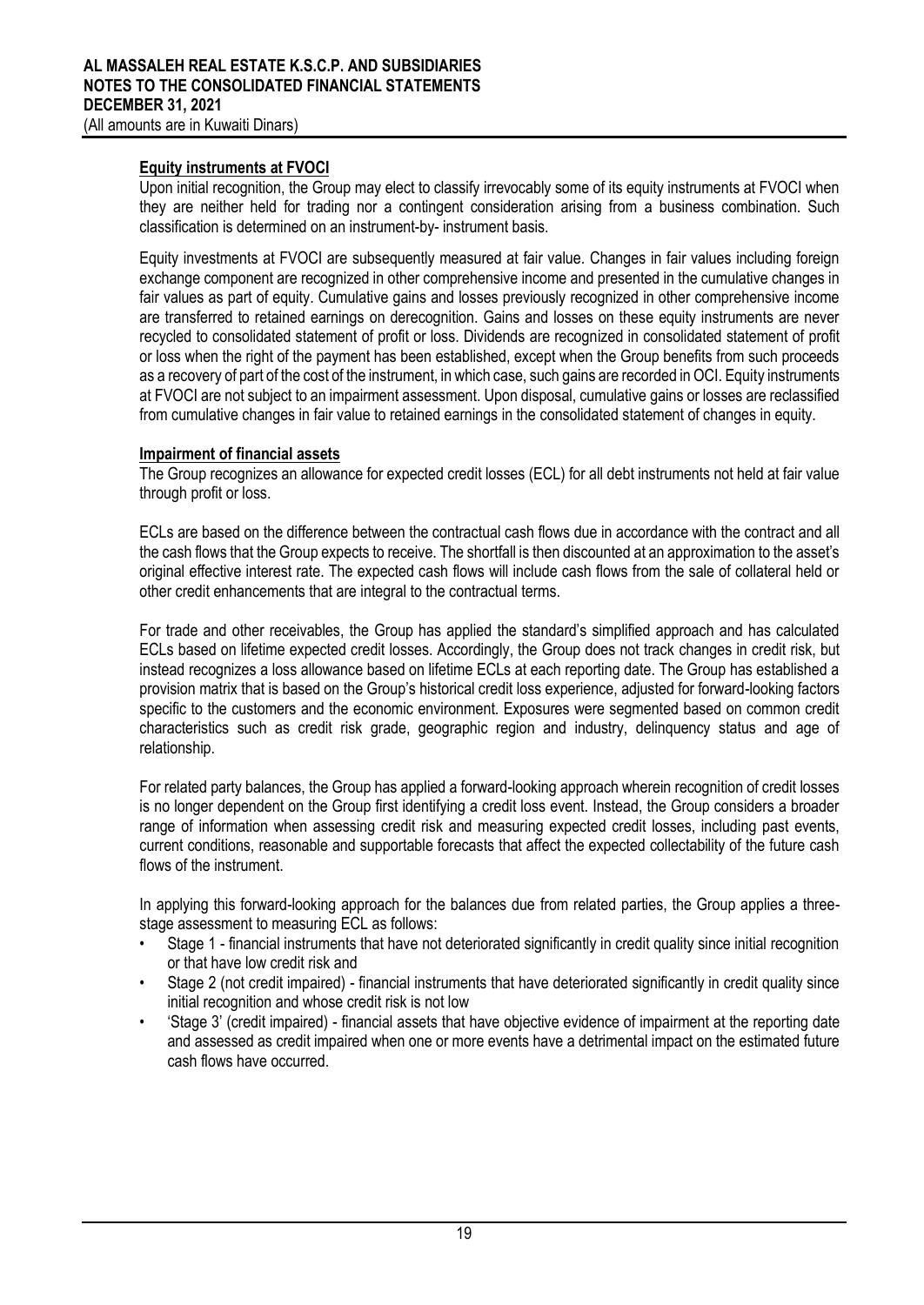**Equity instruments at FVOCI**

Upon initial recognition, the Group may elect to classify irrevocably some of its equity instruments at FVOCI when they are neither held for trading nor a contingent consideration arising from a business combination. Such classification is determined on an instrument-by- instrument basis.

Equity investments at FVOCI are subsequently measured at fair value. Changes in fair values including foreign exchange component are recognized in other comprehensive income and presented in the cumulative changes in fair values as part of equity. Cumulative gains and losses previously recognized in other comprehensive income are transferred to retained earnings on derecognition. Gains and losses on these equity instruments are never recycled to consolidated statement of profit or loss. Dividends are recognized in consolidated statement of profit or loss when the right of the payment has been established, except when the Group benefits from such proceeds as a recovery of part of the cost of the instrument, in which case, such gains are recorded in OCI. Equity instruments at FVOCI are not subject to an impairment assessment. Upon disposal, cumulative gains or losses are reclassified from cumulative changes in fair value to retained earnings in the consolidated statement of changes in equity.

**Impairment of financial assets**

The Group recognizes an allowance for expected credit losses (ECL) for all debt instruments not held at fair value through profit or loss.

ECLs are based on the difference between the contractual cash flows due in accordance with the contract and all the cash flows that the Group expects to receive. The shortfall is then discounted at an approximation to the asset's original effective interest rate. The expected cash flows will include cash flows from the sale of collateral held or other credit enhancements that are integral to the contractual terms.

For trade and other receivables, the Group has applied the standard's simplified approach and has calculated ECLs based on lifetime expected credit losses. Accordingly, the Group does not track changes in credit risk, but instead recognizes a loss allowance based on lifetime ECLs at each reporting date. The Group has established a provision matrix that is based on the Group's historical credit loss experience, adjusted for forward-looking factors specific to the customers and the economic environment. Exposures were segmented based on common credit characteristics such as credit risk grade, geographic region and industry, delinquency status and age of relationship.

For related party balances, the Group has applied a forward-looking approach wherein recognition of credit losses is no longer dependent on the Group first identifying a credit loss event. Instead, the Group considers a broader range of information when assessing credit risk and measuring expected credit losses, including past events, current conditions, reasonable and supportable forecasts that affect the expected collectability of the future cash flows of the instrument.

In applying this forward-looking approach for the balances due from related parties, the Group applies a three-stage assessment to measuring ECL as follows:

- Stage 1 - financial instruments that have not deteriorated significantly in credit quality since initial recognition or that have low credit risk and
- Stage 2 (not credit impaired) - financial instruments that have deteriorated significantly in credit quality since initial recognition and whose credit risk is not low
- 'Stage 3' (credit impaired) - financial assets that have objective evidence of impairment at the reporting date and assessed as credit impaired when one or more events have a detrimental impact on the estimated future cash flows have occurred.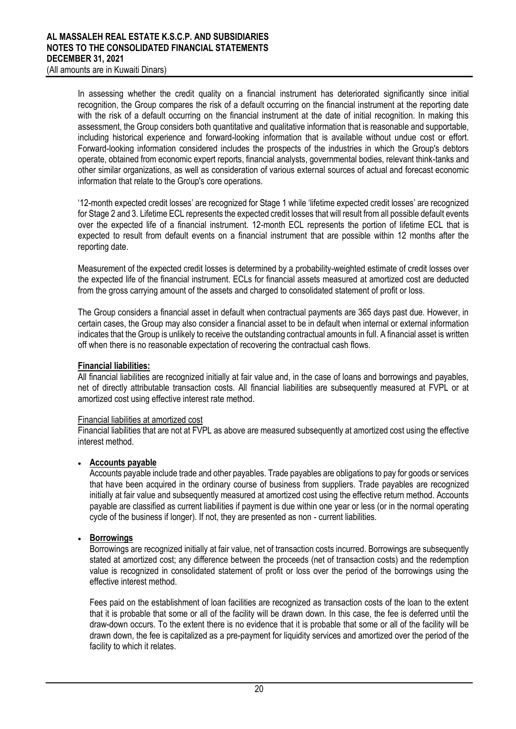In assessing whether the credit quality on a financial instrument has deteriorated significantly since initial recognition, the Group compares the risk of a default occurring on the financial instrument at the reporting date with the risk of a default occurring on the financial instrument at the date of initial recognition. In making this assessment, the Group considers both quantitative and qualitative information that is reasonable and supportable, including historical experience and forward-looking information that is available without undue cost or effort. Forward-looking information considered includes the prospects of the industries in which the Group's debtors operate, obtained from economic expert reports, financial analysts, governmental bodies, relevant think-tanks and other similar organizations, as well as consideration of various external sources of actual and forecast economic information that relate to the Group's core operations.

'12-month expected credit losses' are recognized for Stage 1 while 'lifetime expected credit losses' are recognized for Stage 2 and 3. Lifetime ECL represents the expected credit losses that will result from all possible default events over the expected life of a financial instrument. 12-month ECL represents the portion of lifetime ECL that is expected to result from default events on a financial instrument that are possible within 12 months after the reporting date.

Measurement of the expected credit losses is determined by a probability-weighted estimate of credit losses over the expected life of the financial instrument. ECLs for financial assets measured at amortized cost are deducted from the gross carrying amount of the assets and charged to consolidated statement of profit or loss.

The Group considers a financial asset in default when contractual payments are 365 days past due. However, in certain cases, the Group may also consider a financial asset to be in default when internal or external information indicates that the Group is unlikely to receive the outstanding contractual amounts in full. A financial asset is written off when there is no reasonable expectation of recovering the contractual cash flows.

**Financial liabilities:**

All financial liabilities are recognized initially at fair value and, in the case of loans and borrowings and payables, net of directly attributable transaction costs. All financial liabilities are subsequently measured at FVPL or at amortized cost using effective interest rate method.

Financial liabilities at amortized cost

Financial liabilities that are not at FVPL as above are measured subsequently at amortized cost using the effective interest method.

- **Accounts payable**

  Accounts payable include trade and other payables. Trade payables are obligations to pay for goods or services that have been acquired in the ordinary course of business from suppliers. Trade payables are recognized initially at fair value and subsequently measured at amortized cost using the effective return method. Accounts payable are classified as current liabilities if payment is due within one year or less (or in the normal operating cycle of the business if longer). If not, they are presented as non - current liabilities.

- **Borrowings**

  Borrowings are recognized initially at fair value, net of transaction costs incurred. Borrowings are subsequently stated at amortized cost; any difference between the proceeds (net of transaction costs) and the redemption value is recognized in consolidated statement of profit or loss over the period of the borrowings using the effective interest method.

  Fees paid on the establishment of loan facilities are recognized as transaction costs of the loan to the extent that it is probable that some or all of the facility will be drawn down. In this case, the fee is deferred until the draw-down occurs. To the extent there is no evidence that it is probable that some or all of the facility will be drawn down, the fee is capitalized as a pre-payment for liquidity services and amortized over the period of the facility to which it relates.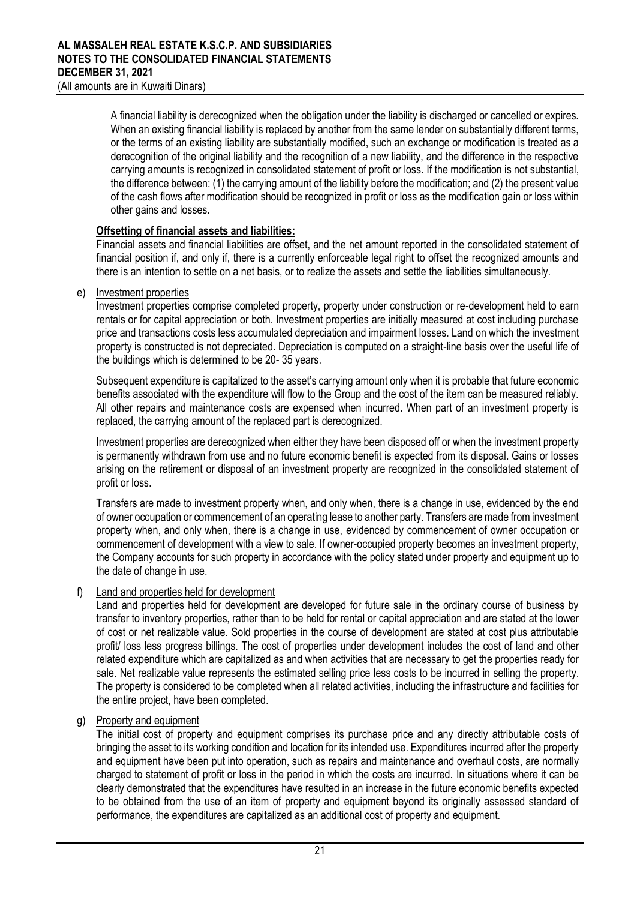A financial liability is derecognized when the obligation under the liability is discharged or cancelled or expires. When an existing financial liability is replaced by another from the same lender on substantially different terms, or the terms of an existing liability are substantially modified, such an exchange or modification is treated as a derecognition of the original liability and the recognition of a new liability, and the difference in the respective carrying amounts is recognized in consolidated statement of profit or loss. If the modification is not substantial, the difference between: (1) the carrying amount of the liability before the modification; and (2) the present value of the cash flows after modification should be recognized in profit or loss as the modification gain or loss within other gains and losses.

**Offsetting of financial assets and liabilities:**

Financial assets and financial liabilities are offset, and the net amount reported in the consolidated statement of financial position if, and only if, there is a currently enforceable legal right to offset the recognized amounts and there is an intention to settle on a net basis, or to realize the assets and settle the liabilities simultaneously.

e) Investment properties

Investment properties comprise completed property, property under construction or re-development held to earn rentals or for capital appreciation or both. Investment properties are initially measured at cost including purchase price and transactions costs less accumulated depreciation and impairment losses. Land on which the investment property is constructed is not depreciated. Depreciation is computed on a straight-line basis over the useful life of the buildings which is determined to be 20- 35 years.

Subsequent expenditure is capitalized to the asset's carrying amount only when it is probable that future economic benefits associated with the expenditure will flow to the Group and the cost of the item can be measured reliably. All other repairs and maintenance costs are expensed when incurred. When part of an investment property is replaced, the carrying amount of the replaced part is derecognized.

Investment properties are derecognized when either they have been disposed off or when the investment property is permanently withdrawn from use and no future economic benefit is expected from its disposal. Gains or losses arising on the retirement or disposal of an investment property are recognized in the consolidated statement of profit or loss.

Transfers are made to investment property when, and only when, there is a change in use, evidenced by the end of owner occupation or commencement of an operating lease to another party. Transfers are made from investment property when, and only when, there is a change in use, evidenced by commencement of owner occupation or commencement of development with a view to sale. If owner-occupied property becomes an investment property, the Company accounts for such property in accordance with the policy stated under property and equipment up to the date of change in use.

f) Land and properties held for development

Land and properties held for development are developed for future sale in the ordinary course of business by transfer to inventory properties, rather than to be held for rental or capital appreciation and are stated at the lower of cost or net realizable value. Sold properties in the course of development are stated at cost plus attributable profit/ loss less progress billings. The cost of properties under development includes the cost of land and other related expenditure which are capitalized as and when activities that are necessary to get the properties ready for sale. Net realizable value represents the estimated selling price less costs to be incurred in selling the property. The property is considered to be completed when all related activities, including the infrastructure and facilities for the entire project, have been completed.

g) Property and equipment

The initial cost of property and equipment comprises its purchase price and any directly attributable costs of bringing the asset to its working condition and location for its intended use. Expenditures incurred after the property and equipment have been put into operation, such as repairs and maintenance and overhaul costs, are normally charged to statement of profit or loss in the period in which the costs are incurred. In situations where it can be clearly demonstrated that the expenditures have resulted in an increase in the future economic benefits expected to be obtained from the use of an item of property and equipment beyond its originally assessed standard of performance, the expenditures are capitalized as an additional cost of property and equipment.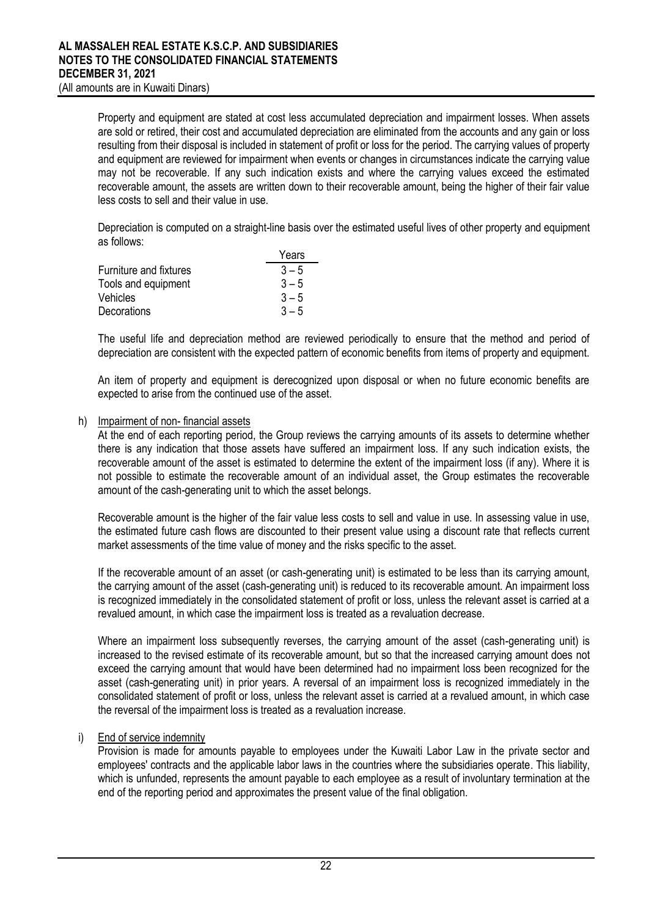Property and equipment are stated at cost less accumulated depreciation and impairment losses. When assets are sold or retired, their cost and accumulated depreciation are eliminated from the accounts and any gain or loss resulting from their disposal is included in statement of profit or loss for the period. The carrying values of property and equipment are reviewed for impairment when events or changes in circumstances indicate the carrying value may not be recoverable. If any such indication exists and where the carrying values exceed the estimated recoverable amount, the assets are written down to their recoverable amount, being the higher of their fair value less costs to sell and their value in use.

Depreciation is computed on a straight-line basis over the estimated useful lives of other property and equipment as follows:

| | Years |
|---|---|
| Furniture and fixtures | 3 – 5 |
| Tools and equipment | 3 – 5 |
| Vehicles | 3 – 5 |
| Decorations | 3 – 5 |

The useful life and depreciation method are reviewed periodically to ensure that the method and period of depreciation are consistent with the expected pattern of economic benefits from items of property and equipment.

An item of property and equipment is derecognized upon disposal or when no future economic benefits are expected to arise from the continued use of the asset.

h) Impairment of non- financial assets

At the end of each reporting period, the Group reviews the carrying amounts of its assets to determine whether there is any indication that those assets have suffered an impairment loss. If any such indication exists, the recoverable amount of the asset is estimated to determine the extent of the impairment loss (if any). Where it is not possible to estimate the recoverable amount of an individual asset, the Group estimates the recoverable amount of the cash-generating unit to which the asset belongs.

Recoverable amount is the higher of the fair value less costs to sell and value in use. In assessing value in use, the estimated future cash flows are discounted to their present value using a discount rate that reflects current market assessments of the time value of money and the risks specific to the asset.

If the recoverable amount of an asset (or cash-generating unit) is estimated to be less than its carrying amount, the carrying amount of the asset (cash-generating unit) is reduced to its recoverable amount. An impairment loss is recognized immediately in the consolidated statement of profit or loss, unless the relevant asset is carried at a revalued amount, in which case the impairment loss is treated as a revaluation decrease.

Where an impairment loss subsequently reverses, the carrying amount of the asset (cash-generating unit) is increased to the revised estimate of its recoverable amount, but so that the increased carrying amount does not exceed the carrying amount that would have been determined had no impairment loss been recognized for the asset (cash-generating unit) in prior years. A reversal of an impairment loss is recognized immediately in the consolidated statement of profit or loss, unless the relevant asset is carried at a revalued amount, in which case the reversal of the impairment loss is treated as a revaluation increase.

i) End of service indemnity

Provision is made for amounts payable to employees under the Kuwaiti Labor Law in the private sector and employees' contracts and the applicable labor laws in the countries where the subsidiaries operate. This liability, which is unfunded, represents the amount payable to each employee as a result of involuntary termination at the end of the reporting period and approximates the present value of the final obligation.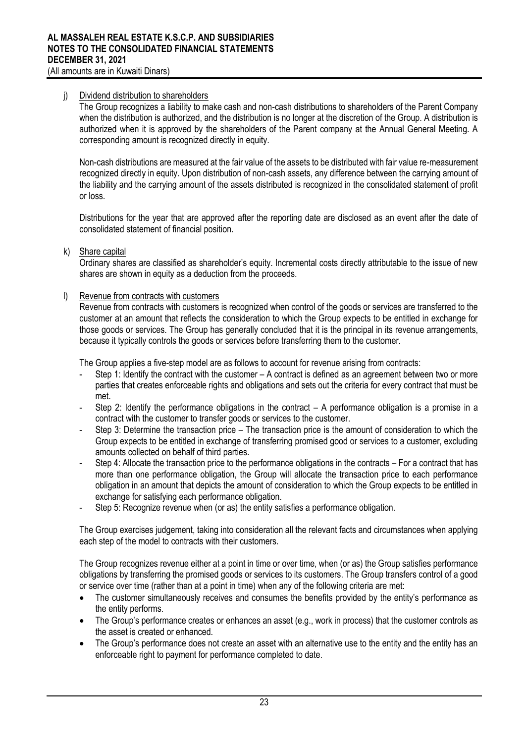j) Dividend distribution to shareholders

The Group recognizes a liability to make cash and non-cash distributions to shareholders of the Parent Company when the distribution is authorized, and the distribution is no longer at the discretion of the Group. A distribution is authorized when it is approved by the shareholders of the Parent company at the Annual General Meeting. A corresponding amount is recognized directly in equity.

Non-cash distributions are measured at the fair value of the assets to be distributed with fair value re-measurement recognized directly in equity. Upon distribution of non-cash assets, any difference between the carrying amount of the liability and the carrying amount of the assets distributed is recognized in the consolidated statement of profit or loss.

Distributions for the year that are approved after the reporting date are disclosed as an event after the date of consolidated statement of financial position.

k) Share capital

Ordinary shares are classified as shareholder's equity. Incremental costs directly attributable to the issue of new shares are shown in equity as a deduction from the proceeds.

l) Revenue from contracts with customers

Revenue from contracts with customers is recognized when control of the goods or services are transferred to the customer at an amount that reflects the consideration to which the Group expects to be entitled in exchange for those goods or services. The Group has generally concluded that it is the principal in its revenue arrangements, because it typically controls the goods or services before transferring them to the customer.

The Group applies a five-step model are as follows to account for revenue arising from contracts:

- Step 1: Identify the contract with the customer – A contract is defined as an agreement between two or more parties that creates enforceable rights and obligations and sets out the criteria for every contract that must be met.
- Step 2: Identify the performance obligations in the contract – A performance obligation is a promise in a contract with the customer to transfer goods or services to the customer.
- Step 3: Determine the transaction price – The transaction price is the amount of consideration to which the Group expects to be entitled in exchange of transferring promised good or services to a customer, excluding amounts collected on behalf of third parties.
- Step 4: Allocate the transaction price to the performance obligations in the contracts – For a contract that has more than one performance obligation, the Group will allocate the transaction price to each performance obligation in an amount that depicts the amount of consideration to which the Group expects to be entitled in exchange for satisfying each performance obligation.
- Step 5: Recognize revenue when (or as) the entity satisfies a performance obligation.

The Group exercises judgement, taking into consideration all the relevant facts and circumstances when applying each step of the model to contracts with their customers.

The Group recognizes revenue either at a point in time or over time, when (or as) the Group satisfies performance obligations by transferring the promised goods or services to its customers. The Group transfers control of a good or service over time (rather than at a point in time) when any of the following criteria are met:

- The customer simultaneously receives and consumes the benefits provided by the entity's performance as the entity performs.
- The Group's performance creates or enhances an asset (e.g., work in process) that the customer controls as the asset is created or enhanced.
- The Group's performance does not create an asset with an alternative use to the entity and the entity has an enforceable right to payment for performance completed to date.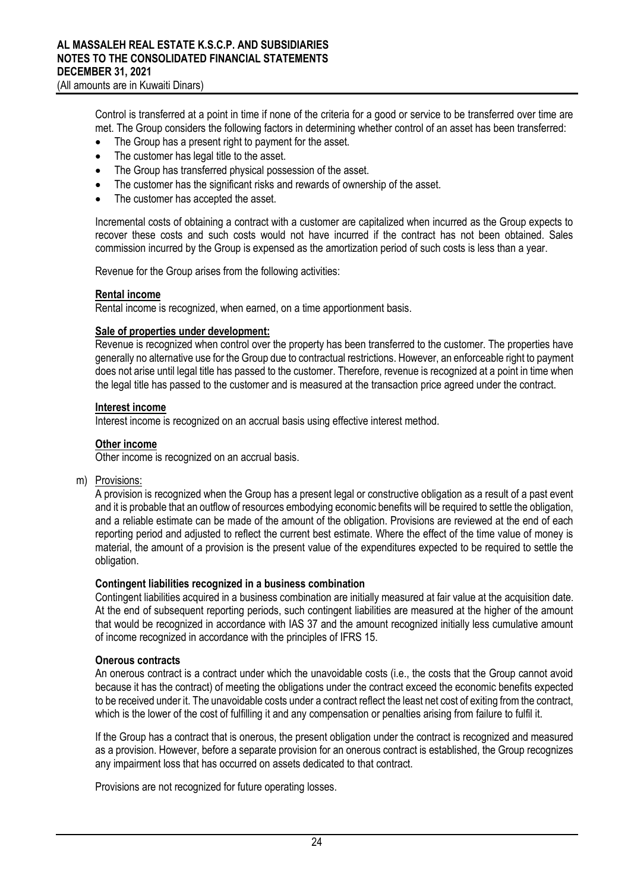Control is transferred at a point in time if none of the criteria for a good or service to be transferred over time are met. The Group considers the following factors in determining whether control of an asset has been transferred:

- The Group has a present right to payment for the asset.
- The customer has legal title to the asset.
- The Group has transferred physical possession of the asset.
- The customer has the significant risks and rewards of ownership of the asset.
- The customer has accepted the asset.

Incremental costs of obtaining a contract with a customer are capitalized when incurred as the Group expects to recover these costs and such costs would not have incurred if the contract has not been obtained. Sales commission incurred by the Group is expensed as the amortization period of such costs is less than a year.

Revenue for the Group arises from the following activities:

**Rental income**

Rental income is recognized, when earned, on a time apportionment basis.

**Sale of properties under development:**

Revenue is recognized when control over the property has been transferred to the customer. The properties have generally no alternative use for the Group due to contractual restrictions. However, an enforceable right to payment does not arise until legal title has passed to the customer. Therefore, revenue is recognized at a point in time when the legal title has passed to the customer and is measured at the transaction price agreed under the contract.

**Interest income**

Interest income is recognized on an accrual basis using effective interest method.

**Other income**

Other income is recognized on an accrual basis.

m) Provisions:

A provision is recognized when the Group has a present legal or constructive obligation as a result of a past event and it is probable that an outflow of resources embodying economic benefits will be required to settle the obligation, and a reliable estimate can be made of the amount of the obligation. Provisions are reviewed at the end of each reporting period and adjusted to reflect the current best estimate. Where the effect of the time value of money is material, the amount of a provision is the present value of the expenditures expected to be required to settle the obligation.

**Contingent liabilities recognized in a business combination**

Contingent liabilities acquired in a business combination are initially measured at fair value at the acquisition date. At the end of subsequent reporting periods, such contingent liabilities are measured at the higher of the amount that would be recognized in accordance with IAS 37 and the amount recognized initially less cumulative amount of income recognized in accordance with the principles of IFRS 15.

**Onerous contracts**

An onerous contract is a contract under which the unavoidable costs (i.e., the costs that the Group cannot avoid because it has the contract) of meeting the obligations under the contract exceed the economic benefits expected to be received under it. The unavoidable costs under a contract reflect the least net cost of exiting from the contract, which is the lower of the cost of fulfilling it and any compensation or penalties arising from failure to fulfil it.

If the Group has a contract that is onerous, the present obligation under the contract is recognized and measured as a provision. However, before a separate provision for an onerous contract is established, the Group recognizes any impairment loss that has occurred on assets dedicated to that contract.

Provisions are not recognized for future operating losses.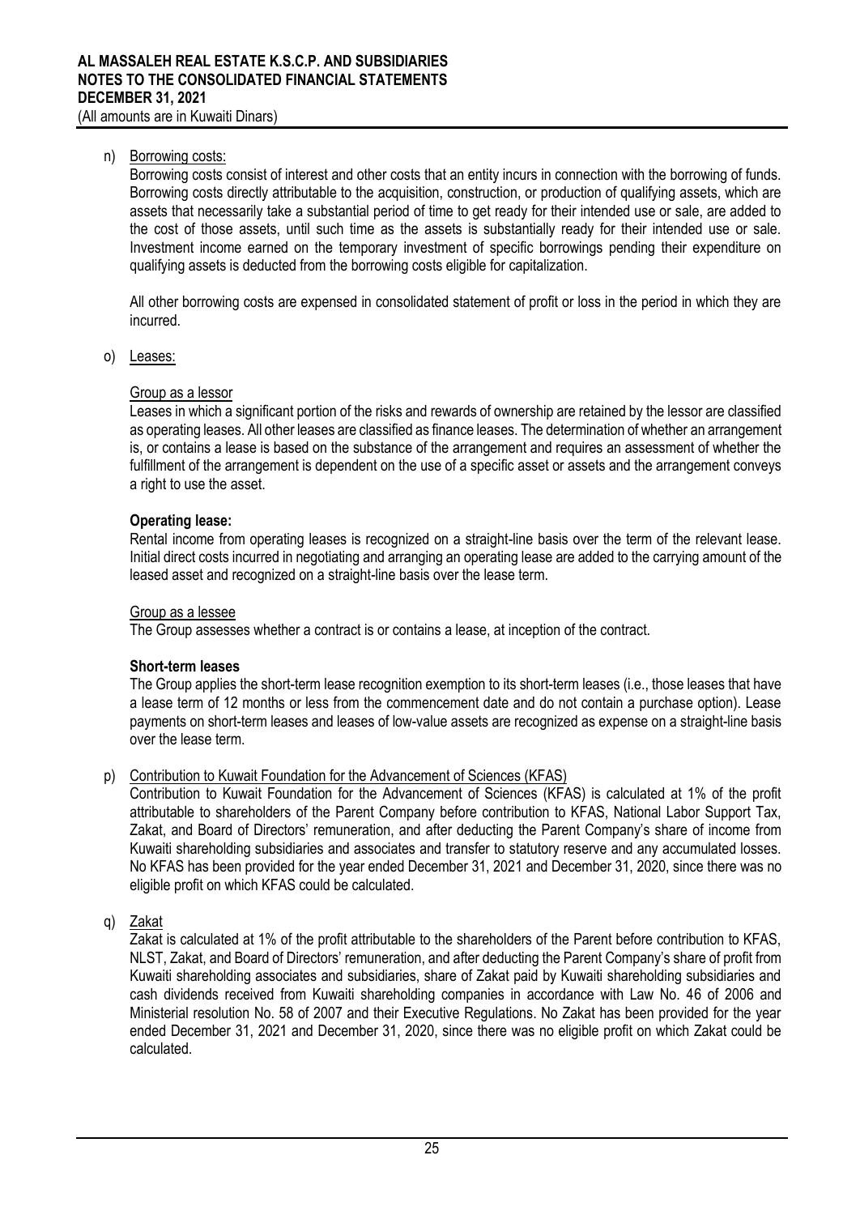n) Borrowing costs:

Borrowing costs consist of interest and other costs that an entity incurs in connection with the borrowing of funds. Borrowing costs directly attributable to the acquisition, construction, or production of qualifying assets, which are assets that necessarily take a substantial period of time to get ready for their intended use or sale, are added to the cost of those assets, until such time as the assets is substantially ready for their intended use or sale. Investment income earned on the temporary investment of specific borrowings pending their expenditure on qualifying assets is deducted from the borrowing costs eligible for capitalization.

All other borrowing costs are expensed in consolidated statement of profit or loss in the period in which they are incurred.

o) Leases:

Group as a lessor

Leases in which a significant portion of the risks and rewards of ownership are retained by the lessor are classified as operating leases. All other leases are classified as finance leases. The determination of whether an arrangement is, or contains a lease is based on the substance of the arrangement and requires an assessment of whether the fulfillment of the arrangement is dependent on the use of a specific asset or assets and the arrangement conveys a right to use the asset.

**Operating lease:**

Rental income from operating leases is recognized on a straight-line basis over the term of the relevant lease. Initial direct costs incurred in negotiating and arranging an operating lease are added to the carrying amount of the leased asset and recognized on a straight-line basis over the lease term.

Group as a lessee

The Group assesses whether a contract is or contains a lease, at inception of the contract.

**Short-term leases**

The Group applies the short-term lease recognition exemption to its short-term leases (i.e., those leases that have a lease term of 12 months or less from the commencement date and do not contain a purchase option). Lease payments on short-term leases and leases of low-value assets are recognized as expense on a straight-line basis over the lease term.

p) Contribution to Kuwait Foundation for the Advancement of Sciences (KFAS)

Contribution to Kuwait Foundation for the Advancement of Sciences (KFAS) is calculated at 1% of the profit attributable to shareholders of the Parent Company before contribution to KFAS, National Labor Support Tax, Zakat, and Board of Directors' remuneration, and after deducting the Parent Company's share of income from Kuwaiti shareholding subsidiaries and associates and transfer to statutory reserve and any accumulated losses. No KFAS has been provided for the year ended December 31, 2021 and December 31, 2020, since there was no eligible profit on which KFAS could be calculated.

q) Zakat

Zakat is calculated at 1% of the profit attributable to the shareholders of the Parent before contribution to KFAS, NLST, Zakat, and Board of Directors' remuneration, and after deducting the Parent Company's share of profit from Kuwaiti shareholding associates and subsidiaries, share of Zakat paid by Kuwaiti shareholding subsidiaries and cash dividends received from Kuwaiti shareholding companies in accordance with Law No. 46 of 2006 and Ministerial resolution No. 58 of 2007 and their Executive Regulations. No Zakat has been provided for the year ended December 31, 2021 and December 31, 2020, since there was no eligible profit on which Zakat could be calculated.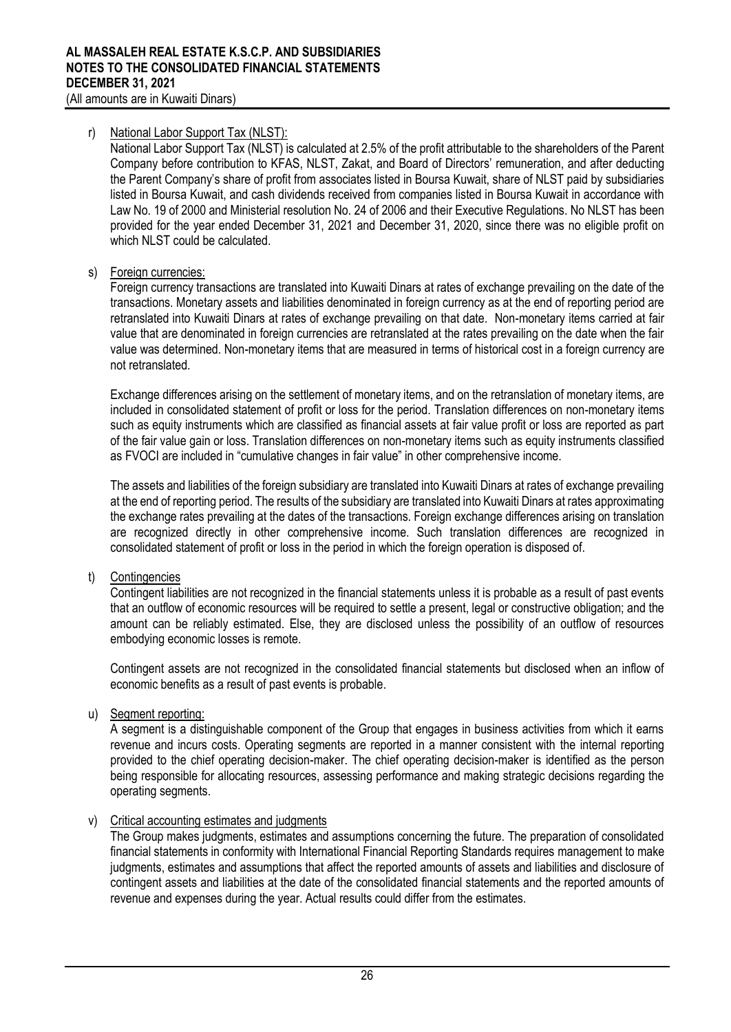r) National Labor Support Tax (NLST):

National Labor Support Tax (NLST) is calculated at 2.5% of the profit attributable to the shareholders of the Parent Company before contribution to KFAS, NLST, Zakat, and Board of Directors' remuneration, and after deducting the Parent Company's share of profit from associates listed in Boursa Kuwait, share of NLST paid by subsidiaries listed in Boursa Kuwait, and cash dividends received from companies listed in Boursa Kuwait in accordance with Law No. 19 of 2000 and Ministerial resolution No. 24 of 2006 and their Executive Regulations. No NLST has been provided for the year ended December 31, 2021 and December 31, 2020, since there was no eligible profit on which NLST could be calculated.

s) Foreign currencies:

Foreign currency transactions are translated into Kuwaiti Dinars at rates of exchange prevailing on the date of the transactions. Monetary assets and liabilities denominated in foreign currency as at the end of reporting period are retranslated into Kuwaiti Dinars at rates of exchange prevailing on that date. Non-monetary items carried at fair value that are denominated in foreign currencies are retranslated at the rates prevailing on the date when the fair value was determined. Non-monetary items that are measured in terms of historical cost in a foreign currency are not retranslated.

Exchange differences arising on the settlement of monetary items, and on the retranslation of monetary items, are included in consolidated statement of profit or loss for the period. Translation differences on non-monetary items such as equity instruments which are classified as financial assets at fair value profit or loss are reported as part of the fair value gain or loss. Translation differences on non-monetary items such as equity instruments classified as FVOCI are included in "cumulative changes in fair value" in other comprehensive income.

The assets and liabilities of the foreign subsidiary are translated into Kuwaiti Dinars at rates of exchange prevailing at the end of reporting period. The results of the subsidiary are translated into Kuwaiti Dinars at rates approximating the exchange rates prevailing at the dates of the transactions. Foreign exchange differences arising on translation are recognized directly in other comprehensive income. Such translation differences are recognized in consolidated statement of profit or loss in the period in which the foreign operation is disposed of.

t) Contingencies

Contingent liabilities are not recognized in the financial statements unless it is probable as a result of past events that an outflow of economic resources will be required to settle a present, legal or constructive obligation; and the amount can be reliably estimated. Else, they are disclosed unless the possibility of an outflow of resources embodying economic losses is remote.

Contingent assets are not recognized in the consolidated financial statements but disclosed when an inflow of economic benefits as a result of past events is probable.

u) Segment reporting:

A segment is a distinguishable component of the Group that engages in business activities from which it earns revenue and incurs costs. Operating segments are reported in a manner consistent with the internal reporting provided to the chief operating decision-maker. The chief operating decision-maker is identified as the person being responsible for allocating resources, assessing performance and making strategic decisions regarding the operating segments.

v) Critical accounting estimates and judgments

The Group makes judgments, estimates and assumptions concerning the future. The preparation of consolidated financial statements in conformity with International Financial Reporting Standards requires management to make judgments, estimates and assumptions that affect the reported amounts of assets and liabilities and disclosure of contingent assets and liabilities at the date of the consolidated financial statements and the reported amounts of revenue and expenses during the year. Actual results could differ from the estimates.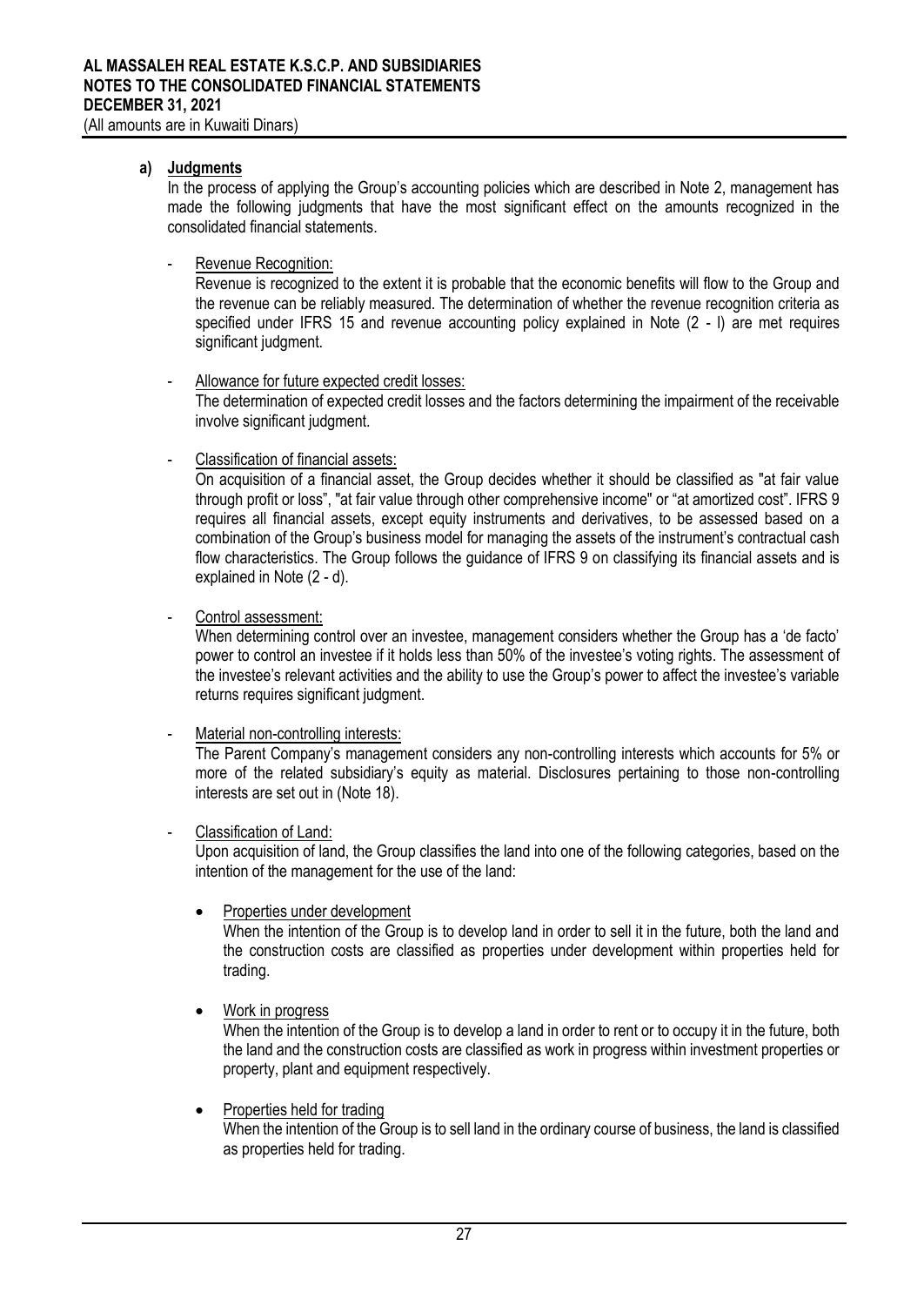**a) Judgments**

In the process of applying the Group's accounting policies which are described in Note 2, management has made the following judgments that have the most significant effect on the amounts recognized in the consolidated financial statements.

- Revenue Recognition:
  Revenue is recognized to the extent it is probable that the economic benefits will flow to the Group and the revenue can be reliably measured. The determination of whether the revenue recognition criteria as specified under IFRS 15 and revenue accounting policy explained in Note (2 - l) are met requires significant judgment.

- Allowance for future expected credit losses:
  The determination of expected credit losses and the factors determining the impairment of the receivable involve significant judgment.

- Classification of financial assets:
  On acquisition of a financial asset, the Group decides whether it should be classified as "at fair value through profit or loss", "at fair value through other comprehensive income" or "at amortized cost". IFRS 9 requires all financial assets, except equity instruments and derivatives, to be assessed based on a combination of the Group's business model for managing the assets of the instrument's contractual cash flow characteristics. The Group follows the guidance of IFRS 9 on classifying its financial assets and is explained in Note (2 - d).

- Control assessment:
  When determining control over an investee, management considers whether the Group has a 'de facto' power to control an investee if it holds less than 50% of the investee's voting rights. The assessment of the investee's relevant activities and the ability to use the Group's power to affect the investee's variable returns requires significant judgment.

- Material non-controlling interests:
  The Parent Company's management considers any non-controlling interests which accounts for 5% or more of the related subsidiary's equity as material. Disclosures pertaining to those non-controlling interests are set out in (Note 18).

- Classification of Land:
  Upon acquisition of land, the Group classifies the land into one of the following categories, based on the intention of the management for the use of the land:

  - Properties under development
    When the intention of the Group is to develop land in order to sell it in the future, both the land and the construction costs are classified as properties under development within properties held for trading.

  - Work in progress
    When the intention of the Group is to develop a land in order to rent or to occupy it in the future, both the land and the construction costs are classified as work in progress within investment properties or property, plant and equipment respectively.

  - Properties held for trading
    When the intention of the Group is to sell land in the ordinary course of business, the land is classified as properties held for trading.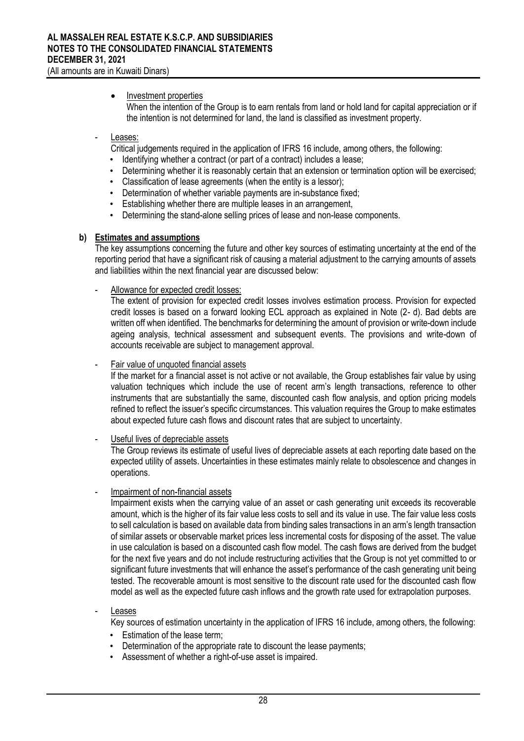- Investment properties

  When the intention of the Group is to earn rentals from land or hold land for capital appreciation or if the intention is not determined for land, the land is classified as investment property.

- Leases:

  Critical judgements required in the application of IFRS 16 include, among others, the following:
  - Identifying whether a contract (or part of a contract) includes a lease;
  - Determining whether it is reasonably certain that an extension or termination option will be exercised;
  - Classification of lease agreements (when the entity is a lessor);
  - Determination of whether variable payments are in-substance fixed;
  - Establishing whether there are multiple leases in an arrangement,
  - Determining the stand-alone selling prices of lease and non-lease components.

**b) Estimates and assumptions**

The key assumptions concerning the future and other key sources of estimating uncertainty at the end of the reporting period that have a significant risk of causing a material adjustment to the carrying amounts of assets and liabilities within the next financial year are discussed below:

- Allowance for expected credit losses:

  The extent of provision for expected credit losses involves estimation process. Provision for expected credit losses is based on a forward looking ECL approach as explained in Note (2- d). Bad debts are written off when identified. The benchmarks for determining the amount of provision or write-down include ageing analysis, technical assessment and subsequent events. The provisions and write-down of accounts receivable are subject to management approval.

- Fair value of unquoted financial assets

  If the market for a financial asset is not active or not available, the Group establishes fair value by using valuation techniques which include the use of recent arm's length transactions, reference to other instruments that are substantially the same, discounted cash flow analysis, and option pricing models refined to reflect the issuer's specific circumstances. This valuation requires the Group to make estimates about expected future cash flows and discount rates that are subject to uncertainty.

- Useful lives of depreciable assets

  The Group reviews its estimate of useful lives of depreciable assets at each reporting date based on the expected utility of assets. Uncertainties in these estimates mainly relate to obsolescence and changes in operations.

- Impairment of non-financial assets

  Impairment exists when the carrying value of an asset or cash generating unit exceeds its recoverable amount, which is the higher of its fair value less costs to sell and its value in use. The fair value less costs to sell calculation is based on available data from binding sales transactions in an arm's length transaction of similar assets or observable market prices less incremental costs for disposing of the asset. The value in use calculation is based on a discounted cash flow model. The cash flows are derived from the budget for the next five years and do not include restructuring activities that the Group is not yet committed to or significant future investments that will enhance the asset's performance of the cash generating unit being tested. The recoverable amount is most sensitive to the discount rate used for the discounted cash flow model as well as the expected future cash inflows and the growth rate used for extrapolation purposes.

- Leases

  Key sources of estimation uncertainty in the application of IFRS 16 include, among others, the following:
  - Estimation of the lease term;
  - Determination of the appropriate rate to discount the lease payments;
  - Assessment of whether a right-of-use asset is impaired.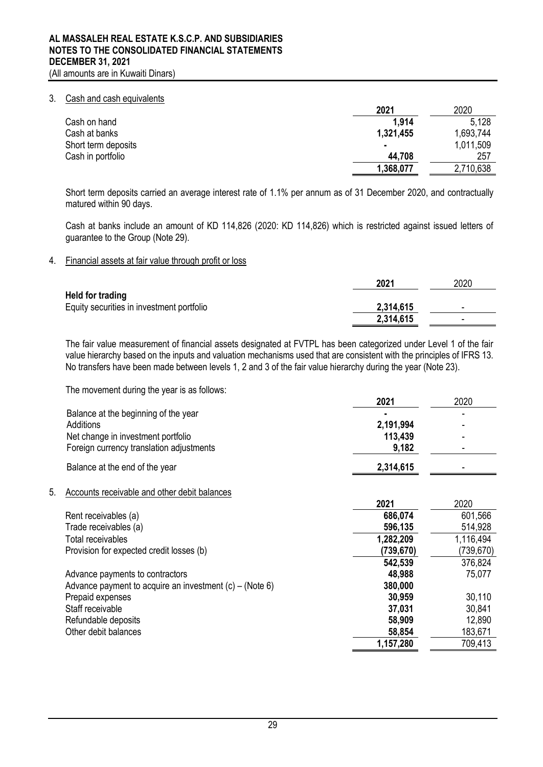**AL MASSALEH REAL ESTATE K.S.C.P. AND SUBSIDIARIES**
**NOTES TO THE CONSOLIDATED FINANCIAL STATEMENTS**
**DECEMBER 31, 2021**
(All amounts are in Kuwaiti Dinars)

## 3. Cash and cash equivalents

| | 2021 | 2020 |
|---|---|---|
| Cash on hand | **1,914** | 5,128 |
| Cash at banks | **1,321,455** | 1,693,744 |
| Short term deposits | **-** | 1,011,509 |
| Cash in portfolio | **44,708** | 257 |
| | **1,368,077** | 2,710,638 |

Short term deposits carried an average interest rate of 1.1% per annum as of 31 December 2020, and contractually matured within 90 days.

Cash at banks include an amount of KD 114,826 (2020: KD 114,826) which is restricted against issued letters of guarantee to the Group (Note 29).

## 4. Financial assets at fair value through profit or loss

| | 2021 | 2020 |
|---|---|---|
| **Held for trading** | | |
| Equity securities in investment portfolio | **2,314,615** | - |
| | **2,314,615** | - |

The fair value measurement of financial assets designated at FVTPL has been categorized under Level 1 of the fair value hierarchy based on the inputs and valuation mechanisms used that are consistent with the principles of IFRS 13. No transfers have been made between levels 1, 2 and 3 of the fair value hierarchy during the year (Note 23).

The movement during the year is as follows:

| | 2021 | 2020 |
|---|---|---|
| Balance at the beginning of the year | **-** | - |
| Additions | **2,191,994** | - |
| Net change in investment portfolio | **113,439** | - |
| Foreign currency translation adjustments | **9,182** | - |
| Balance at the end of the year | **2,314,615** | - |

## 5. Accounts receivable and other debit balances

| | 2021 | 2020 |
|---|---|---|
| Rent receivables (a) | **686,074** | 601,566 |
| Trade receivables (a) | **596,135** | 514,928 |
| Total receivables | **1,282,209** | 1,116,494 |
| Provision for expected credit losses (b) | **(739,670)** | (739,670) |
| | **542,539** | 376,824 |
| Advance payments to contractors | **48,988** | 75,077 |
| Advance payment to acquire an investment (c) – (Note 6) | **380,000** | |
| Prepaid expenses | **30,959** | 30,110 |
| Staff receivable | **37,031** | 30,841 |
| Refundable deposits | **58,909** | 12,890 |
| Other debit balances | **58,854** | 183,671 |
| | **1,157,280** | 709,413 |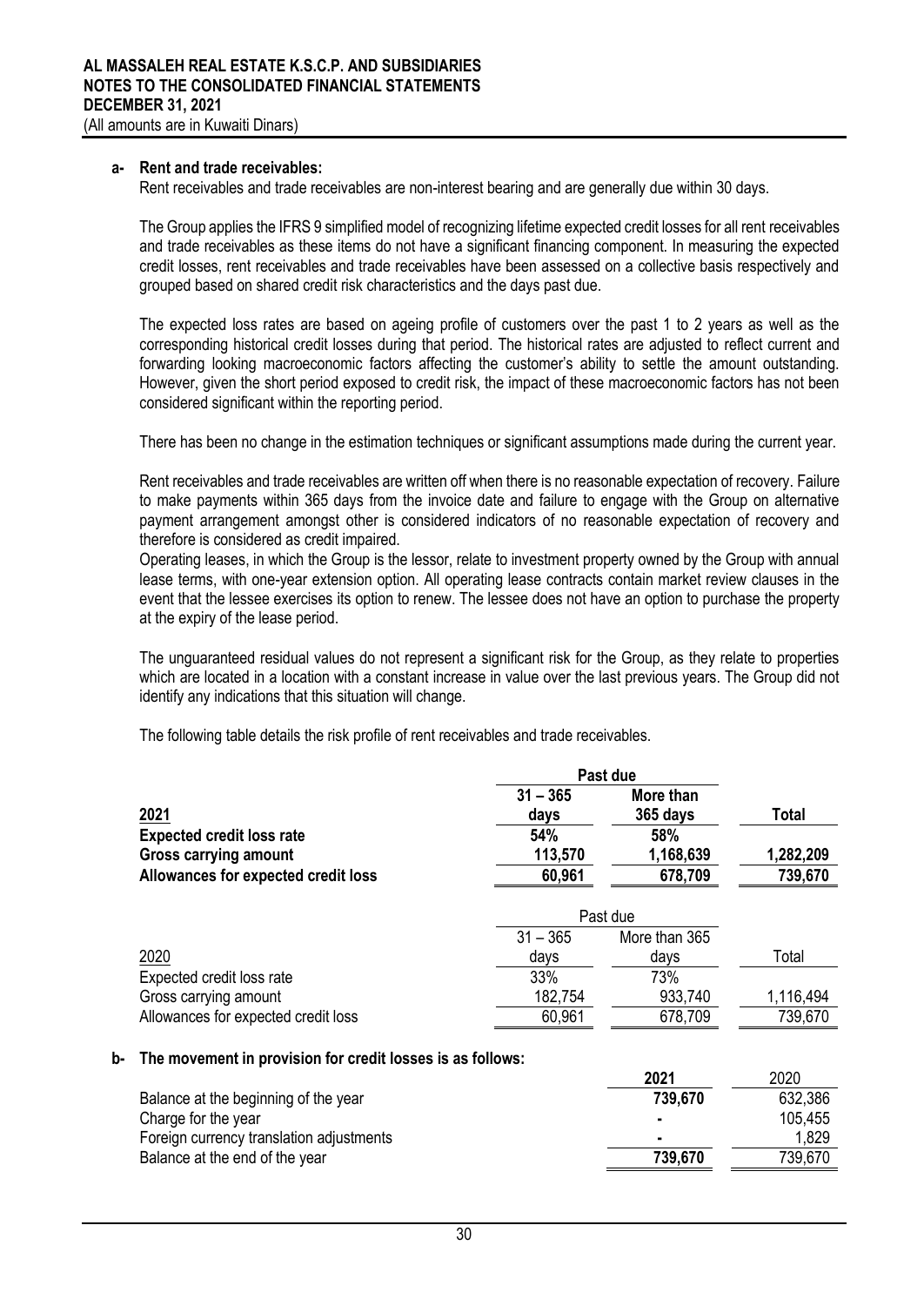AL MASSALEH REAL ESTATE K.S.C.P. AND SUBSIDIARIES
NOTES TO THE CONSOLIDATED FINANCIAL STATEMENTS
DECEMBER 31, 2021
(All amounts are in Kuwaiti Dinars)

**a- Rent and trade receivables:**

Rent receivables and trade receivables are non-interest bearing and are generally due within 30 days.

The Group applies the IFRS 9 simplified model of recognizing lifetime expected credit losses for all rent receivables and trade receivables as these items do not have a significant financing component. In measuring the expected credit losses, rent receivables and trade receivables have been assessed on a collective basis respectively and grouped based on shared credit risk characteristics and the days past due.

The expected loss rates are based on ageing profile of customers over the past 1 to 2 years as well as the corresponding historical credit losses during that period. The historical rates are adjusted to reflect current and forwarding looking macroeconomic factors affecting the customer's ability to settle the amount outstanding. However, given the short period exposed to credit risk, the impact of these macroeconomic factors has not been considered significant within the reporting period.

There has been no change in the estimation techniques or significant assumptions made during the current year.

Rent receivables and trade receivables are written off when there is no reasonable expectation of recovery. Failure to make payments within 365 days from the invoice date and failure to engage with the Group on alternative payment arrangement amongst other is considered indicators of no reasonable expectation of recovery and therefore is considered as credit impaired.

Operating leases, in which the Group is the lessor, relate to investment property owned by the Group with annual lease terms, with one-year extension option. All operating lease contracts contain market review clauses in the event that the lessee exercises its option to renew. The lessee does not have an option to purchase the property at the expiry of the lease period.

The unguaranteed residual values do not represent a significant risk for the Group, as they relate to properties which are located in a location with a constant increase in value over the last previous years. The Group did not identify any indications that this situation will change.

The following table details the risk profile of rent receivables and trade receivables.

| | Past due | | |
|---|---|---|---|
| **2021** | **31 – 365 days** | **More than 365 days** | **Total** |
| **Expected credit loss rate** | **54%** | **58%** | |
| **Gross carrying amount** | **113,570** | **1,168,639** | **1,282,209** |
| **Allowances for expected credit loss** | **60,961** | **678,709** | **739,670** |

| | Past due | | |
|---|---|---|---|
| 2020 | 31 – 365 days | More than 365 days | Total |
| Expected credit loss rate | 33% | 73% | |
| Gross carrying amount | 182,754 | 933,740 | 1,116,494 |
| Allowances for expected credit loss | 60,961 | 678,709 | 739,670 |

**b- The movement in provision for credit losses is as follows:**

| | **2021** | 2020 |
|---|---|---|
| Balance at the beginning of the year | **739,670** | 632,386 |
| Charge for the year | **-** | 105,455 |
| Foreign currency translation adjustments | **-** | 1,829 |
| Balance at the end of the year | **739,670** | 739,670 |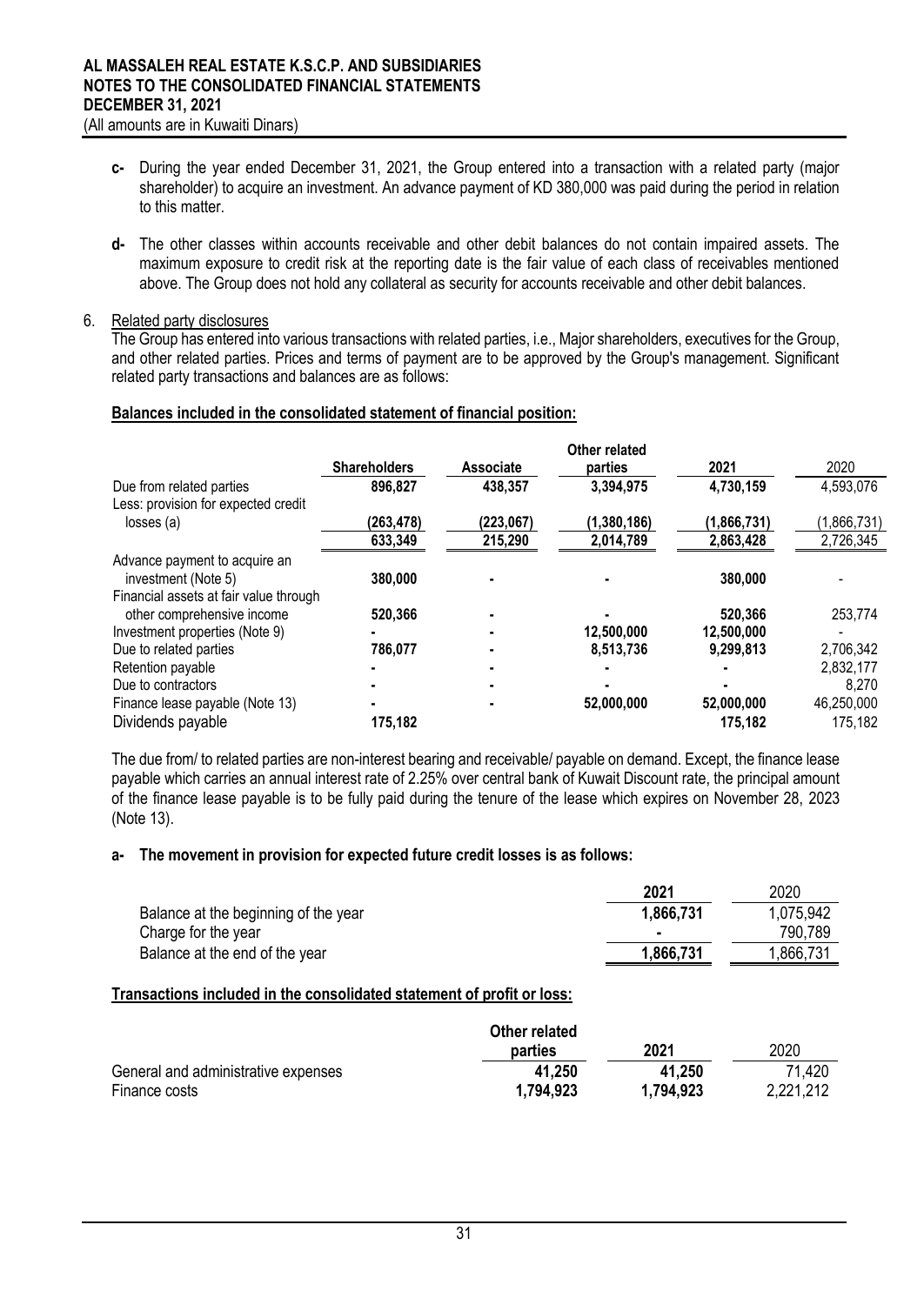- **c-** During the year ended December 31, 2021, the Group entered into a transaction with a related party (major shareholder) to acquire an investment. An advance payment of KD 380,000 was paid during the period in relation to this matter.

- **d-** The other classes within accounts receivable and other debit balances do not contain impaired assets. The maximum exposure to credit risk at the reporting date is the fair value of each class of receivables mentioned above. The Group does not hold any collateral as security for accounts receivable and other debit balances.

6. Related party disclosures

The Group has entered into various transactions with related parties, i.e., Major shareholders, executives for the Group, and other related parties. Prices and terms of payment are to be approved by the Group's management. Significant related party transactions and balances are as follows:

**Balances included in the consolidated statement of financial position:**

| | **Shareholders** | **Associate** | **Other related parties** | **2021** | 2020 |
|---|---|---|---|---|---|
| Due from related parties | **896,827** | **438,357** | **3,394,975** | **4,730,159** | 4,593,076 |
| Less: provision for expected credit losses (a) | **(263,478)** | **(223,067)** | **(1,380,186)** | **(1,866,731)** | (1,866,731) |
| | **633,349** | **215,290** | **2,014,789** | **2,863,428** | 2,726,345 |
| Advance payment to acquire an investment (Note 5) | **380,000** | **-** | **-** | **380,000** | - |
| Financial assets at fair value through other comprehensive income | **520,366** | **-** | **-** | **520,366** | 253,774 |
| Investment properties (Note 9) | **-** | **-** | **12,500,000** | **12,500,000** | - |
| Due to related parties | **786,077** | **-** | **8,513,736** | **9,299,813** | 2,706,342 |
| Retention payable | **-** | **-** | **-** | **-** | 2,832,177 |
| Due to contractors | **-** | **-** | **-** | **-** | 8,270 |
| Finance lease payable (Note 13) | **-** | **-** | **52,000,000** | **52,000,000** | 46,250,000 |
| Dividends payable | **175,182** | | | **175,182** | 175,182 |

The due from/ to related parties are non-interest bearing and receivable/ payable on demand. Except, the finance lease payable which carries an annual interest rate of 2.25% over central bank of Kuwait Discount rate, the principal amount of the finance lease payable is to be fully paid during the tenure of the lease which expires on November 28, 2023 (Note 13).

**a- The movement in provision for expected future credit losses is as follows:**

| | **2021** | 2020 |
|---|---|---|
| Balance at the beginning of the year | **1,866,731** | 1,075,942 |
| Charge for the year | **-** | 790,789 |
| Balance at the end of the year | **1,866,731** | 1,866,731 |

**Transactions included in the consolidated statement of profit or loss:**

| | **Other related parties** | **2021** | 2020 |
|---|---|---|---|
| General and administrative expenses | **41,250** | **41,250** | 71,420 |
| Finance costs | **1,794,923** | **1,794,923** | 2,221,212 |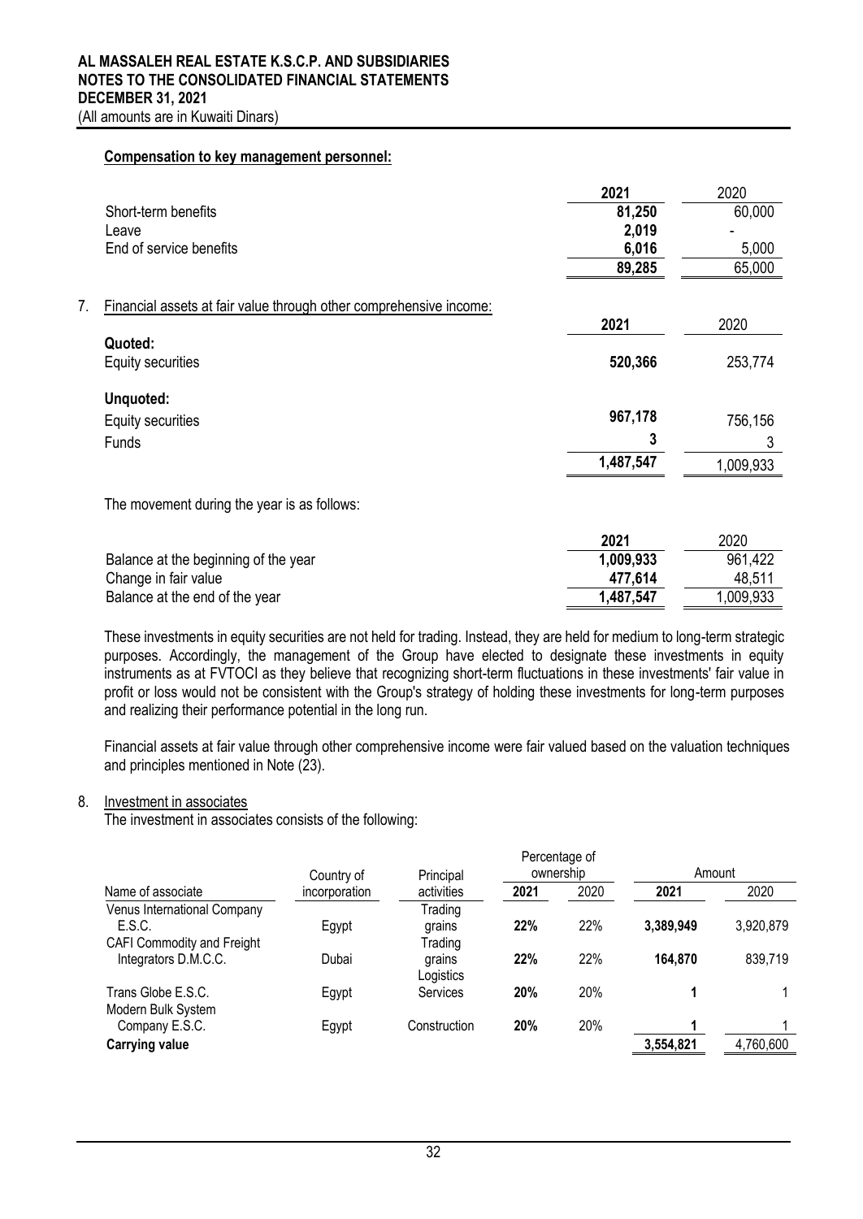**Compensation to key management personnel:**

| | 2021 | 2020 |
|---|---|---|
| Short-term benefits | **81,250** | 60,000 |
| Leave | **2,019** | - |
| End of service benefits | **6,016** | 5,000 |
| | **89,285** | 65,000 |

7. Financial assets at fair value through other comprehensive income:

| | 2021 | 2020 |
|---|---|---|
| **Quoted:** | | |
| Equity securities | **520,366** | 253,774 |
| **Unquoted:** | | |
| Equity securities | **967,178** | 756,156 |
| Funds | **3** | 3 |
| | **1,487,547** | 1,009,933 |

The movement during the year is as follows:

| | 2021 | 2020 |
|---|---|---|
| Balance at the beginning of the year | **1,009,933** | 961,422 |
| Change in fair value | **477,614** | 48,511 |
| Balance at the end of the year | **1,487,547** | 1,009,933 |

These investments in equity securities are not held for trading. Instead, they are held for medium to long-term strategic purposes. Accordingly, the management of the Group have elected to designate these investments in equity instruments as at FVTOCI as they believe that recognizing short-term fluctuations in these investments' fair value in profit or loss would not be consistent with the Group's strategy of holding these investments for long-term purposes and realizing their performance potential in the long run.

Financial assets at fair value through other comprehensive income were fair valued based on the valuation techniques and principles mentioned in Note (23).

8. Investment in associates

The investment in associates consists of the following:

| Name of associate | Country of incorporation | Principal activities | Percentage of ownership 2021 | 2020 | Amount 2021 | 2020 |
|---|---|---|---|---|---|---|
| Venus International Company E.S.C. | Egypt | Trading grains | **22%** | 22% | **3,389,949** | 3,920,879 |
| CAFI Commodity and Freight Integrators D.M.C.C. | Dubai | Trading grains | **22%** | 22% | **164,870** | 839,719 |
| Trans Globe E.S.C. | Egypt | Logistics Services | **20%** | 20% | **1** | 1 |
| Modern Bulk System Company E.S.C. | Egypt | Construction | **20%** | 20% | **1** | 1 |
| **Carrying value** | | | | | **3,554,821** | 4,760,600 |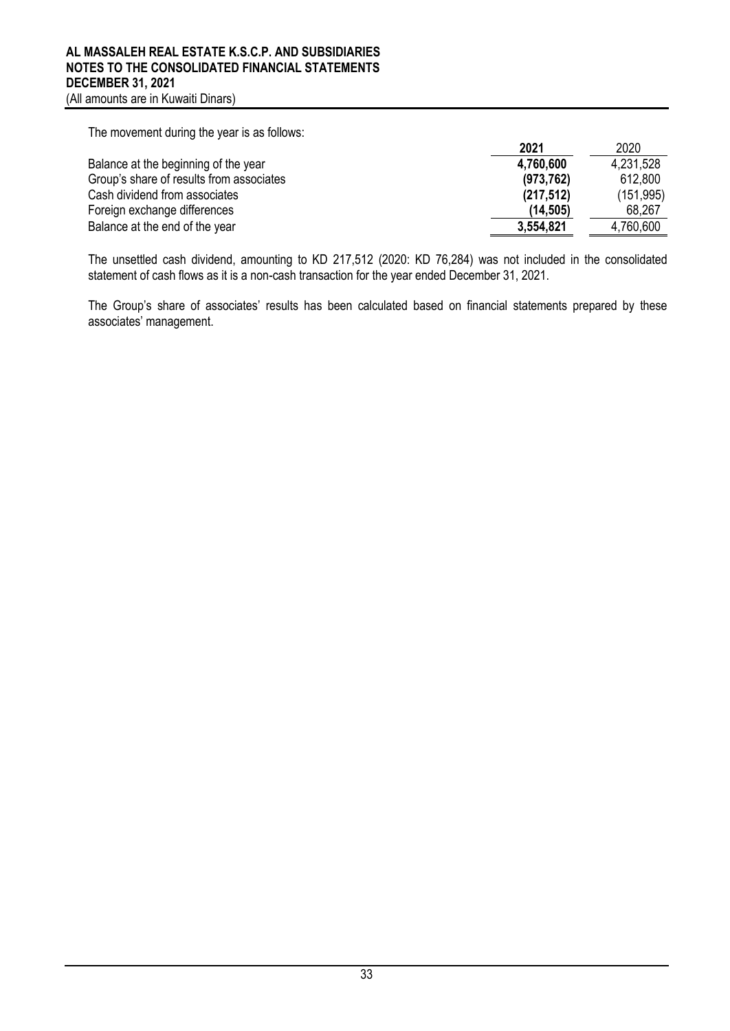The movement during the year is as follows:

| | **2021** | 2020 |
|---|---|---|
| Balance at the beginning of the year | **4,760,600** | 4,231,528 |
| Group's share of results from associates | **(973,762)** | 612,800 |
| Cash dividend from associates | **(217,512)** | (151,995) |
| Foreign exchange differences | **(14,505)** | 68,267 |
| Balance at the end of the year | **3,554,821** | 4,760,600 |

The unsettled cash dividend, amounting to KD 217,512 (2020: KD 76,284) was not included in the consolidated statement of cash flows as it is a non-cash transaction for the year ended December 31, 2021.

The Group's share of associates' results has been calculated based on financial statements prepared by these associates' management.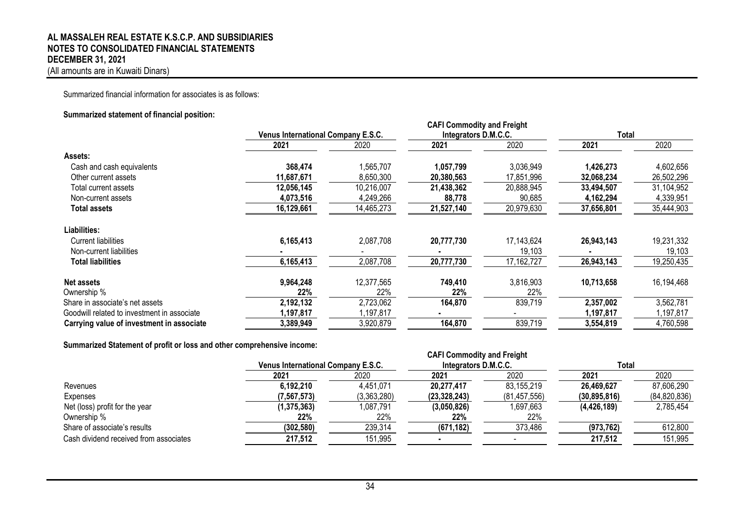Summarized financial information for associates is as follows:

**Summarized statement of financial position:**

| | Venus International Company E.S.C. | | CAFI Commodity and Freight Integrators D.M.C.C. | | Total | |
|---|---|---|---|---|---|---|
| | **2021** | 2020 | **2021** | 2020 | **2021** | 2020 |
| **Assets:** | | | | | | |
| Cash and cash equivalents | **368,474** | 1,565,707 | **1,057,799** | 3,036,949 | **1,426,273** | 4,602,656 |
| Other current assets | **11,687,671** | 8,650,300 | **20,380,563** | 17,851,996 | **32,068,234** | 26,502,296 |
| Total current assets | **12,056,145** | 10,216,007 | **21,438,362** | 20,888,945 | **33,494,507** | 31,104,952 |
| Non-current assets | **4,073,516** | 4,249,266 | **88,778** | 90,685 | **4,162,294** | 4,339,951 |
| **Total assets** | **16,129,661** | 14,465,273 | **21,527,140** | 20,979,630 | **37,656,801** | 35,444,903 |
| **Liabilities:** | | | | | | |
| Current liabilities | **6,165,413** | 2,087,708 | **20,777,730** | 17,143,624 | **26,943,143** | 19,231,332 |
| Non-current liabilities | **-** | - | **-** | 19,103 | **-** | 19,103 |
| **Total liabilities** | **6,165,413** | 2,087,708 | **20,777,730** | 17,162,727 | **26,943,143** | 19,250,435 |
| **Net assets** | **9,964,248** | 12,377,565 | **749,410** | 3,816,903 | **10,713,658** | 16,194,468 |
| Ownership % | **22%** | 22% | **22%** | 22% | | |
| Share in associate's net assets | **2,192,132** | 2,723,062 | **164,870** | 839,719 | **2,357,002** | 3,562,781 |
| Goodwill related to investment in associate | **1,197,817** | 1,197,817 | **-** | - | **1,197,817** | 1,197,817 |
| **Carrying value of investment in associate** | **3,389,949** | 3,920,879 | **164,870** | 839,719 | **3,554,819** | 4,760,598 |

**Summarized Statement of profit or loss and other comprehensive income:**

| | Venus International Company E.S.C. | | CAFI Commodity and Freight Integrators D.M.C.C. | | Total | |
|---|---|---|---|---|---|---|
| | **2021** | 2020 | **2021** | 2020 | **2021** | 2020 |
| Revenues | **6,192,210** | 4,451,071 | **20,277,417** | 83,155,219 | **26,469,627** | 87,606,290 |
| Expenses | **(7,567,573)** | (3,363,280) | **(23,328,243)** | (81,457,556) | **(30,895,816)** | (84,820,836) |
| Net (loss) profit for the year | **(1,375,363)** | 1,087,791 | **(3,050,826)** | 1,697,663 | **(4,426,189)** | 2,785,454 |
| Ownership % | **22%** | 22% | **22%** | 22% | | |
| Share of associate's results | **(302,580)** | 239,314 | **(671,182)** | 373,486 | **(973,762)** | 612,800 |
| Cash dividend received from associates | **217,512** | 151,995 | **-** | - | **217,512** | 151,995 |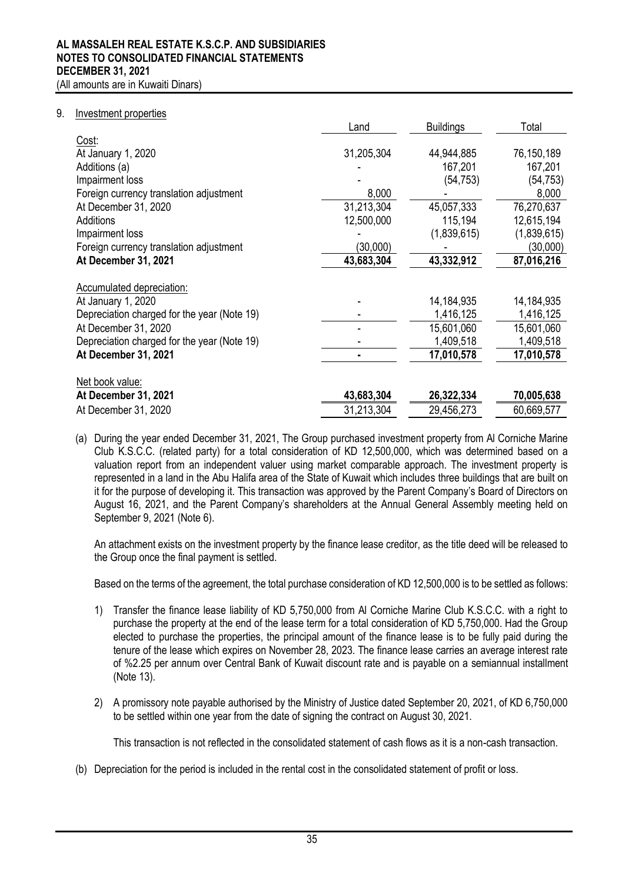**AL MASSALEH REAL ESTATE K.S.C.P. AND SUBSIDIARIES**
**NOTES TO CONSOLIDATED FINANCIAL STATEMENTS**
**DECEMBER 31, 2021**
(All amounts are in Kuwaiti Dinars)

9. Investment properties

| | Land | Buildings | Total |
|---|---|---|---|
| Cost: | | | |
| At January 1, 2020 | 31,205,304 | 44,944,885 | 76,150,189 |
| Additions (a) | - | 167,201 | 167,201 |
| Impairment loss | - | (54,753) | (54,753) |
| Foreign currency translation adjustment | 8,000 | - | 8,000 |
| At December 31, 2020 | 31,213,304 | 45,057,333 | 76,270,637 |
| Additions | 12,500,000 | 115,194 | 12,615,194 |
| Impairment loss | - | (1,839,615) | (1,839,615) |
| Foreign currency translation adjustment | (30,000) | - | (30,000) |
| **At December 31, 2021** | **43,683,304** | **43,332,912** | **87,016,216** |
| Accumulated depreciation: | | | |
| At January 1, 2020 | - | 14,184,935 | 14,184,935 |
| Depreciation charged for the year (Note 19) | - | 1,416,125 | 1,416,125 |
| At December 31, 2020 | - | 15,601,060 | 15,601,060 |
| Depreciation charged for the year (Note 19) | - | 1,409,518 | 1,409,518 |
| **At December 31, 2021** | **-** | **17,010,578** | **17,010,578** |
| Net book value: | | | |
| **At December 31, 2021** | **43,683,304** | **26,322,334** | **70,005,638** |
| At December 31, 2020 | 31,213,304 | 29,456,273 | 60,669,577 |

(a) During the year ended December 31, 2021, The Group purchased investment property from Al Corniche Marine Club K.S.C.C. (related party) for a total consideration of KD 12,500,000, which was determined based on a valuation report from an independent valuer using market comparable approach. The investment property is represented in a land in the Abu Halifa area of the State of Kuwait which includes three buildings that are built on it for the purpose of developing it. This transaction was approved by the Parent Company's Board of Directors on August 16, 2021, and the Parent Company's shareholders at the Annual General Assembly meeting held on September 9, 2021 (Note 6).

An attachment exists on the investment property by the finance lease creditor, as the title deed will be released to the Group once the final payment is settled.

Based on the terms of the agreement, the total purchase consideration of KD 12,500,000 is to be settled as follows:

1) Transfer the finance lease liability of KD 5,750,000 from Al Corniche Marine Club K.S.C.C. with a right to purchase the property at the end of the lease term for a total consideration of KD 5,750,000. Had the Group elected to purchase the properties, the principal amount of the finance lease is to be fully paid during the tenure of the lease which expires on November 28, 2023. The finance lease carries an average interest rate of %2.25 per annum over Central Bank of Kuwait discount rate and is payable on a semiannual installment (Note 13).

2) A promissory note payable authorised by the Ministry of Justice dated September 20, 2021, of KD 6,750,000 to be settled within one year from the date of signing the contract on August 30, 2021.

This transaction is not reflected in the consolidated statement of cash flows as it is a non-cash transaction.

(b) Depreciation for the period is included in the rental cost in the consolidated statement of profit or loss.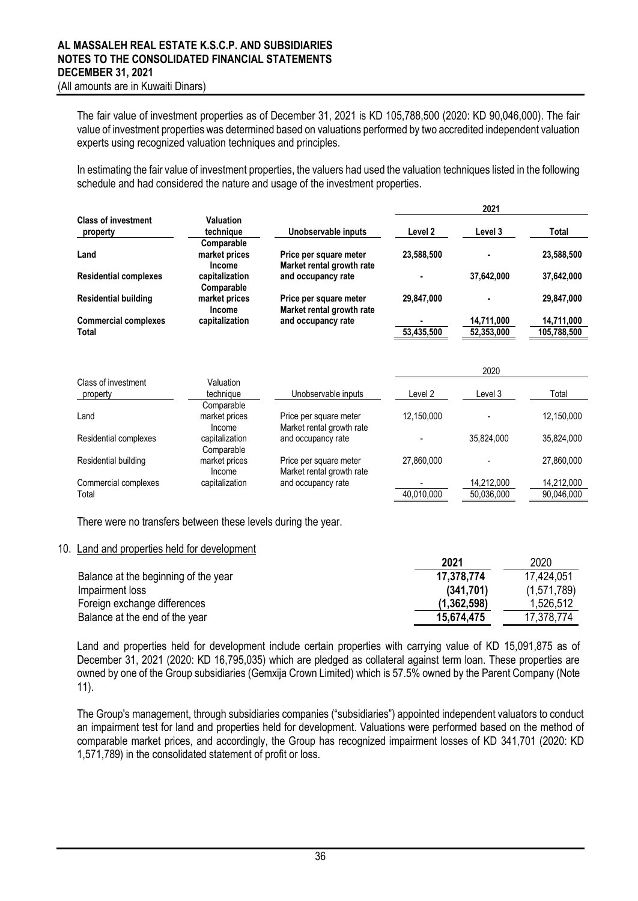The fair value of investment properties as of December 31, 2021 is KD 105,788,500 (2020: KD 90,046,000). The fair value of investment properties was determined based on valuations performed by two accredited independent valuation experts using recognized valuation techniques and principles.

In estimating the fair value of investment properties, the valuers had used the valuation techniques listed in the following schedule and had considered the nature and usage of the investment properties.

| | | | 2021 | | |
|---|---|---|---|---|---|
| **Class of investment property** | **Valuation technique** | **Unobservable inputs** | **Level 2** | **Level 3** | **Total** |
| **Land** | **Comparable market prices** | **Price per square meter** | **23,588,500** | **-** | **23,588,500** |
| **Residential complexes** | **Income capitalization** | **Market rental growth rate and occupancy rate** | **-** | **37,642,000** | **37,642,000** |
| **Residential building** | **Comparable market prices** | **Price per square meter** | **29,847,000** | **-** | **29,847,000** |
| **Commercial complexes** | **Income capitalization** | **Market rental growth rate and occupancy rate** | **-** | **14,711,000** | **14,711,000** |
| **Total** | | | **53,435,500** | **52,353,000** | **105,788,500** |

| | | | 2020 | | |
|---|---|---|---|---|---|
| Class of investment property | Valuation technique | Unobservable inputs | Level 2 | Level 3 | Total |
| Land | Comparable market prices | Price per square meter | 12,150,000 | - | 12,150,000 |
| Residential complexes | Income capitalization | Market rental growth rate and occupancy rate | - | 35,824,000 | 35,824,000 |
| Residential building | Comparable market prices | Price per square meter | 27,860,000 | - | 27,860,000 |
| Commercial complexes | Income capitalization | Market rental growth rate and occupancy rate | - | 14,212,000 | 14,212,000 |
| Total | | | 40,010,000 | 50,036,000 | 90,046,000 |

There were no transfers between these levels during the year.

## 10. Land and properties held for development

| | 2021 | 2020 |
|---|---|---|
| Balance at the beginning of the year | **17,378,774** | 17,424,051 |
| Impairment loss | **(341,701)** | (1,571,789) |
| Foreign exchange differences | **(1,362,598)** | 1,526,512 |
| Balance at the end of the year | **15,674,475** | 17,378,774 |

Land and properties held for development include certain properties with carrying value of KD 15,091,875 as of December 31, 2021 (2020: KD 16,795,035) which are pledged as collateral against term loan. These properties are owned by one of the Group subsidiaries (Gemxija Crown Limited) which is 57.5% owned by the Parent Company (Note 11).

The Group's management, through subsidiaries companies ("subsidiaries") appointed independent valuators to conduct an impairment test for land and properties held for development. Valuations were performed based on the method of comparable market prices, and accordingly, the Group has recognized impairment losses of KD 341,701 (2020: KD 1,571,789) in the consolidated statement of profit or loss.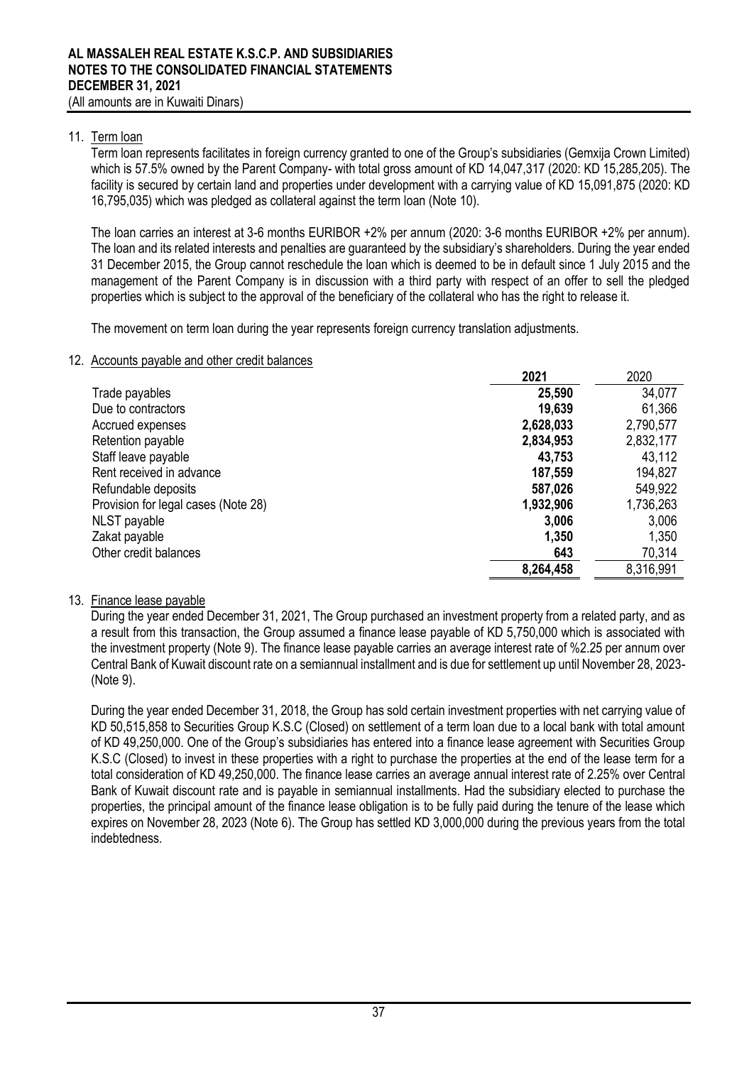## 11. Term loan

Term loan represents facilitates in foreign currency granted to one of the Group's subsidiaries (Gemxija Crown Limited) which is 57.5% owned by the Parent Company- with total gross amount of KD 14,047,317 (2020: KD 15,285,205). The facility is secured by certain land and properties under development with a carrying value of KD 15,091,875 (2020: KD 16,795,035) which was pledged as collateral against the term loan (Note 10).

The loan carries an interest at 3-6 months EURIBOR +2% per annum (2020: 3-6 months EURIBOR +2% per annum). The loan and its related interests and penalties are guaranteed by the subsidiary's shareholders. During the year ended 31 December 2015, the Group cannot reschedule the loan which is deemed to be in default since 1 July 2015 and the management of the Parent Company is in discussion with a third party with respect of an offer to sell the pledged properties which is subject to the approval of the beneficiary of the collateral who has the right to release it.

The movement on term loan during the year represents foreign currency translation adjustments.

## 12. Accounts payable and other credit balances

| | **2021** | 2020 |
|---|---|---|
| Trade payables | **25,590** | 34,077 |
| Due to contractors | **19,639** | 61,366 |
| Accrued expenses | **2,628,033** | 2,790,577 |
| Retention payable | **2,834,953** | 2,832,177 |
| Staff leave payable | **43,753** | 43,112 |
| Rent received in advance | **187,559** | 194,827 |
| Refundable deposits | **587,026** | 549,922 |
| Provision for legal cases (Note 28) | **1,932,906** | 1,736,263 |
| NLST payable | **3,006** | 3,006 |
| Zakat payable | **1,350** | 1,350 |
| Other credit balances | **643** | 70,314 |
| | **8,264,458** | 8,316,991 |

## 13. Finance lease payable

During the year ended December 31, 2021, The Group purchased an investment property from a related party, and as a result from this transaction, the Group assumed a finance lease payable of KD 5,750,000 which is associated with the investment property (Note 9). The finance lease payable carries an average interest rate of %2.25 per annum over Central Bank of Kuwait discount rate on a semiannual installment and is due for settlement up until November 28, 2023- (Note 9).

During the year ended December 31, 2018, the Group has sold certain investment properties with net carrying value of KD 50,515,858 to Securities Group K.S.C (Closed) on settlement of a term loan due to a local bank with total amount of KD 49,250,000. One of the Group's subsidiaries has entered into a finance lease agreement with Securities Group K.S.C (Closed) to invest in these properties with a right to purchase the properties at the end of the lease term for a total consideration of KD 49,250,000. The finance lease carries an average annual interest rate of 2.25% over Central Bank of Kuwait discount rate and is payable in semiannual installments. Had the subsidiary elected to purchase the properties, the principal amount of the finance lease obligation is to be fully paid during the tenure of the lease which expires on November 28, 2023 (Note 6). The Group has settled KD 3,000,000 during the previous years from the total indebtedness.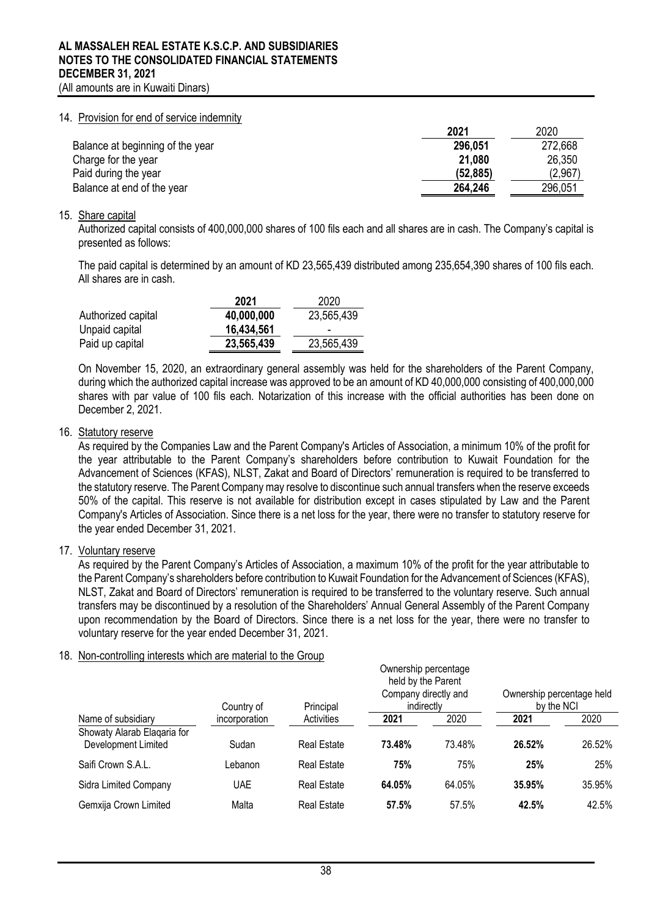# AL MASSALEH REAL ESTATE K.S.C.P. AND SUBSIDIARIES
## NOTES TO THE CONSOLIDATED FINANCIAL STATEMENTS
## DECEMBER 31, 2021
(All amounts are in Kuwaiti Dinars)

### 14. Provision for end of service indemnity

| | 2021 | 2020 |
|---|---|---|
| Balance at beginning of the year | **296,051** | 272,668 |
| Charge for the year | **21,080** | 26,350 |
| Paid during the year | **(52,885)** | (2,967) |
| Balance at end of the year | **264,246** | 296,051 |

### 15. Share capital

Authorized capital consists of 400,000,000 shares of 100 fils each and all shares are in cash. The Company's capital is presented as follows:

The paid capital is determined by an amount of KD 23,565,439 distributed among 235,654,390 shares of 100 fils each. All shares are in cash.

| | 2021 | 2020 |
|---|---|---|
| Authorized capital | **40,000,000** | 23,565,439 |
| Unpaid capital | **16,434,561** | - |
| Paid up capital | **23,565,439** | 23,565,439 |

On November 15, 2020, an extraordinary general assembly was held for the shareholders of the Parent Company, during which the authorized capital increase was approved to be an amount of KD 40,000,000 consisting of 400,000,000 shares with par value of 100 fils each. Notarization of this increase with the official authorities has been done on December 2, 2021.

### 16. Statutory reserve

As required by the Companies Law and the Parent Company's Articles of Association, a minimum 10% of the profit for the year attributable to the Parent Company's shareholders before contribution to Kuwait Foundation for the Advancement of Sciences (KFAS), NLST, Zakat and Board of Directors' remuneration is required to be transferred to the statutory reserve. The Parent Company may resolve to discontinue such annual transfers when the reserve exceeds 50% of the capital. This reserve is not available for distribution except in cases stipulated by Law and the Parent Company's Articles of Association. Since there is a net loss for the year, there were no transfer to statutory reserve for the year ended December 31, 2021.

### 17. Voluntary reserve

As required by the Parent Company's Articles of Association, a maximum 10% of the profit for the year attributable to the Parent Company's shareholders before contribution to Kuwait Foundation for the Advancement of Sciences (KFAS), NLST, Zakat and Board of Directors' remuneration is required to be transferred to the voluntary reserve. Such annual transfers may be discontinued by a resolution of the Shareholders' Annual General Assembly of the Parent Company upon recommendation by the Board of Directors. Since there is a net loss for the year, there were no transfer to voluntary reserve for the year ended December 31, 2021.

### 18. Non-controlling interests which are material to the Group

| Name of subsidiary | Country of incorporation | Principal Activities | Ownership percentage held by the Parent Company directly and indirectly | | Ownership percentage held by the NCI | |
|---|---|---|---|---|---|---|
| | | | 2021 | 2020 | 2021 | 2020 |
| Showaty Alarab Elaqaria for Development Limited | Sudan | Real Estate | **73.48%** | 73.48% | **26.52%** | 26.52% |
| Saifi Crown S.A.L. | Lebanon | Real Estate | **75%** | 75% | **25%** | 25% |
| Sidra Limited Company | UAE | Real Estate | **64.05%** | 64.05% | **35.95%** | 35.95% |
| Gemxija Crown Limited | Malta | Real Estate | **57.5%** | 57.5% | **42.5%** | 42.5% |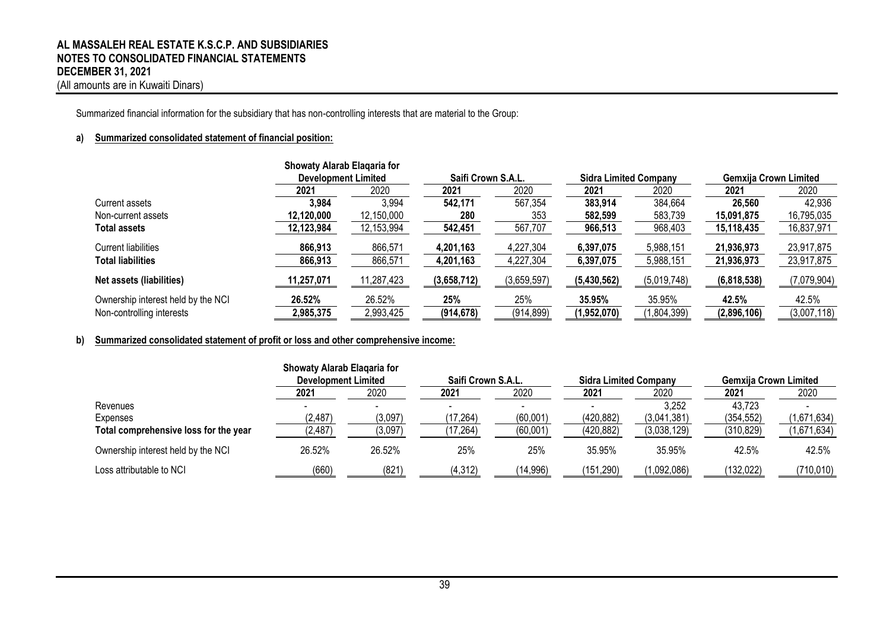Summarized financial information for the subsidiary that has non-controlling interests that are material to the Group:

**a) Summarized consolidated statement of financial position:**

| | Showaty Alarab Elaqaria for Development Limited | | Saifi Crown S.A.L. | | Sidra Limited Company | | Gemxija Crown Limited | |
|---|---|---|---|---|---|---|---|---|
| | **2021** | 2020 | **2021** | 2020 | **2021** | 2020 | **2021** | 2020 |
| Current assets | **3,984** | 3,994 | **542,171** | 567,354 | **383,914** | 384,664 | **26,560** | 42,936 |
| Non-current assets | **12,120,000** | 12,150,000 | **280** | 353 | **582,599** | 583,739 | **15,091,875** | 16,795,035 |
| **Total assets** | **12,123,984** | 12,153,994 | **542,451** | 567,707 | **966,513** | 968,403 | **15,118,435** | 16,837,971 |
| Current liabilities | **866,913** | 866,571 | **4,201,163** | 4,227,304 | **6,397,075** | 5,988,151 | **21,936,973** | 23,917,875 |
| **Total liabilities** | **866,913** | 866,571 | **4,201,163** | 4,227,304 | **6,397,075** | 5,988,151 | **21,936,973** | 23,917,875 |
| **Net assets (liabilities)** | **11,257,071** | 11,287,423 | **(3,658,712)** | (3,659,597) | **(5,430,562)** | (5,019,748) | **(6,818,538)** | (7,079,904) |
| Ownership interest held by the NCI | **26.52%** | 26.52% | **25%** | 25% | **35.95%** | 35.95% | **42.5%** | 42.5% |
| Non-controlling interests | **2,985,375** | 2,993,425 | **(914,678)** | (914,899) | **(1,952,070)** | (1,804,399) | **(2,896,106)** | (3,007,118) |

**b) Summarized consolidated statement of profit or loss and other comprehensive income:**

| | Showaty Alarab Elaqaria for Development Limited | | Saifi Crown S.A.L. | | Sidra Limited Company | | Gemxija Crown Limited | |
|---|---|---|---|---|---|---|---|---|
| | **2021** | 2020 | **2021** | 2020 | **2021** | 2020 | **2021** | 2020 |
| Revenues | - | - | - | - | - | 3,252 | 43,723 | - |
| Expenses | (2,487) | (3,097) | (17,264) | (60,001) | (420,882) | (3,041,381) | (354,552) | (1,671,634) |
| **Total comprehensive loss for the year** | (2,487) | (3,097) | (17,264) | (60,001) | (420,882) | (3,038,129) | (310,829) | (1,671,634) |
| Ownership interest held by the NCI | 26.52% | 26.52% | 25% | 25% | 35.95% | 35.95% | 42.5% | 42.5% |
| Loss attributable to NCI | (660) | (821) | (4,312) | (14,996) | (151,290) | (1,092,086) | (132,022) | (710,010) |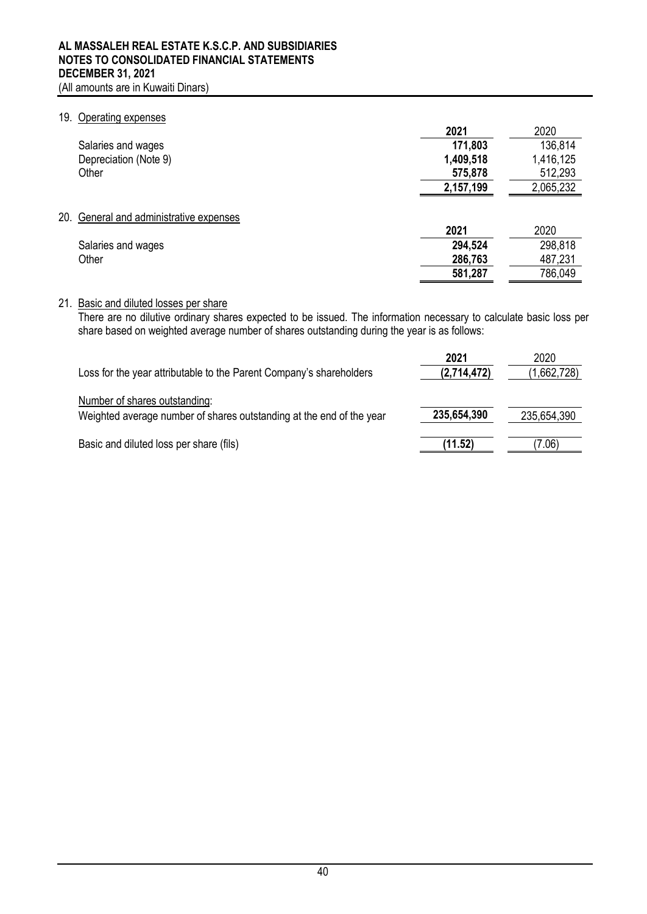AL MASSALEH REAL ESTATE K.S.C.P. AND SUBSIDIARIES
NOTES TO CONSOLIDATED FINANCIAL STATEMENTS
DECEMBER 31, 2021
(All amounts are in Kuwaiti Dinars)

## 19. Operating expenses

| | 2021 | 2020 |
|---|---|---|
| Salaries and wages | 171,803 | 136,814 |
| Depreciation (Note 9) | 1,409,518 | 1,416,125 |
| Other | 575,878 | 512,293 |
| | 2,157,199 | 2,065,232 |

## 20. General and administrative expenses

| | 2021 | 2020 |
|---|---|---|
| Salaries and wages | 294,524 | 298,818 |
| Other | 286,763 | 487,231 |
| | 581,287 | 786,049 |

## 21. Basic and diluted losses per share

There are no dilutive ordinary shares expected to be issued. The information necessary to calculate basic loss per share based on weighted average number of shares outstanding during the year is as follows:

| | 2021 | 2020 |
|---|---|---|
| Loss for the year attributable to the Parent Company's shareholders | (2,714,472) | (1,662,728) |
| Number of shares outstanding: | | |
| Weighted average number of shares outstanding at the end of the year | 235,654,390 | 235,654,390 |
| Basic and diluted loss per share (fils) | (11.52) | (7.06) |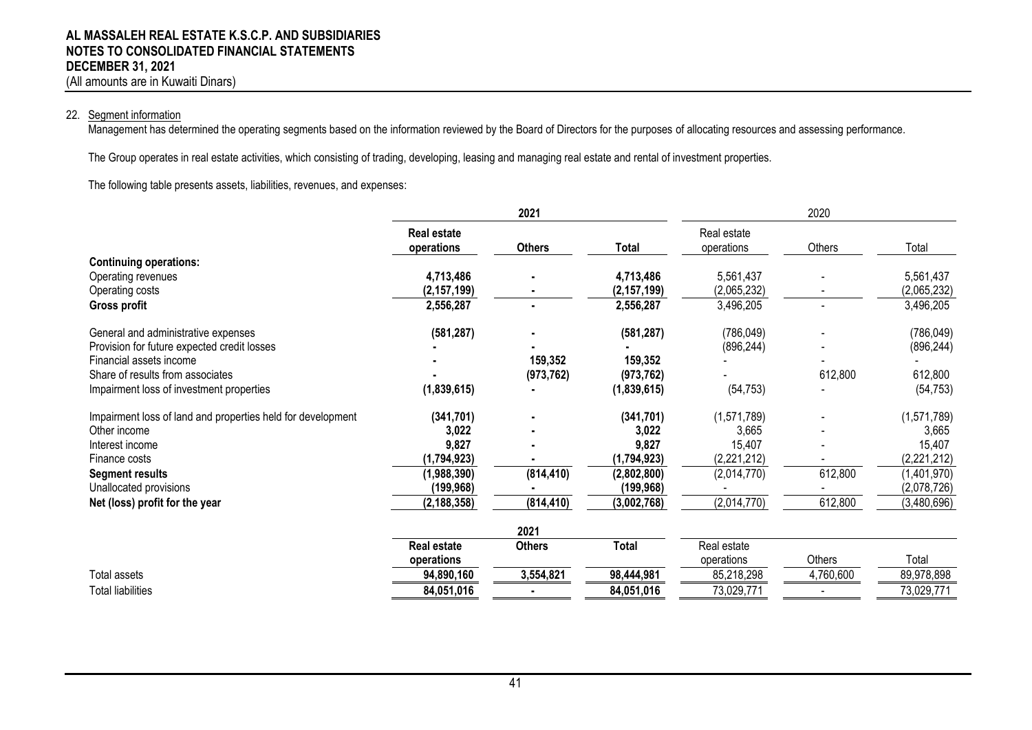## 22. Segment information

Management has determined the operating segments based on the information reviewed by the Board of Directors for the purposes of allocating resources and assessing performance.

The Group operates in real estate activities, which consisting of trading, developing, leasing and managing real estate and rental of investment properties.

The following table presents assets, liabilities, revenues, and expenses:

| | **2021** | | | 2020 | | |
|---|---|---|---|---|---|---|
| | **Real estate operations** | **Others** | **Total** | Real estate operations | Others | Total |
| **Continuing operations:** | | | | | | |
| Operating revenues | **4,713,486** | **-** | **4,713,486** | 5,561,437 | - | 5,561,437 |
| Operating costs | **(2,157,199)** | **-** | **(2,157,199)** | (2,065,232) | - | (2,065,232) |
| **Gross profit** | **2,556,287** | **-** | **2,556,287** | 3,496,205 | - | 3,496,205 |
| General and administrative expenses | **(581,287)** | **-** | **(581,287)** | (786,049) | - | (786,049) |
| Provision for future expected credit losses | **-** | **-** | **-** | (896,244) | - | (896,244) |
| Financial assets income | **-** | **159,352** | **159,352** | - | - | - |
| Share of results from associates | **-** | **(973,762)** | **(973,762)** | - | 612,800 | 612,800 |
| Impairment loss of investment properties | **(1,839,615)** | **-** | **(1,839,615)** | (54,753) | - | (54,753) |
| Impairment loss of land and properties held for development | **(341,701)** | **-** | **(341,701)** | (1,571,789) | - | (1,571,789) |
| Other income | **3,022** | **-** | **3,022** | 3,665 | - | 3,665 |
| Interest income | **9,827** | **-** | **9,827** | 15,407 | - | 15,407 |
| Finance costs | **(1,794,923)** | **-** | **(1,794,923)** | (2,221,212) | - | (2,221,212) |
| **Segment results** | **(1,988,390)** | **(814,410)** | **(2,802,800)** | (2,014,770) | 612,800 | (1,401,970) |
| Unallocated provisions | **(199,968)** | **-** | **(199,968)** | - | - | (2,078,726) |
| **Net (loss) profit for the year** | **(2,188,358)** | **(814,410)** | **(3,002,768)** | (2,014,770) | 612,800 | (3,480,696) |

| | **2021** | | | 2020 | | |
|---|---|---|---|---|---|---|
| | **Real estate operations** | **Others** | **Total** | Real estate operations | Others | Total |
| Total assets | **94,890,160** | **3,554,821** | **98,444,981** | 85,218,298 | 4,760,600 | 89,978,898 |
| Total liabilities | **84,051,016** | **-** | **84,051,016** | 73,029,771 | - | 73,029,771 |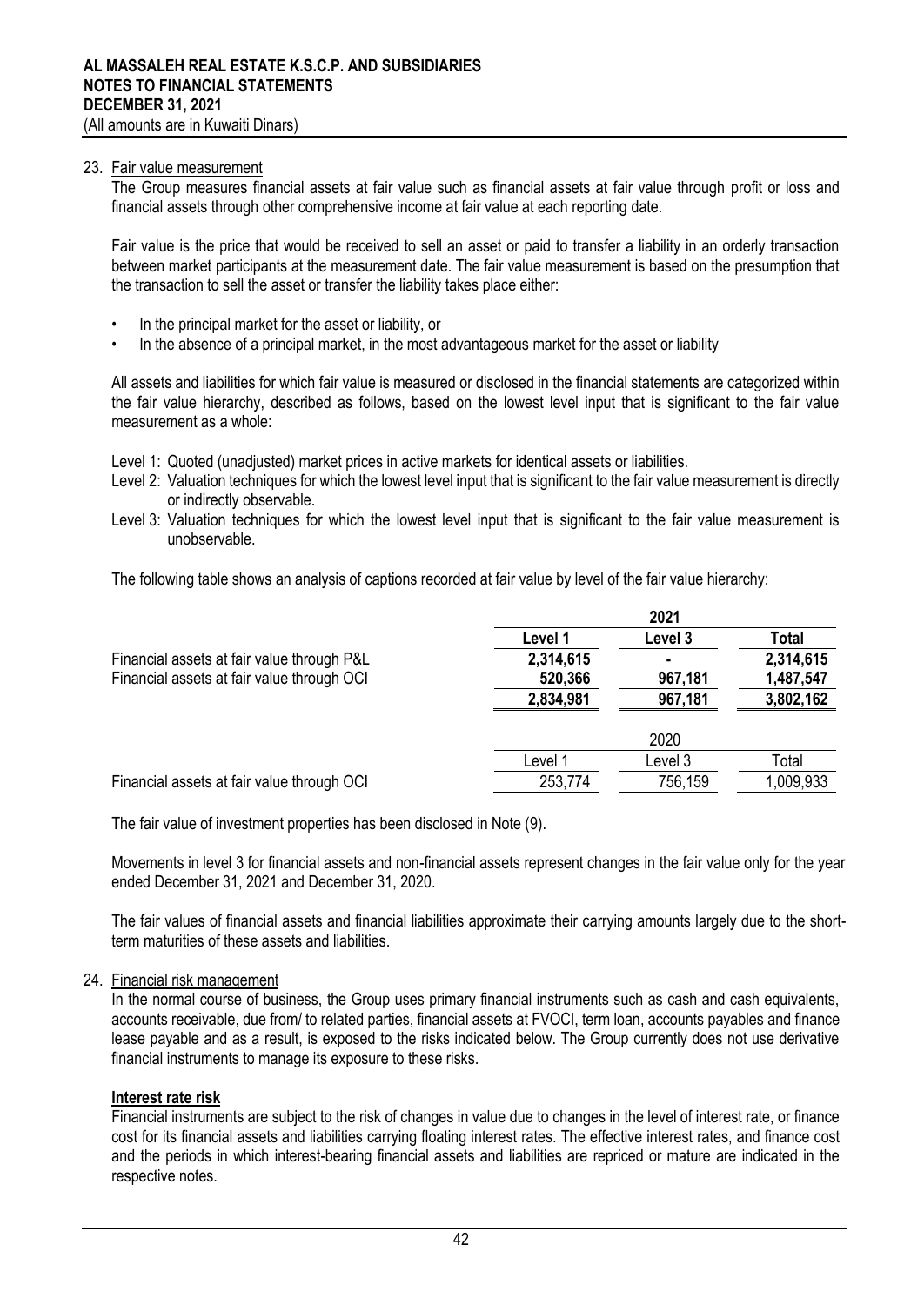## 23. Fair value measurement

The Group measures financial assets at fair value such as financial assets at fair value through profit or loss and financial assets through other comprehensive income at fair value at each reporting date.

Fair value is the price that would be received to sell an asset or paid to transfer a liability in an orderly transaction between market participants at the measurement date. The fair value measurement is based on the presumption that the transaction to sell the asset or transfer the liability takes place either:

- In the principal market for the asset or liability, or
- In the absence of a principal market, in the most advantageous market for the asset or liability

All assets and liabilities for which fair value is measured or disclosed in the financial statements are categorized within the fair value hierarchy, described as follows, based on the lowest level input that is significant to the fair value measurement as a whole:

Level 1: Quoted (unadjusted) market prices in active markets for identical assets or liabilities.

Level 2: Valuation techniques for which the lowest level input that is significant to the fair value measurement is directly or indirectly observable.

Level 3: Valuation techniques for which the lowest level input that is significant to the fair value measurement is unobservable.

The following table shows an analysis of captions recorded at fair value by level of the fair value hierarchy:

| | **2021** | | |
|---|---|---|---|
| | **Level 1** | **Level 3** | **Total** |
| Financial assets at fair value through P&L | **2,314,615** | **-** | **2,314,615** |
| Financial assets at fair value through OCI | **520,366** | **967,181** | **1,487,547** |
| | **2,834,981** | **967,181** | **3,802,162** |

| | 2020 | | |
|---|---|---|---|
| | Level 1 | Level 3 | Total |
| Financial assets at fair value through OCI | 253,774 | 756,159 | 1,009,933 |

The fair value of investment properties has been disclosed in Note (9).

Movements in level 3 for financial assets and non-financial assets represent changes in the fair value only for the year ended December 31, 2021 and December 31, 2020.

The fair values of financial assets and financial liabilities approximate their carrying amounts largely due to the short-term maturities of these assets and liabilities.

## 24. Financial risk management

In the normal course of business, the Group uses primary financial instruments such as cash and cash equivalents, accounts receivable, due from/ to related parties, financial assets at FVOCI, term loan, accounts payables and finance lease payable and as a result, is exposed to the risks indicated below. The Group currently does not use derivative financial instruments to manage its exposure to these risks.

### Interest rate risk

Financial instruments are subject to the risk of changes in value due to changes in the level of interest rate, or finance cost for its financial assets and liabilities carrying floating interest rates. The effective interest rates, and finance cost and the periods in which interest-bearing financial assets and liabilities are repriced or mature are indicated in the respective notes.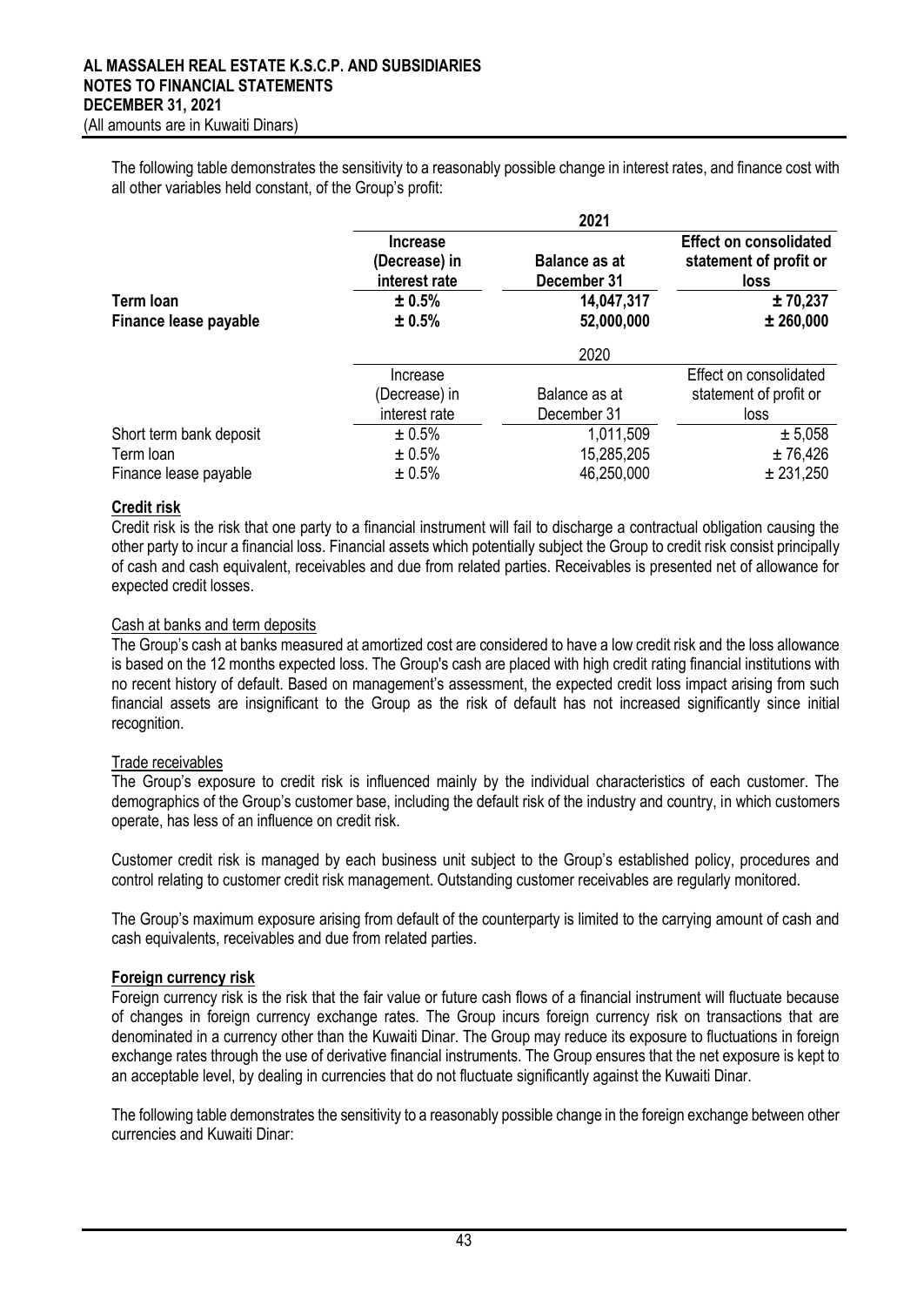The following table demonstrates the sensitivity to a reasonably possible change in interest rates, and finance cost with all other variables held constant, of the Group's profit:

| | 2021 | | |
|---|---|---|---|
| | **Increase (Decrease) in interest rate** | **Balance as at December 31** | **Effect on consolidated statement of profit or loss** |
| **Term loan** | **± 0.5%** | **14,047,317** | **± 70,237** |
| **Finance lease payable** | **± 0.5%** | **52,000,000** | **± 260,000** |

| | 2020 | | |
|---|---|---|---|
| | Increase (Decrease) in interest rate | Balance as at December 31 | Effect on consolidated statement of profit or loss |
| Short term bank deposit | ± 0.5% | 1,011,509 | ± 5,058 |
| Term loan | ± 0.5% | 15,285,205 | ± 76,426 |
| Finance lease payable | ± 0.5% | 46,250,000 | ± 231,250 |

**Credit risk**

Credit risk is the risk that one party to a financial instrument will fail to discharge a contractual obligation causing the other party to incur a financial loss. Financial assets which potentially subject the Group to credit risk consist principally of cash and cash equivalent, receivables and due from related parties. Receivables is presented net of allowance for expected credit losses.

Cash at banks and term deposits

The Group's cash at banks measured at amortized cost are considered to have a low credit risk and the loss allowance is based on the 12 months expected loss. The Group's cash are placed with high credit rating financial institutions with no recent history of default. Based on management's assessment, the expected credit loss impact arising from such financial assets are insignificant to the Group as the risk of default has not increased significantly since initial recognition.

Trade receivables

The Group's exposure to credit risk is influenced mainly by the individual characteristics of each customer. The demographics of the Group's customer base, including the default risk of the industry and country, in which customers operate, has less of an influence on credit risk.

Customer credit risk is managed by each business unit subject to the Group's established policy, procedures and control relating to customer credit risk management. Outstanding customer receivables are regularly monitored.

The Group's maximum exposure arising from default of the counterparty is limited to the carrying amount of cash and cash equivalents, receivables and due from related parties.

**Foreign currency risk**

Foreign currency risk is the risk that the fair value or future cash flows of a financial instrument will fluctuate because of changes in foreign currency exchange rates. The Group incurs foreign currency risk on transactions that are denominated in a currency other than the Kuwaiti Dinar. The Group may reduce its exposure to fluctuations in foreign exchange rates through the use of derivative financial instruments. The Group ensures that the net exposure is kept to an acceptable level, by dealing in currencies that do not fluctuate significantly against the Kuwaiti Dinar.

The following table demonstrates the sensitivity to a reasonably possible change in the foreign exchange between other currencies and Kuwaiti Dinar: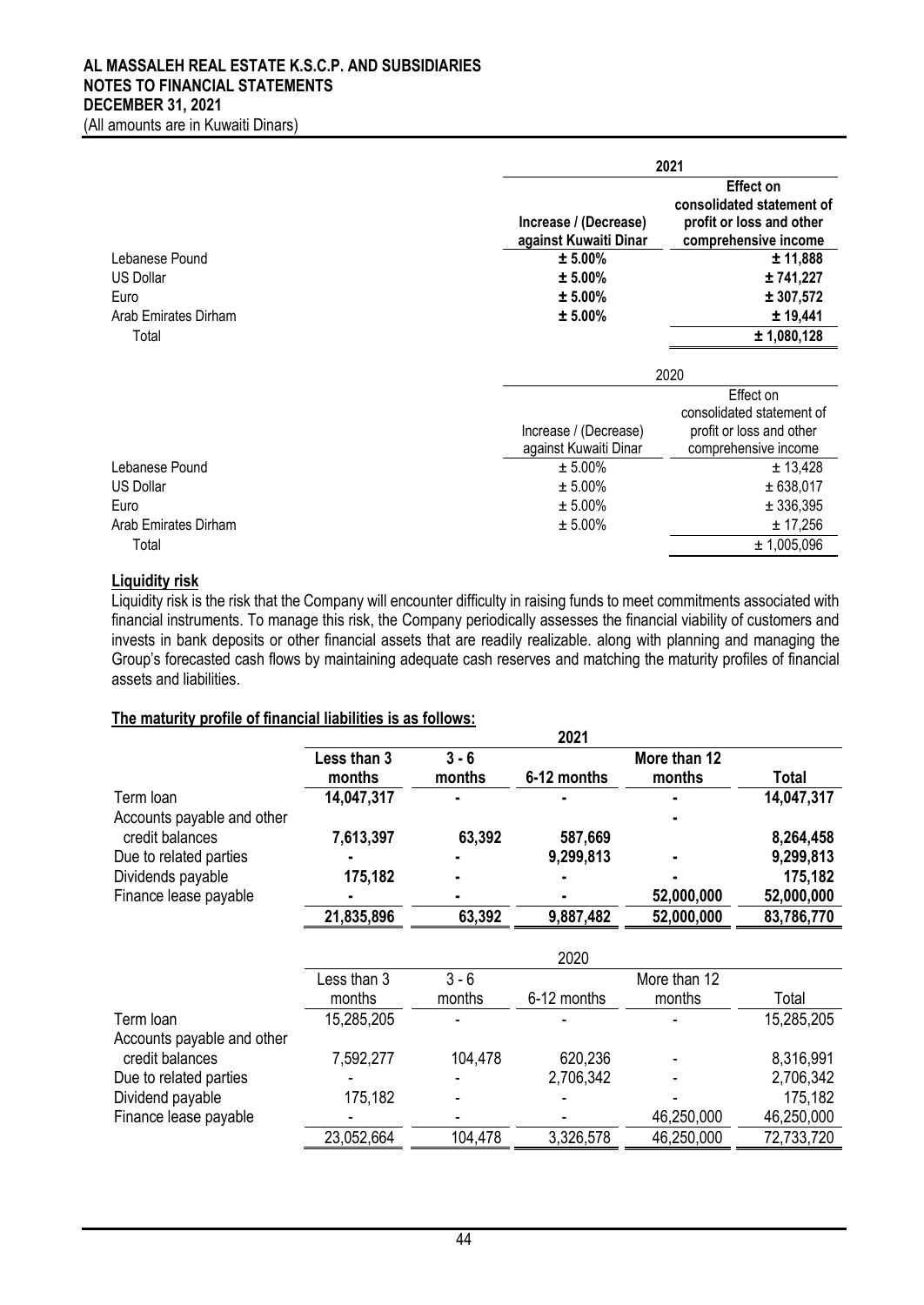| | 2021 | |
|---|---|---|
| | **Increase / (Decrease) against Kuwaiti Dinar** | **Effect on consolidated statement of profit or loss and other comprehensive income** |
| Lebanese Pound | **± 5.00%** | **± 11,888** |
| US Dollar | **± 5.00%** | **± 741,227** |
| Euro | **± 5.00%** | **± 307,572** |
| Arab Emirates Dirham | **± 5.00%** | **± 19,441** |
| Total | | **± 1,080,128** |

| | 2020 | |
|---|---|---|
| | Increase / (Decrease) against Kuwaiti Dinar | Effect on consolidated statement of profit or loss and other comprehensive income |
| Lebanese Pound | ± 5.00% | ± 13,428 |
| US Dollar | ± 5.00% | ± 638,017 |
| Euro | ± 5.00% | ± 336,395 |
| Arab Emirates Dirham | ± 5.00% | ± 17,256 |
| Total | | ± 1,005,096 |

**Liquidity risk**

Liquidity risk is the risk that the Company will encounter difficulty in raising funds to meet commitments associated with financial instruments. To manage this risk, the Company periodically assesses the financial viability of customers and invests in bank deposits or other financial assets that are readily realizable. along with planning and managing the Group's forecasted cash flows by maintaining adequate cash reserves and matching the maturity profiles of financial assets and liabilities.

**The maturity profile of financial liabilities is as follows:**

| | 2021 | | | | |
|---|---|---|---|---|---|
| | **Less than 3 months** | **3 - 6 months** | **6-12 months** | **More than 12 months** | **Total** |
| Term loan | **14,047,317** | **-** | **-** | **-** | **14,047,317** |
| Accounts payable and other credit balances | **7,613,397** | **63,392** | **587,669** | **-** | **8,264,458** |
| Due to related parties | **-** | **-** | **9,299,813** | **-** | **9,299,813** |
| Dividends payable | **175,182** | **-** | **-** | **-** | **175,182** |
| Finance lease payable | **-** | **-** | **-** | **52,000,000** | **52,000,000** |
| | **21,835,896** | **63,392** | **9,887,482** | **52,000,000** | **83,786,770** |

| | 2020 | | | | |
|---|---|---|---|---|---|
| | Less than 3 months | 3 - 6 months | 6-12 months | More than 12 months | Total |
| Term loan | 15,285,205 | - | - | - | 15,285,205 |
| Accounts payable and other credit balances | 7,592,277 | 104,478 | 620,236 | - | 8,316,991 |
| Due to related parties | - | - | 2,706,342 | - | 2,706,342 |
| Dividend payable | 175,182 | - | - | - | 175,182 |
| Finance lease payable | - | - | - | 46,250,000 | 46,250,000 |
| | 23,052,664 | 104,478 | 3,326,578 | 46,250,000 | 72,733,720 |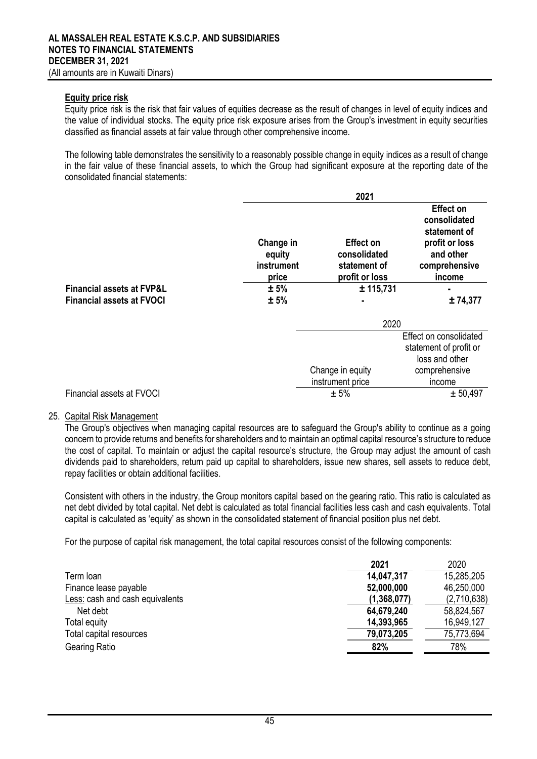**Equity price risk**

Equity price risk is the risk that fair values of equities decrease as the result of changes in level of equity indices and the value of individual stocks. The equity price risk exposure arises from the Group's investment in equity securities classified as financial assets at fair value through other comprehensive income.

The following table demonstrates the sensitivity to a reasonably possible change in equity indices as a result of change in the fair value of these financial assets, to which the Group had significant exposure at the reporting date of the consolidated financial statements:

| | 2021 | | |
|---|---|---|---|
| | **Change in equity instrument price** | **Effect on consolidated statement of profit or loss** | **Effect on consolidated statement of profit or loss and other comprehensive income** |
| **Financial assets at FVP&L** | **± 5%** | **± 115,731** | **-** |
| **Financial assets at FVOCI** | **± 5%** | **-** | **± 74,377** |

| | 2020 | |
|---|---|---|
| | Change in equity instrument price | Effect on consolidated statement of profit or loss and other comprehensive income |
| Financial assets at FVOCI | ± 5% | ± 50,497 |

25. Capital Risk Management

The Group's objectives when managing capital resources are to safeguard the Group's ability to continue as a going concern to provide returns and benefits for shareholders and to maintain an optimal capital resource's structure to reduce the cost of capital. To maintain or adjust the capital resource's structure, the Group may adjust the amount of cash dividends paid to shareholders, return paid up capital to shareholders, issue new shares, sell assets to reduce debt, repay facilities or obtain additional facilities.

Consistent with others in the industry, the Group monitors capital based on the gearing ratio. This ratio is calculated as net debt divided by total capital. Net debt is calculated as total financial facilities less cash and cash equivalents. Total capital is calculated as 'equity' as shown in the consolidated statement of financial position plus net debt.

For the purpose of capital risk management, the total capital resources consist of the following components:

| | **2021** | 2020 |
|---|---|---|
| Term loan | **14,047,317** | 15,285,205 |
| Finance lease payable | **52,000,000** | 46,250,000 |
| Less: cash and cash equivalents | **(1,368,077)** | (2,710,638) |
| Net debt | **64,679,240** | 58,824,567 |
| Total equity | **14,393,965** | 16,949,127 |
| Total capital resources | **79,073,205** | 75,773,694 |
| Gearing Ratio | **82%** | 78% |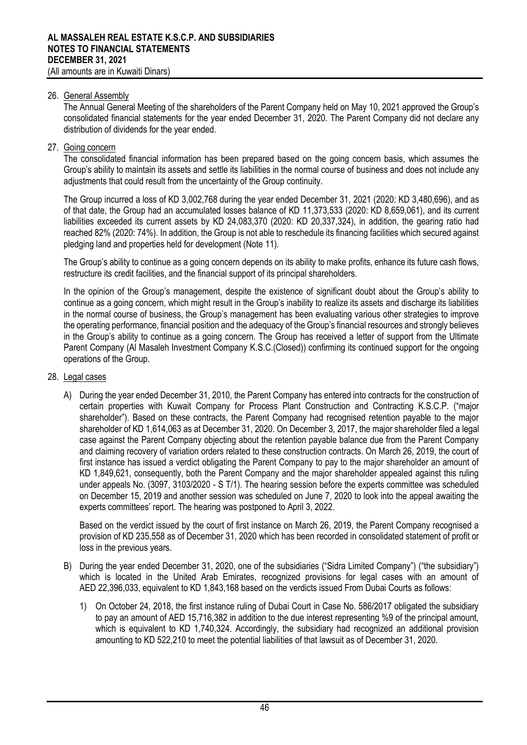26. General Assembly

The Annual General Meeting of the shareholders of the Parent Company held on May 10, 2021 approved the Group's consolidated financial statements for the year ended December 31, 2020. The Parent Company did not declare any distribution of dividends for the year ended.

27. Going concern

The consolidated financial information has been prepared based on the going concern basis, which assumes the Group's ability to maintain its assets and settle its liabilities in the normal course of business and does not include any adjustments that could result from the uncertainty of the Group continuity.

The Group incurred a loss of KD 3,002,768 during the year ended December 31, 2021 (2020: KD 3,480,696), and as of that date, the Group had an accumulated losses balance of KD 11,373,533 (2020: KD 8,659,061), and its current liabilities exceeded its current assets by KD 24,083,370 (2020: KD 20,337,324), in addition, the gearing ratio had reached 82% (2020: 74%). In addition, the Group is not able to reschedule its financing facilities which secured against pledging land and properties held for development (Note 11).

The Group's ability to continue as a going concern depends on its ability to make profits, enhance its future cash flows, restructure its credit facilities, and the financial support of its principal shareholders.

In the opinion of the Group's management, despite the existence of significant doubt about the Group's ability to continue as a going concern, which might result in the Group's inability to realize its assets and discharge its liabilities in the normal course of business, the Group's management has been evaluating various other strategies to improve the operating performance, financial position and the adequacy of the Group's financial resources and strongly believes in the Group's ability to continue as a going concern. The Group has received a letter of support from the Ultimate Parent Company (Al Masaleh Investment Company K.S.C.(Closed)) confirming its continued support for the ongoing operations of the Group.

28. Legal cases

A) During the year ended December 31, 2010, the Parent Company has entered into contracts for the construction of certain properties with Kuwait Company for Process Plant Construction and Contracting K.S.C.P. ("major shareholder"). Based on these contracts, the Parent Company had recognised retention payable to the major shareholder of KD 1,614,063 as at December 31, 2020. On December 3, 2017, the major shareholder filed a legal case against the Parent Company objecting about the retention payable balance due from the Parent Company and claiming recovery of variation orders related to these construction contracts. On March 26, 2019, the court of first instance has issued a verdict obligating the Parent Company to pay to the major shareholder an amount of KD 1,849,621, consequently, both the Parent Company and the major shareholder appealed against this ruling under appeals No. (3097, 3103/2020 - S T/1). The hearing session before the experts committee was scheduled on December 15, 2019 and another session was scheduled on June 7, 2020 to look into the appeal awaiting the experts committees' report. The hearing was postponed to April 3, 2022.

   Based on the verdict issued by the court of first instance on March 26, 2019, the Parent Company recognised a provision of KD 235,558 as of December 31, 2020 which has been recorded in consolidated statement of profit or loss in the previous years.

B) During the year ended December 31, 2020, one of the subsidiaries ("Sidra Limited Company") ("the subsidiary") which is located in the United Arab Emirates, recognized provisions for legal cases with an amount of AED 22,396,033, equivalent to KD 1,843,168 based on the verdicts issued From Dubai Courts as follows:

   1) On October 24, 2018, the first instance ruling of Dubai Court in Case No. 586/2017 obligated the subsidiary to pay an amount of AED 15,716,382 in addition to the due interest representing %9 of the principal amount, which is equivalent to KD 1,740,324. Accordingly, the subsidiary had recognized an additional provision amounting to KD 522,210 to meet the potential liabilities of that lawsuit as of December 31, 2020.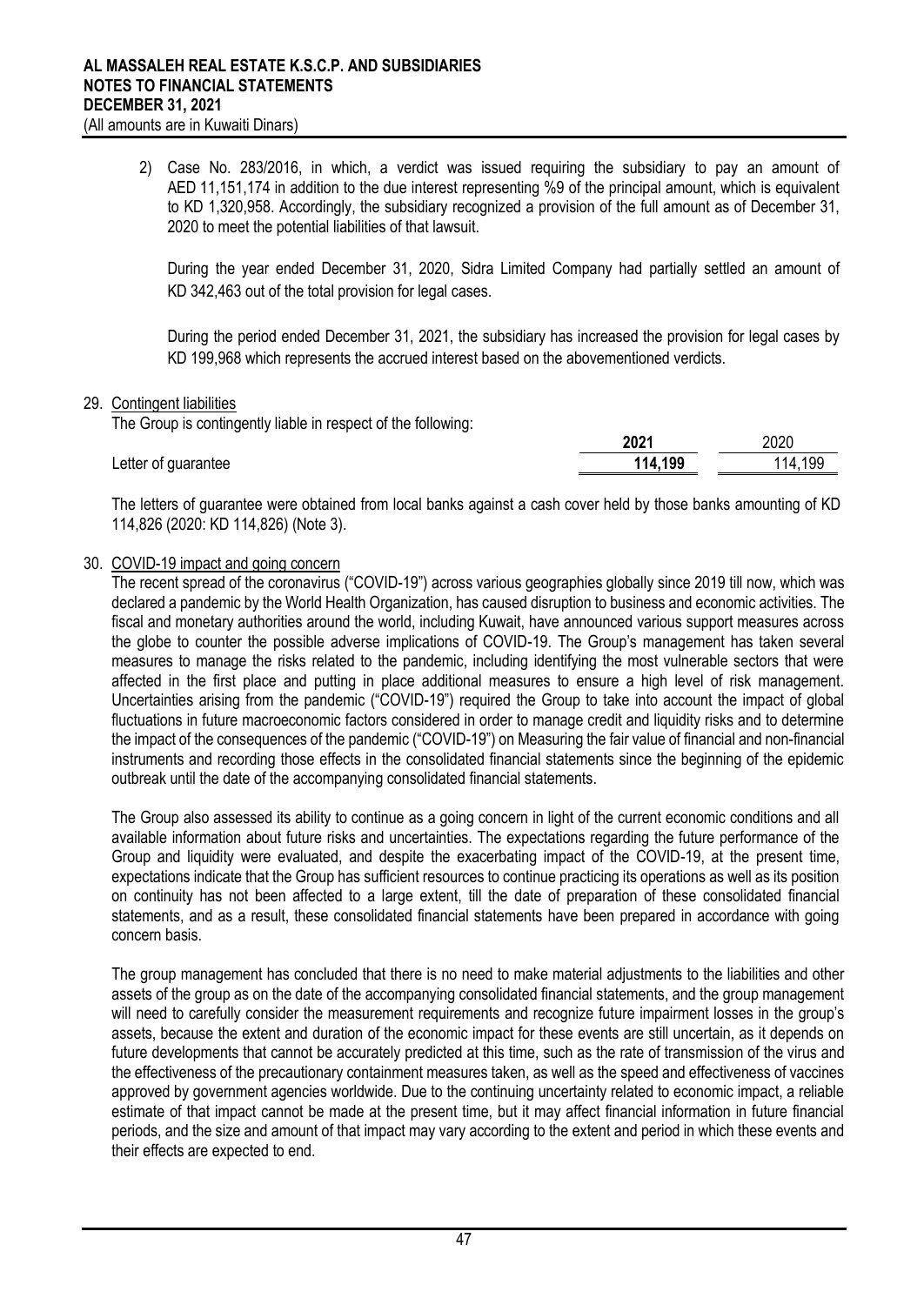2) Case No. 283/2016, in which, a verdict was issued requiring the subsidiary to pay an amount of AED 11,151,174 in addition to the due interest representing %9 of the principal amount, which is equivalent to KD 1,320,958. Accordingly, the subsidiary recognized a provision of the full amount as of December 31, 2020 to meet the potential liabilities of that lawsuit.

During the year ended December 31, 2020, Sidra Limited Company had partially settled an amount of KD 342,463 out of the total provision for legal cases.

During the period ended December 31, 2021, the subsidiary has increased the provision for legal cases by KD 199,968 which represents the accrued interest based on the abovementioned verdicts.

29. Contingent liabilities

The Group is contingently liable in respect of the following:

| | **2021** | 2020 |
|---|---|---|
| Letter of guarantee | **114,199** | 114,199 |

The letters of guarantee were obtained from local banks against a cash cover held by those banks amounting of KD 114,826 (2020: KD 114,826) (Note 3).

30. COVID-19 impact and going concern

The recent spread of the coronavirus ("COVID-19") across various geographies globally since 2019 till now, which was declared a pandemic by the World Health Organization, has caused disruption to business and economic activities. The fiscal and monetary authorities around the world, including Kuwait, have announced various support measures across the globe to counter the possible adverse implications of COVID-19. The Group's management has taken several measures to manage the risks related to the pandemic, including identifying the most vulnerable sectors that were affected in the first place and putting in place additional measures to ensure a high level of risk management. Uncertainties arising from the pandemic ("COVID-19") required the Group to take into account the impact of global fluctuations in future macroeconomic factors considered in order to manage credit and liquidity risks and to determine the impact of the consequences of the pandemic ("COVID-19") on Measuring the fair value of financial and non-financial instruments and recording those effects in the consolidated financial statements since the beginning of the epidemic outbreak until the date of the accompanying consolidated financial statements.

The Group also assessed its ability to continue as a going concern in light of the current economic conditions and all available information about future risks and uncertainties. The expectations regarding the future performance of the Group and liquidity were evaluated, and despite the exacerbating impact of the COVID-19, at the present time, expectations indicate that the Group has sufficient resources to continue practicing its operations as well as its position on continuity has not been affected to a large extent, till the date of preparation of these consolidated financial statements, and as a result, these consolidated financial statements have been prepared in accordance with going concern basis.

The group management has concluded that there is no need to make material adjustments to the liabilities and other assets of the group as on the date of the accompanying consolidated financial statements, and the group management will need to carefully consider the measurement requirements and recognize future impairment losses in the group's assets, because the extent and duration of the economic impact for these events are still uncertain, as it depends on future developments that cannot be accurately predicted at this time, such as the rate of transmission of the virus and the effectiveness of the precautionary containment measures taken, as well as the speed and effectiveness of vaccines approved by government agencies worldwide. Due to the continuing uncertainty related to economic impact, a reliable estimate of that impact cannot be made at the present time, but it may affect financial information in future financial periods, and the size and amount of that impact may vary according to the extent and period in which these events and their effects are expected to end.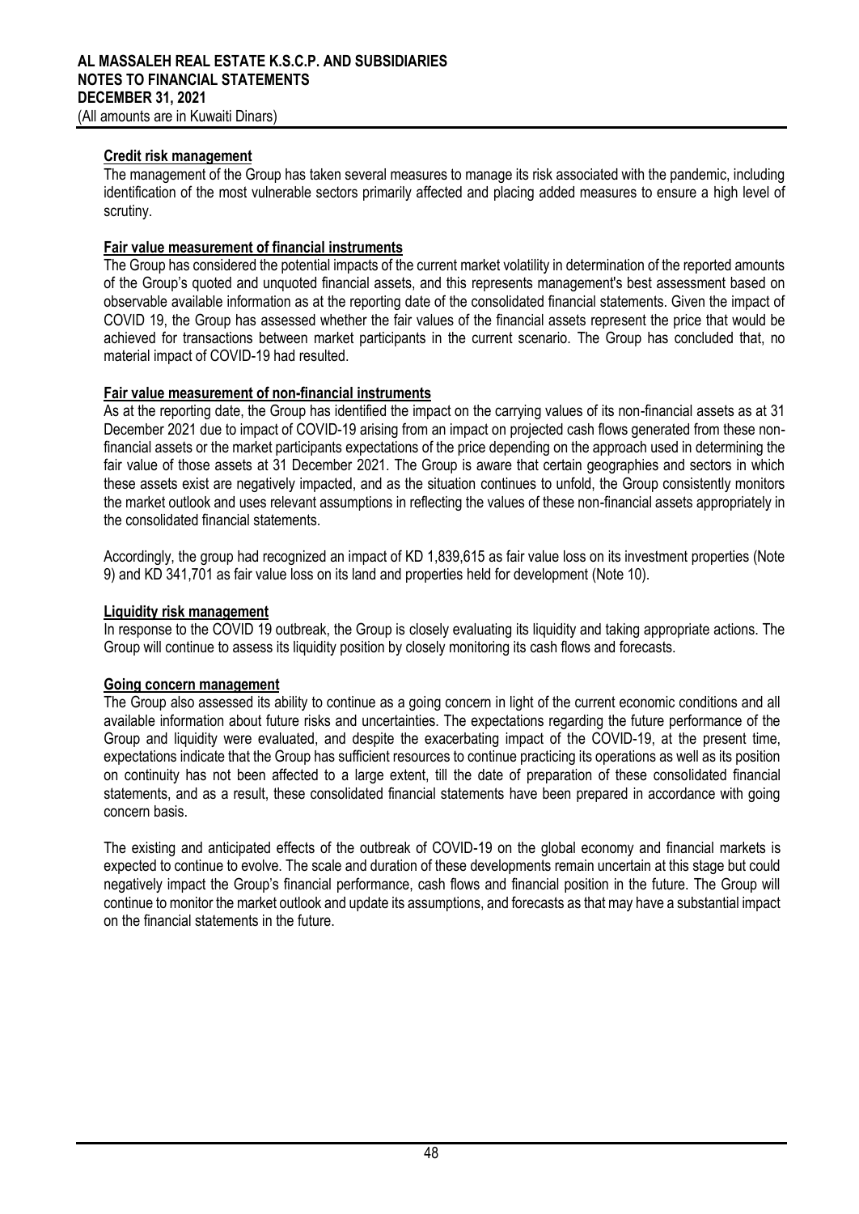#### Credit risk management

The management of the Group has taken several measures to manage its risk associated with the pandemic, including identification of the most vulnerable sectors primarily affected and placing added measures to ensure a high level of scrutiny.

#### Fair value measurement of financial instruments

The Group has considered the potential impacts of the current market volatility in determination of the reported amounts of the Group's quoted and unquoted financial assets, and this represents management's best assessment based on observable available information as at the reporting date of the consolidated financial statements. Given the impact of COVID 19, the Group has assessed whether the fair values of the financial assets represent the price that would be achieved for transactions between market participants in the current scenario. The Group has concluded that, no material impact of COVID-19 had resulted.

#### Fair value measurement of non-financial instruments

As at the reporting date, the Group has identified the impact on the carrying values of its non-financial assets as at 31 December 2021 due to impact of COVID-19 arising from an impact on projected cash flows generated from these non-financial assets or the market participants expectations of the price depending on the approach used in determining the fair value of those assets at 31 December 2021. The Group is aware that certain geographies and sectors in which these assets exist are negatively impacted, and as the situation continues to unfold, the Group consistently monitors the market outlook and uses relevant assumptions in reflecting the values of these non-financial assets appropriately in the consolidated financial statements.

Accordingly, the group had recognized an impact of KD 1,839,615 as fair value loss on its investment properties (Note 9) and KD 341,701 as fair value loss on its land and properties held for development (Note 10).

#### Liquidity risk management

In response to the COVID 19 outbreak, the Group is closely evaluating its liquidity and taking appropriate actions. The Group will continue to assess its liquidity position by closely monitoring its cash flows and forecasts.

#### Going concern management

The Group also assessed its ability to continue as a going concern in light of the current economic conditions and all available information about future risks and uncertainties. The expectations regarding the future performance of the Group and liquidity were evaluated, and despite the exacerbating impact of the COVID-19, at the present time, expectations indicate that the Group has sufficient resources to continue practicing its operations as well as its position on continuity has not been affected to a large extent, till the date of preparation of these consolidated financial statements, and as a result, these consolidated financial statements have been prepared in accordance with going concern basis.

The existing and anticipated effects of the outbreak of COVID-19 on the global economy and financial markets is expected to continue to evolve. The scale and duration of these developments remain uncertain at this stage but could negatively impact the Group's financial performance, cash flows and financial position in the future. The Group will continue to monitor the market outlook and update its assumptions, and forecasts as that may have a substantial impact on the financial statements in the future.